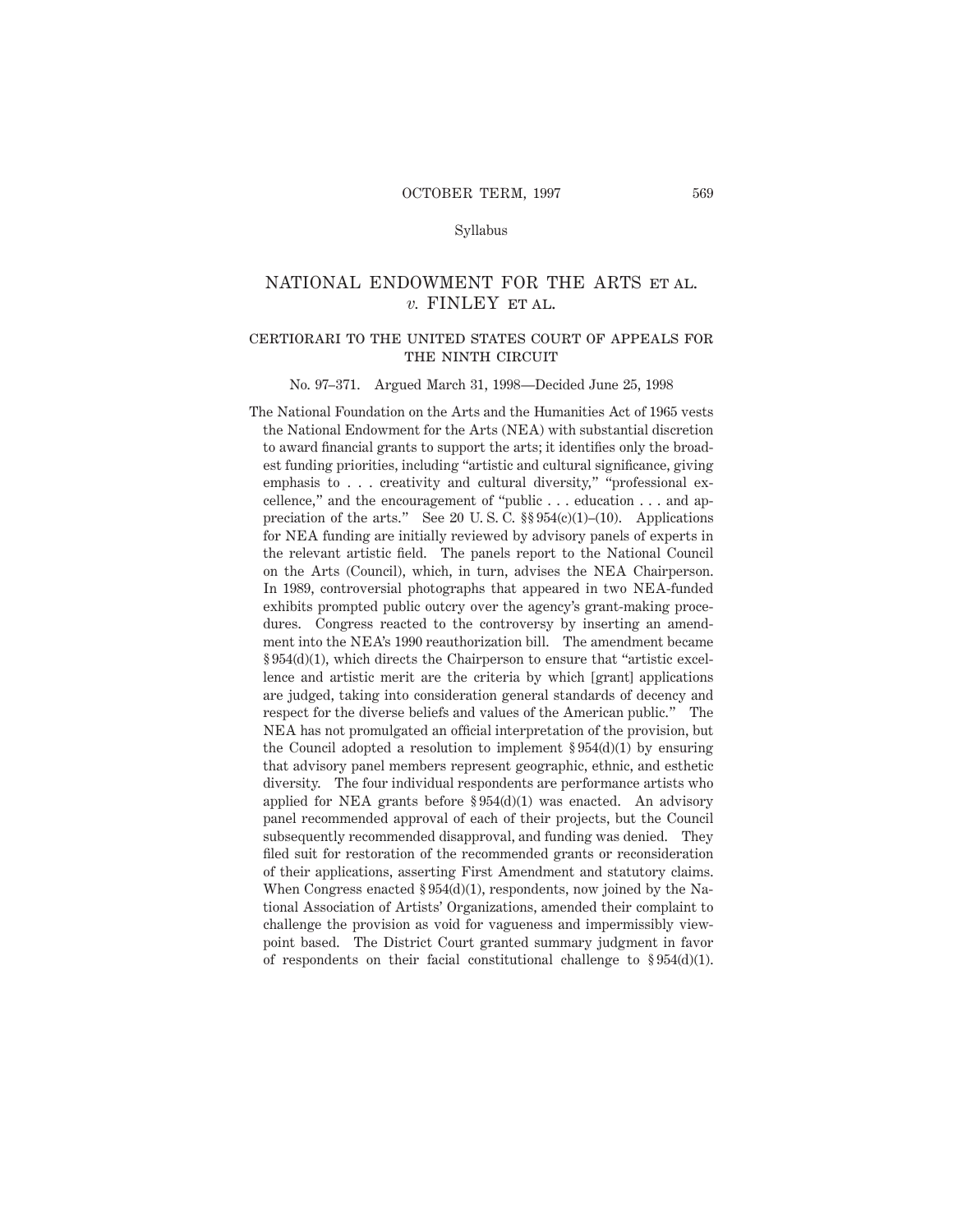Syllabus

# NATIONAL ENDOWMENT FOR THE ARTS ET AL. *v.* FINLEY ET AL.

## CERTIORARI TO THE UNITED STATES COURT OF APPEALS FOR THE NINTH CIRCUIT

No. 97–371. Argued March 31, 1998—Decided June 25, 1998

The National Foundation on the Arts and the Humanities Act of 1965 vests the National Endowment for the Arts (NEA) with substantial discretion to award financial grants to support the arts; it identifies only the broadest funding priorities, including "artistic and cultural significance, giving emphasis to . . . creativity and cultural diversity," "professional excellence," and the encouragement of "public . . . education . . . and appreciation of the arts." See 20 U. S. C. §§ 954(c)(1)–(10). Applications for NEA funding are initially reviewed by advisory panels of experts in the relevant artistic field. The panels report to the National Council on the Arts (Council), which, in turn, advises the NEA Chairperson. In 1989, controversial photographs that appeared in two NEA-funded exhibits prompted public outcry over the agency's grant-making procedures. Congress reacted to the controversy by inserting an amendment into the NEA's 1990 reauthorization bill. The amendment became § 954(d)(1), which directs the Chairperson to ensure that "artistic excellence and artistic merit are the criteria by which [grant] applications are judged, taking into consideration general standards of decency and respect for the diverse beliefs and values of the American public." The NEA has not promulgated an official interpretation of the provision, but the Council adopted a resolution to implement § 954(d)(1) by ensuring that advisory panel members represent geographic, ethnic, and esthetic diversity. The four individual respondents are performance artists who applied for NEA grants before § 954(d)(1) was enacted. An advisory panel recommended approval of each of their projects, but the Council subsequently recommended disapproval, and funding was denied. They filed suit for restoration of the recommended grants or reconsideration of their applications, asserting First Amendment and statutory claims. When Congress enacted § 954(d)(1), respondents, now joined by the National Association of Artists' Organizations, amended their complaint to challenge the provision as void for vagueness and impermissibly viewpoint based. The District Court granted summary judgment in favor of respondents on their facial constitutional challenge to § 954(d)(1).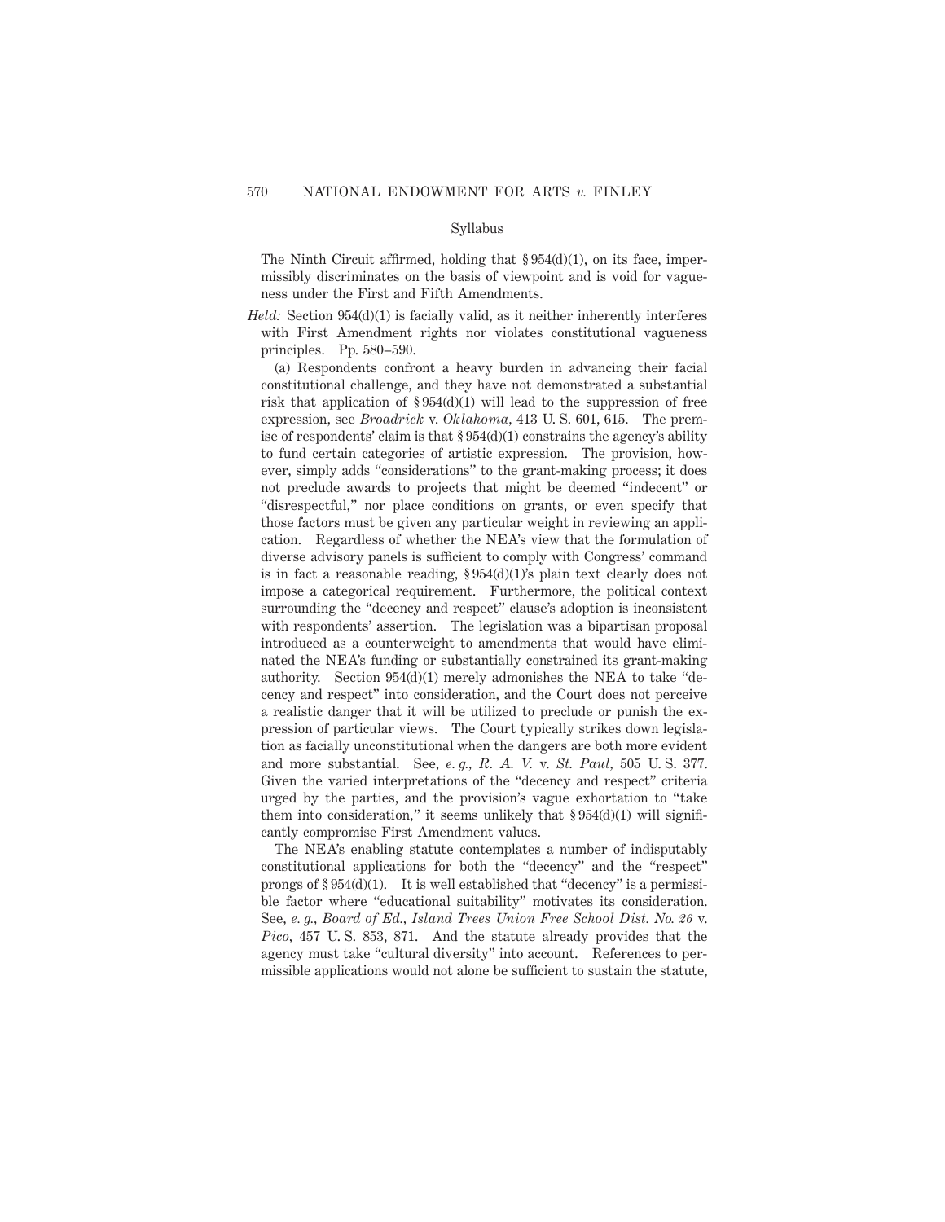The Ninth Circuit affirmed, holding that § 954(d)(1), on its face, impermissibly discriminates on the basis of viewpoint and is void for vagueness under the First and Fifth Amendments.

*Held:* Section 954(d)(1) is facially valid, as it neither inherently interferes with First Amendment rights nor violates constitutional vagueness principles. Pp. 580–590.

(a) Respondents confront a heavy burden in advancing their facial constitutional challenge, and they have not demonstrated a substantial risk that application of § 954(d)(1) will lead to the suppression of free expression, see *Broadrick* v. *Oklahoma*, 413 U. S. 601, 615. The premise of respondents' claim is that § 954(d)(1) constrains the agency's ability to fund certain categories of artistic expression. The provision, however, simply adds "considerations" to the grant-making process; it does not preclude awards to projects that might be deemed "indecent" or "disrespectful," nor place conditions on grants, or even specify that those factors must be given any particular weight in reviewing an application. Regardless of whether the NEA's view that the formulation of diverse advisory panels is sufficient to comply with Congress' command is in fact a reasonable reading, § 954(d)(1)'s plain text clearly does not impose a categorical requirement. Furthermore, the political context surrounding the "decency and respect" clause's adoption is inconsistent with respondents' assertion. The legislation was a bipartisan proposal introduced as a counterweight to amendments that would have eliminated the NEA's funding or substantially constrained its grant-making authority. Section 954(d)(1) merely admonishes the NEA to take "decency and respect" into consideration, and the Court does not perceive a realistic danger that it will be utilized to preclude or punish the expression of particular views. The Court typically strikes down legislation as facially unconstitutional when the dangers are both more evident and more substantial. See, *e. g., R. A. V.* v. *St. Paul*, 505 U. S. 377. Given the varied interpretations of the "decency and respect" criteria urged by the parties, and the provision's vague exhortation to "take them into consideration," it seems unlikely that § 954(d)(1) will significantly compromise First Amendment values.

The NEA's enabling statute contemplates a number of indisputably constitutional applications for both the "decency" and the "respect" prongs of § 954(d)(1). It is well established that "decency" is a permissible factor where "educational suitability" motivates its consideration. See, *e. g., Board of Ed., Island Trees Union Free School Dist. No. 26* v. *Pico*, 457 U. S. 853, 871. And the statute already provides that the agency must take "cultural diversity" into account. References to permissible applications would not alone be sufficient to sustain the statute,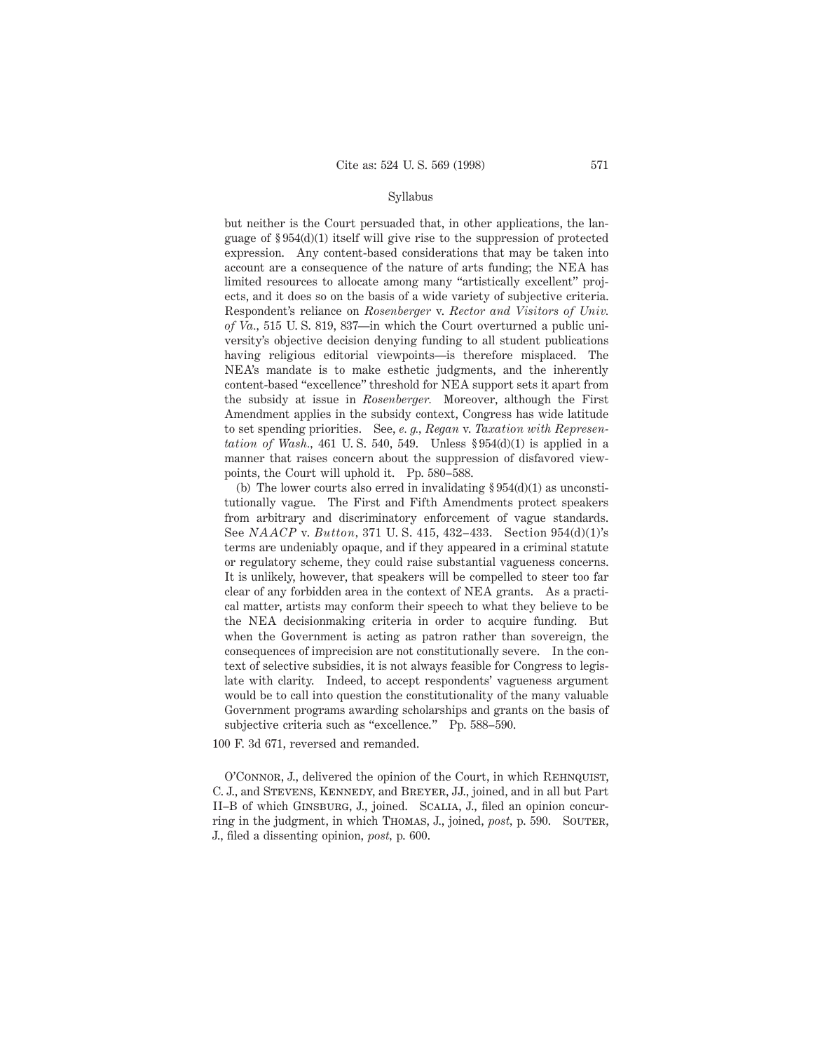but neither is the Court persuaded that, in other applications, the language of § 954(d)(1) itself will give rise to the suppression of protected expression. Any content-based considerations that may be taken into account are a consequence of the nature of arts funding; the NEA has limited resources to allocate among many "artistically excellent" projects, and it does so on the basis of a wide variety of subjective criteria. Respondent's reliance on *Rosenberger* v. *Rector and Visitors of Univ. of Va.,* 515 U. S. 819, 837—in which the Court overturned a public university's objective decision denying funding to all student publications having religious editorial viewpoints—is therefore misplaced. The NEA's mandate is to make esthetic judgments, and the inherently content-based "excellence" threshold for NEA support sets it apart from the subsidy at issue in *Rosenberger.* Moreover, although the First Amendment applies in the subsidy context, Congress has wide latitude to set spending priorities. See, *e. g., Regan* v. *Taxation with Representation of Wash.,* 461 U. S. 540, 549. Unless § 954(d)(1) is applied in a manner that raises concern about the suppression of disfavored viewpoints, the Court will uphold it. Pp. 580–588.

(b) The lower courts also erred in invalidating § 954(d)(1) as unconstitutionally vague. The First and Fifth Amendments protect speakers from arbitrary and discriminatory enforcement of vague standards. See *NAACP* v. *Button,* 371 U. S. 415, 432–433. Section 954(d)(1)'s terms are undeniably opaque, and if they appeared in a criminal statute or regulatory scheme, they could raise substantial vagueness concerns. It is unlikely, however, that speakers will be compelled to steer too far clear of any forbidden area in the context of NEA grants. As a practical matter, artists may conform their speech to what they believe to be the NEA decisionmaking criteria in order to acquire funding. But when the Government is acting as patron rather than sovereign, the consequences of imprecision are not constitutionally severe. In the context of selective subsidies, it is not always feasible for Congress to legislate with clarity. Indeed, to accept respondents' vagueness argument would be to call into question the constitutionality of the many valuable Government programs awarding scholarships and grants on the basis of subjective criteria such as "excellence." Pp. 588–590.

100 F. 3d 671, reversed and remanded.

O'Connor, J., delivered the opinion of the Court, in which Rehnquist, C. J., and Stevens, Kennedy, and Breyer, JJ., joined, and in all but Part II–B of which Ginsburg, J., joined. Scalia, J., filed an opinion concurring in the judgment, in which Thomas, J., joined, *post,* p. 590. Souter, J., filed a dissenting opinion, *post,* p. 600.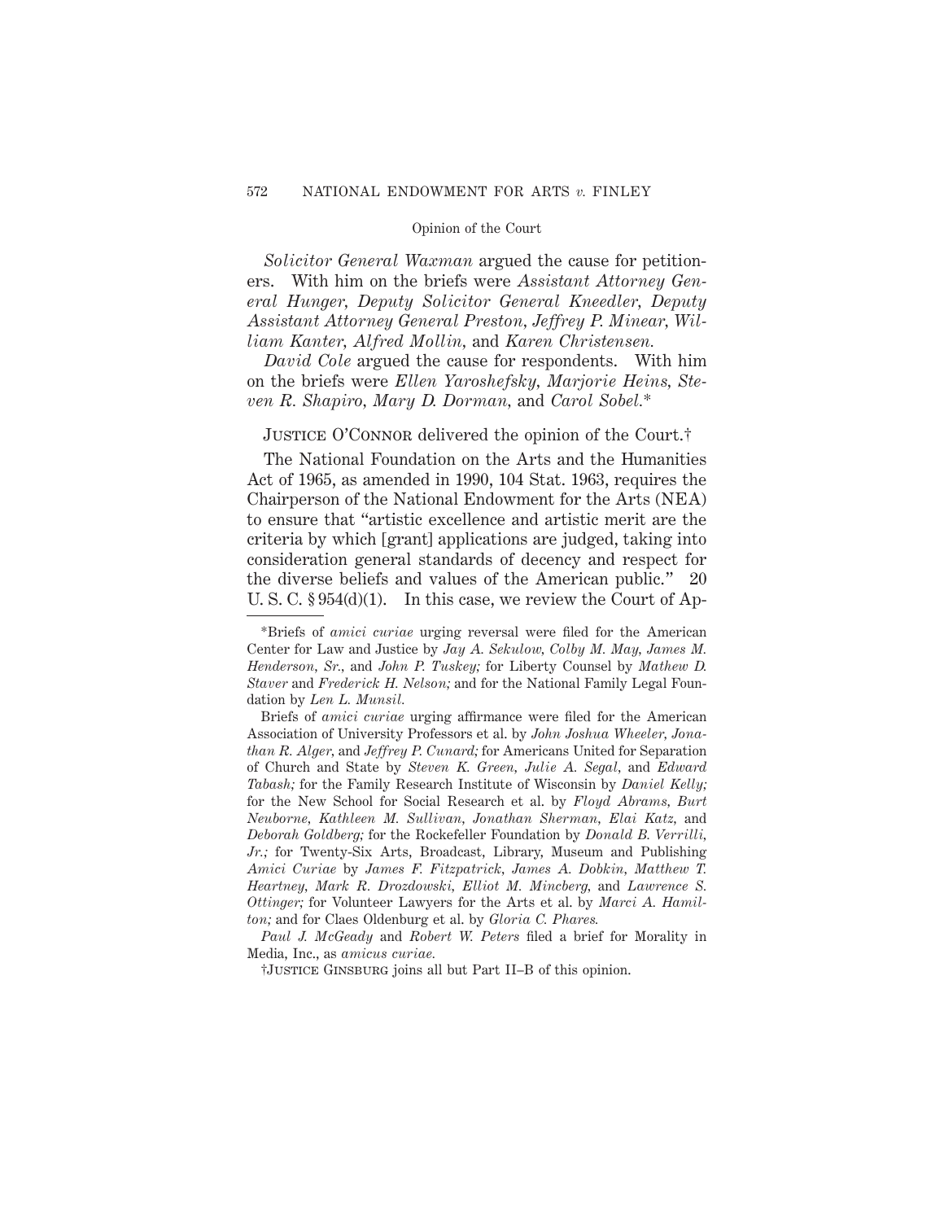*Solicitor General Waxman* argued the cause for petitioners. With him on the briefs were *Assistant Attorney General Hunger, Deputy Solicitor General Kneedler, Deputy Assistant Attorney General Preston, Jeffrey P. Minear, William Kanter, Alfred Mollin,* and *Karen Christensen.*

*David Cole* argued the cause for respondents. With him on the briefs were *Ellen Yaroshefsky, Marjorie Heins, Steven R. Shapiro, Mary D. Dorman,* and *Carol Sobel.**

JUSTICE O'CONNOR delivered the opinion of the Court.†

The National Foundation on the Arts and the Humanities Act of 1965, as amended in 1990, 104 Stat. 1963, requires the Chairperson of the National Endowment for the Arts (NEA) to ensure that "artistic excellence and artistic merit are the criteria by which [grant] applications are judged, taking into consideration general standards of decency and respect for the diverse beliefs and values of the American public." 20 U. S. C. § 954(d)(1). In this case, we review the Court of Ap-

---

*Briefs of *amici curiae* urging reversal were filed for the American Center for Law and Justice by *Jay A. Sekulow, Colby M. May, James M. Henderson, Sr.,* and *John P. Tuskey;* for Liberty Counsel by *Mathew D. Staver* and *Frederick H. Nelson;* and for the National Family Legal Foundation by *Len L. Munsil.*

Briefs of *amici curiae* urging affirmance were filed for the American Association of University Professors et al. by *John Joshua Wheeler, Jonathan R. Alger,* and *Jeffrey P. Cunard;* for Americans United for Separation of Church and State by *Steven K. Green, Julie A. Segal,* and *Edward Tabash;* for the Family Research Institute of Wisconsin by *Daniel Kelly;* for the New School for Social Research et al. by *Floyd Abrams, Burt Neuborne, Kathleen M. Sullivan, Jonathan Sherman, Elai Katz,* and *Deborah Goldberg;* for the Rockefeller Foundation by *Donald B. Verrilli, Jr.;* for Twenty-Six Arts, Broadcast, Library, Museum and Publishing *Amici Curiae* by *James F. Fitzpatrick, James A. Dobkin, Matthew T. Heartney, Mark R. Drozdowski, Elliot M. Mincberg,* and *Lawrence S. Ottinger;* for Volunteer Lawyers for the Arts et al. by *Marci A. Hamilton;* and for Claes Oldenburg et al. by *Gloria C. Phares.*

*Paul J. McGeady* and *Robert W. Peters* filed a brief for Morality in Media, Inc., as *amicus curiae.*

†JUSTICE GINSBURG joins all but Part II–B of this opinion.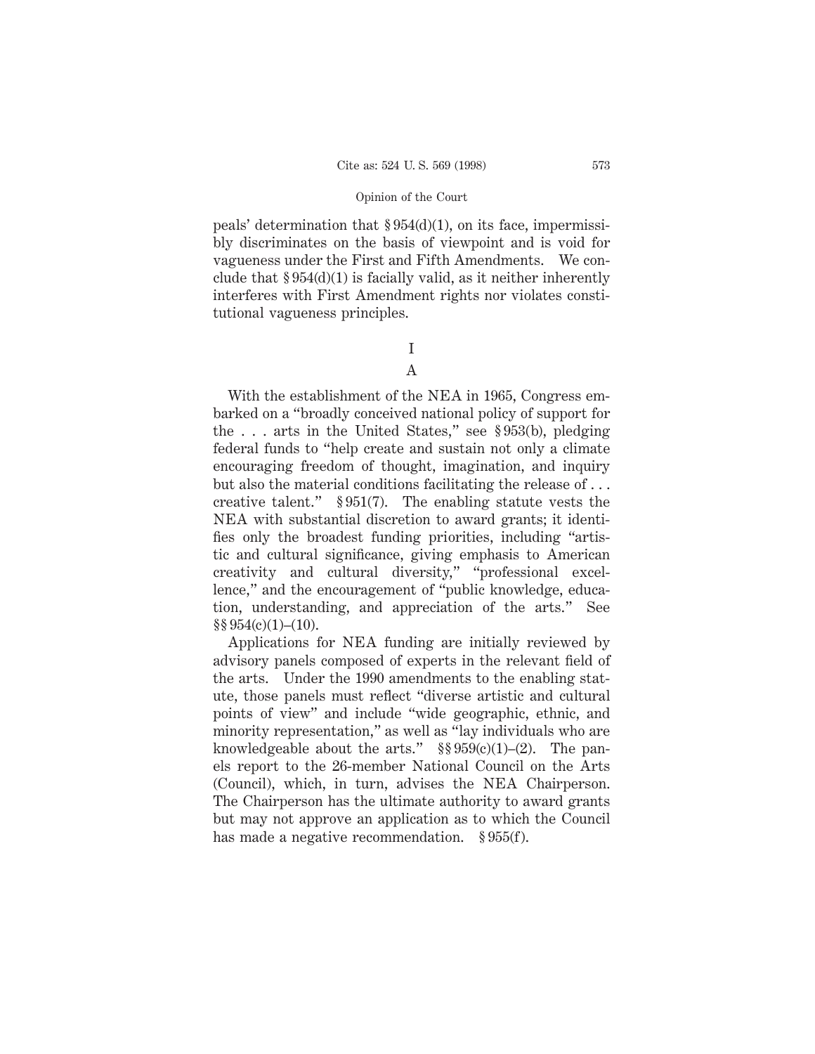peals' determination that § 954(d)(1), on its face, impermissibly discriminates on the basis of viewpoint and is void for vagueness under the First and Fifth Amendments. We conclude that § 954(d)(1) is facially valid, as it neither inherently interferes with First Amendment rights nor violates constitutional vagueness principles.

# I

## A

With the establishment of the NEA in 1965, Congress embarked on a "broadly conceived national policy of support for the . . . arts in the United States," see § 953(b), pledging federal funds to "help create and sustain not only a climate encouraging freedom of thought, imagination, and inquiry but also the material conditions facilitating the release of . . . creative talent." § 951(7). The enabling statute vests the NEA with substantial discretion to award grants; it identifies only the broadest funding priorities, including "artistic and cultural significance, giving emphasis to American creativity and cultural diversity," "professional excellence," and the encouragement of "public knowledge, education, understanding, and appreciation of the arts." See §§ 954(c)(1)–(10).

Applications for NEA funding are initially reviewed by advisory panels composed of experts in the relevant field of the arts. Under the 1990 amendments to the enabling statute, those panels must reflect "diverse artistic and cultural points of view" and include "wide geographic, ethnic, and minority representation," as well as "lay individuals who are knowledgeable about the arts." §§ 959(c)(1)–(2). The panels report to the 26-member National Council on the Arts (Council), which, in turn, advises the NEA Chairperson. The Chairperson has the ultimate authority to award grants but may not approve an application as to which the Council has made a negative recommendation. § 955(f).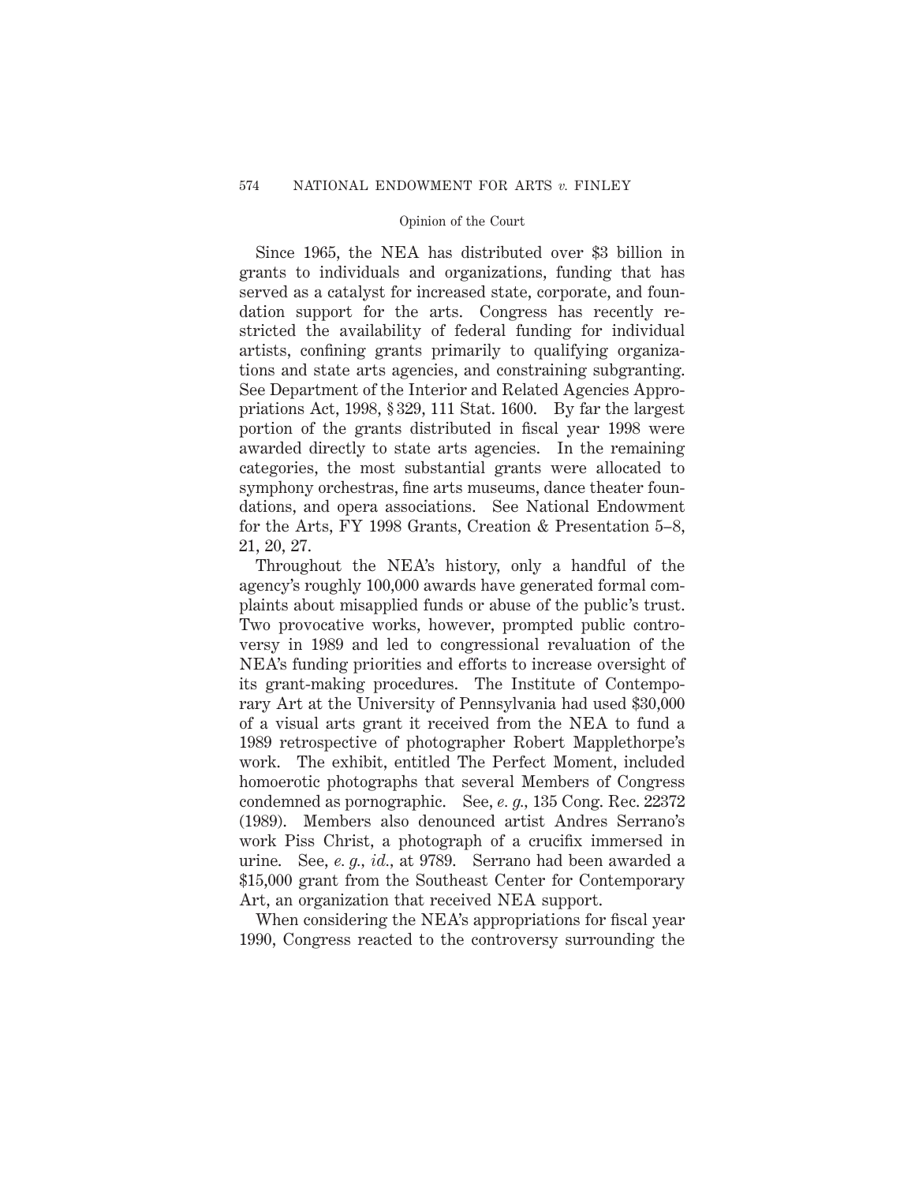Since 1965, the NEA has distributed over $3 billion in grants to individuals and organizations, funding that has served as a catalyst for increased state, corporate, and foundation support for the arts. Congress has recently restricted the availability of federal funding for individual artists, confining grants primarily to qualifying organizations and state arts agencies, and constraining subgranting. See Department of the Interior and Related Agencies Appropriations Act, 1998, § 329, 111 Stat. 1600. By far the largest portion of the grants distributed in fiscal year 1998 were awarded directly to state arts agencies. In the remaining categories, the most substantial grants were allocated to symphony orchestras, fine arts museums, dance theater foundations, and opera associations. See National Endowment for the Arts, FY 1998 Grants, Creation & Presentation 5–8, 21, 20, 27.

Throughout the NEA's history, only a handful of the agency's roughly 100,000 awards have generated formal complaints about misapplied funds or abuse of the public's trust. Two provocative works, however, prompted public controversy in 1989 and led to congressional revaluation of the NEA's funding priorities and efforts to increase oversight of its grant-making procedures. The Institute of Contemporary Art at the University of Pennsylvania had used $30,000 of a visual arts grant it received from the NEA to fund a 1989 retrospective of photographer Robert Mapplethorpe's work. The exhibit, entitled The Perfect Moment, included homoerotic photographs that several Members of Congress condemned as pornographic. See, *e. g.*, 135 Cong. Rec. 22372 (1989). Members also denounced artist Andres Serrano's work Piss Christ, a photograph of a crucifix immersed in urine. See, *e. g.*, *id.*, at 9789. Serrano had been awarded a $15,000 grant from the Southeast Center for Contemporary Art, an organization that received NEA support.

When considering the NEA's appropriations for fiscal year 1990, Congress reacted to the controversy surrounding the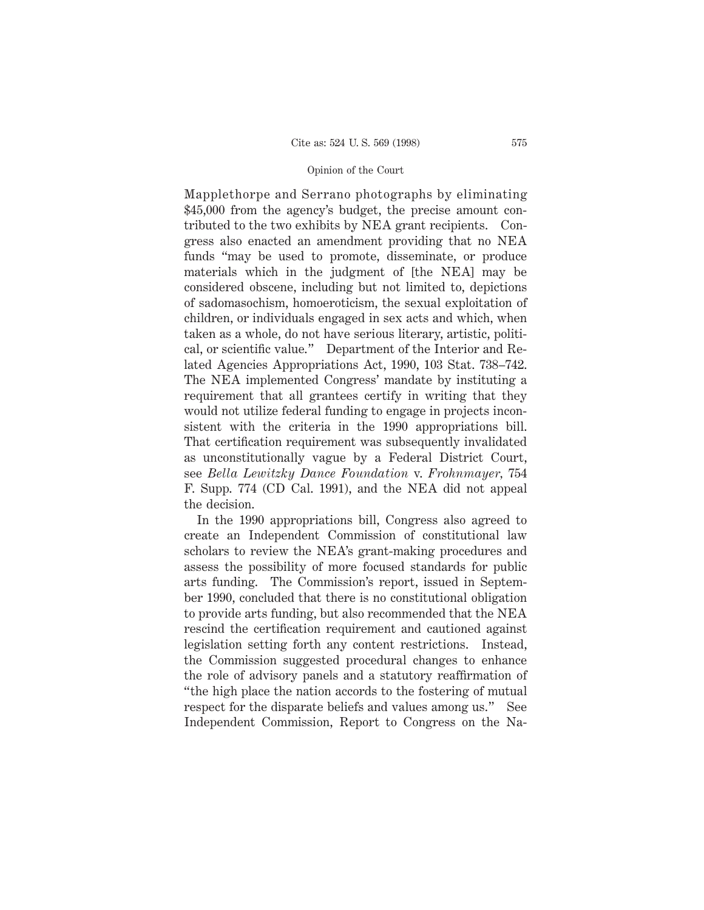Mapplethorpe and Serrano photographs by eliminating $45,000 from the agency's budget, the precise amount contributed to the two exhibits by NEA grant recipients. Congress also enacted an amendment providing that no NEA funds "may be used to promote, disseminate, or produce materials which in the judgment of [the NEA] may be considered obscene, including but not limited to, depictions of sadomasochism, homoeroticism, the sexual exploitation of children, or individuals engaged in sex acts and which, when taken as a whole, do not have serious literary, artistic, political, or scientific value." Department of the Interior and Related Agencies Appropriations Act, 1990, 103 Stat. 738–742. The NEA implemented Congress' mandate by instituting a requirement that all grantees certify in writing that they would not utilize federal funding to engage in projects inconsistent with the criteria in the 1990 appropriations bill. That certification requirement was subsequently invalidated as unconstitutionally vague by a Federal District Court, see *Bella Lewitzky Dance Foundation* v. *Frohnmayer,* 754 F. Supp. 774 (CD Cal. 1991), and the NEA did not appeal the decision.

In the 1990 appropriations bill, Congress also agreed to create an Independent Commission of constitutional law scholars to review the NEA's grant-making procedures and assess the possibility of more focused standards for public arts funding. The Commission's report, issued in September 1990, concluded that there is no constitutional obligation to provide arts funding, but also recommended that the NEA rescind the certification requirement and cautioned against legislation setting forth any content restrictions. Instead, the Commission suggested procedural changes to enhance the role of advisory panels and a statutory reaffirmation of "the high place the nation accords to the fostering of mutual respect for the disparate beliefs and values among us." See Independent Commission, Report to Congress on the Na-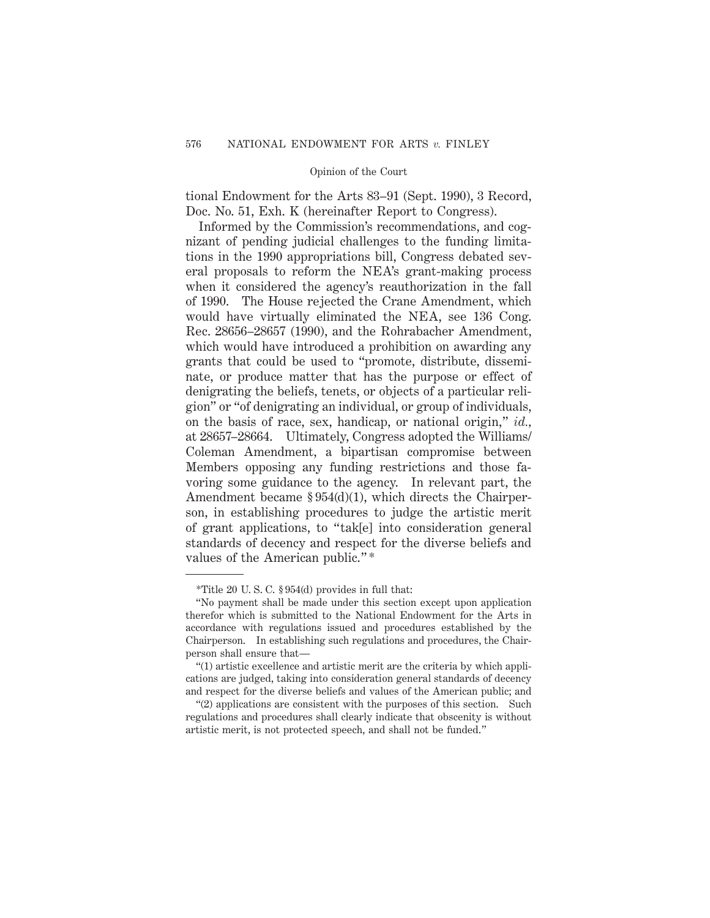tional Endowment for the Arts 83–91 (Sept. 1990), 3 Record, Doc. No. 51, Exh. K (hereinafter Report to Congress).

Informed by the Commission's recommendations, and cognizant of pending judicial challenges to the funding limitations in the 1990 appropriations bill, Congress debated several proposals to reform the NEA's grant-making process when it considered the agency's reauthorization in the fall of 1990. The House rejected the Crane Amendment, which would have virtually eliminated the NEA, see 136 Cong. Rec. 28656–28657 (1990), and the Rohrabacher Amendment, which would have introduced a prohibition on awarding any grants that could be used to "promote, distribute, disseminate, or produce matter that has the purpose or effect of denigrating the beliefs, tenets, or objects of a particular religion" or "of denigrating an individual, or group of individuals, on the basis of race, sex, handicap, or national origin," *id.*, at 28657–28664. Ultimately, Congress adopted the Williams/Coleman Amendment, a bipartisan compromise between Members opposing any funding restrictions and those favoring some guidance to the agency. In relevant part, the Amendment became § 954(d)(1), which directs the Chairperson, in establishing procedures to judge the artistic merit of grant applications, to "tak[e] into consideration general standards of decency and respect for the diverse beliefs and values of the American public." *

---

*Title 20 U. S. C. § 954(d) provides in full that:

"No payment shall be made under this section except upon application therefor which is submitted to the National Endowment for the Arts in accordance with regulations issued and procedures established by the Chairperson. In establishing such regulations and procedures, the Chairperson shall ensure that—

"(1) artistic excellence and artistic merit are the criteria by which applications are judged, taking into consideration general standards of decency and respect for the diverse beliefs and values of the American public; and

"(2) applications are consistent with the purposes of this section. Such regulations and procedures shall clearly indicate that obscenity is without artistic merit, is not protected speech, and shall not be funded."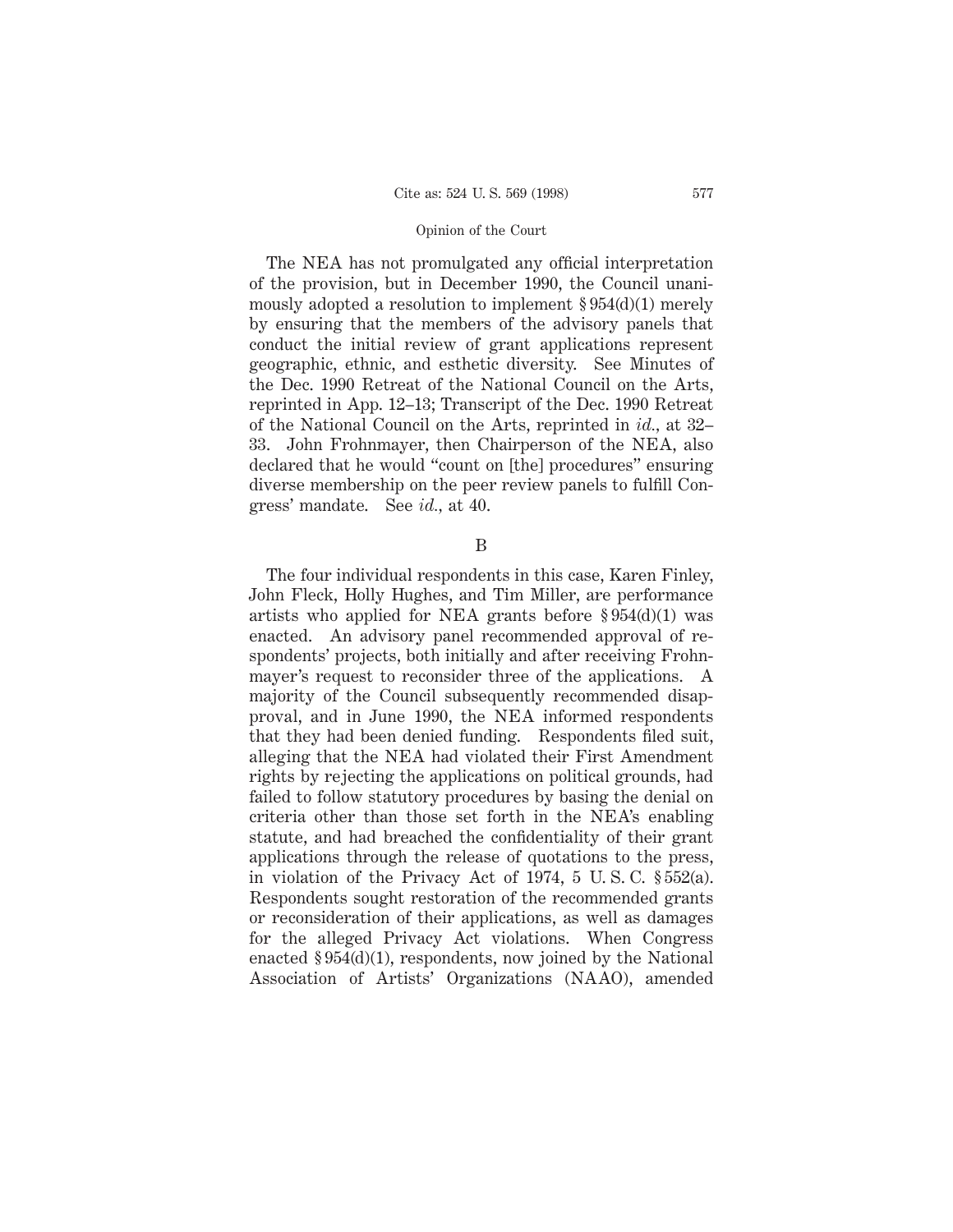The NEA has not promulgated any official interpretation of the provision, but in December 1990, the Council unanimously adopted a resolution to implement § 954(d)(1) merely by ensuring that the members of the advisory panels that conduct the initial review of grant applications represent geographic, ethnic, and esthetic diversity. See Minutes of the Dec. 1990 Retreat of the National Council on the Arts, reprinted in App. 12–13; Transcript of the Dec. 1990 Retreat of the National Council on the Arts, reprinted in *id.*, at 32–33. John Frohnmayer, then Chairperson of the NEA, also declared that he would "count on [the] procedures" ensuring diverse membership on the peer review panels to fulfill Congress' mandate. See *id.*, at 40.

B

The four individual respondents in this case, Karen Finley, John Fleck, Holly Hughes, and Tim Miller, are performance artists who applied for NEA grants before § 954(d)(1) was enacted. An advisory panel recommended approval of respondents' projects, both initially and after receiving Frohnmayer's request to reconsider three of the applications. A majority of the Council subsequently recommended disapproval, and in June 1990, the NEA informed respondents that they had been denied funding. Respondents filed suit, alleging that the NEA had violated their First Amendment rights by rejecting the applications on political grounds, had failed to follow statutory procedures by basing the denial on criteria other than those set forth in the NEA's enabling statute, and had breached the confidentiality of their grant applications through the release of quotations to the press, in violation of the Privacy Act of 1974, 5 U. S. C. § 552(a). Respondents sought restoration of the recommended grants or reconsideration of their applications, as well as damages for the alleged Privacy Act violations. When Congress enacted § 954(d)(1), respondents, now joined by the National Association of Artists' Organizations (NAAO), amended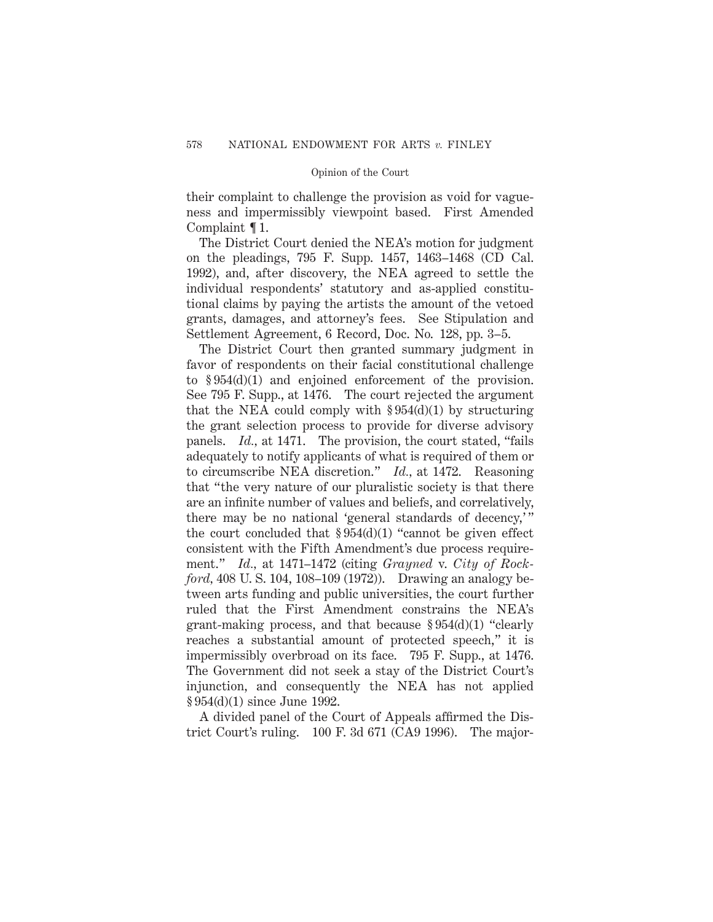their complaint to challenge the provision as void for vagueness and impermissibly viewpoint based. First Amended Complaint ¶ 1.

The District Court denied the NEA's motion for judgment on the pleadings, 795 F. Supp. 1457, 1463–1468 (CD Cal. 1992), and, after discovery, the NEA agreed to settle the individual respondents' statutory and as-applied constitutional claims by paying the artists the amount of the vetoed grants, damages, and attorney's fees. See Stipulation and Settlement Agreement, 6 Record, Doc. No. 128, pp. 3–5.

The District Court then granted summary judgment in favor of respondents on their facial constitutional challenge to § 954(d)(1) and enjoined enforcement of the provision. See 795 F. Supp., at 1476. The court rejected the argument that the NEA could comply with § 954(d)(1) by structuring the grant selection process to provide for diverse advisory panels. *Id.*, at 1471. The provision, the court stated, "fails adequately to notify applicants of what is required of them or to circumscribe NEA discretion." *Id.*, at 1472. Reasoning that "the very nature of our pluralistic society is that there are an infinite number of values and beliefs, and correlatively, there may be no national 'general standards of decency,' " the court concluded that § 954(d)(1) "cannot be given effect consistent with the Fifth Amendment's due process requirement." *Id.*, at 1471–1472 (citing *Grayned* v. *City of Rockford*, 408 U. S. 104, 108–109 (1972)). Drawing an analogy between arts funding and public universities, the court further ruled that the First Amendment constrains the NEA's grant-making process, and that because § 954(d)(1) "clearly reaches a substantial amount of protected speech," it is impermissibly overbroad on its face. 795 F. Supp., at 1476. The Government did not seek a stay of the District Court's injunction, and consequently the NEA has not applied § 954(d)(1) since June 1992.

A divided panel of the Court of Appeals affirmed the District Court's ruling. 100 F. 3d 671 (CA9 1996). The major-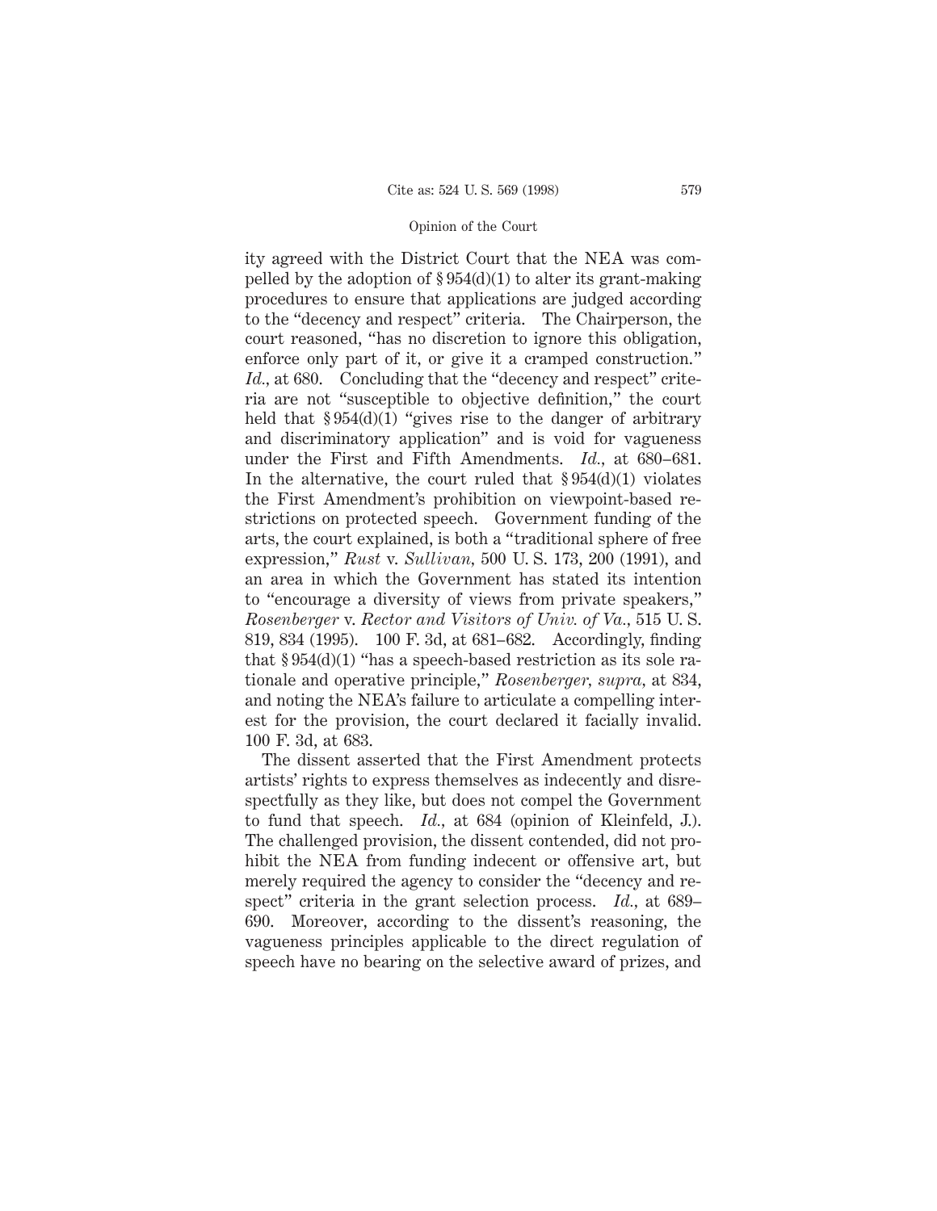ity agreed with the District Court that the NEA was compelled by the adoption of § 954(d)(1) to alter its grant-making procedures to ensure that applications are judged according to the "decency and respect" criteria. The Chairperson, the court reasoned, "has no discretion to ignore this obligation, enforce only part of it, or give it a cramped construction." *Id.*, at 680. Concluding that the "decency and respect" criteria are not "susceptible to objective definition," the court held that § 954(d)(1) "gives rise to the danger of arbitrary and discriminatory application" and is void for vagueness under the First and Fifth Amendments. *Id.*, at 680–681. In the alternative, the court ruled that § 954(d)(1) violates the First Amendment's prohibition on viewpoint-based restrictions on protected speech. Government funding of the arts, the court explained, is both a "traditional sphere of free expression," *Rust* v. *Sullivan*, 500 U. S. 173, 200 (1991), and an area in which the Government has stated its intention to "encourage a diversity of views from private speakers," *Rosenberger* v. *Rector and Visitors of Univ. of Va.*, 515 U. S. 819, 834 (1995). 100 F. 3d, at 681–682. Accordingly, finding that § 954(d)(1) "has a speech-based restriction as its sole rationale and operative principle," *Rosenberger, supra*, at 834, and noting the NEA's failure to articulate a compelling interest for the provision, the court declared it facially invalid. 100 F. 3d, at 683.

The dissent asserted that the First Amendment protects artists' rights to express themselves as indecently and disrespectfully as they like, but does not compel the Government to fund that speech. *Id.*, at 684 (opinion of Kleinfeld, J.). The challenged provision, the dissent contended, did not prohibit the NEA from funding indecent or offensive art, but merely required the agency to consider the "decency and respect" criteria in the grant selection process. *Id.*, at 689–690. Moreover, according to the dissent's reasoning, the vagueness principles applicable to the direct regulation of speech have no bearing on the selective award of prizes, and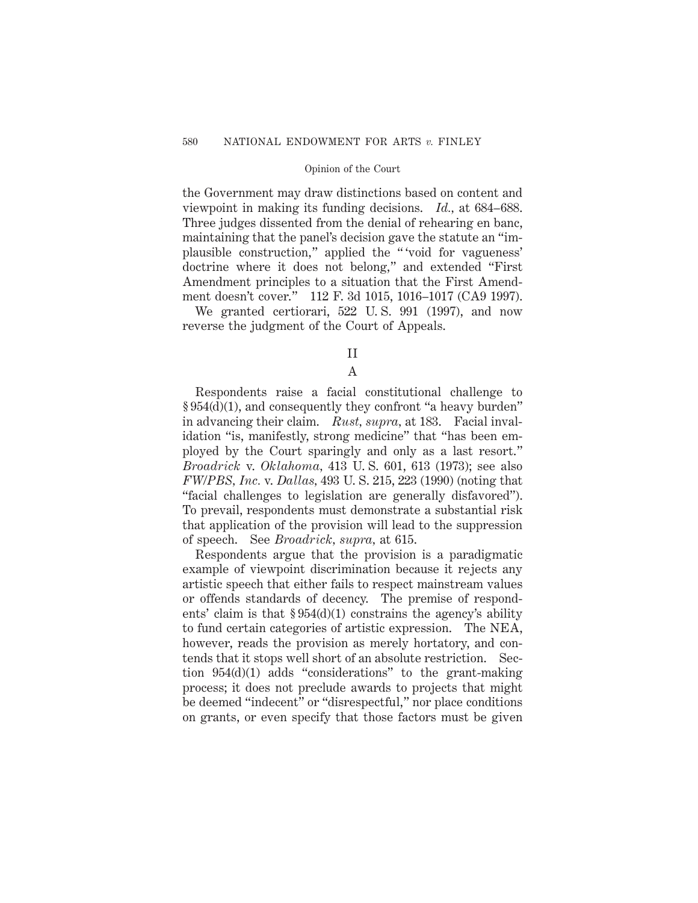the Government may draw distinctions based on content and viewpoint in making its funding decisions. *Id.,* at 684–688. Three judges dissented from the denial of rehearing en banc, maintaining that the panel's decision gave the statute an "implausible construction," applied the "'void for vagueness' doctrine where it does not belong," and extended "First Amendment principles to a situation that the First Amendment doesn't cover." 112 F. 3d 1015, 1016–1017 (CA9 1997).

We granted certiorari, 522 U. S. 991 (1997), and now reverse the judgment of the Court of Appeals.

## II

### A

Respondents raise a facial constitutional challenge to § 954(d)(1), and consequently they confront "a heavy burden" in advancing their claim. *Rust, supra,* at 183. Facial invalidation "is, manifestly, strong medicine" that "has been employed by the Court sparingly and only as a last resort." *Broadrick* v. *Oklahoma,* 413 U. S. 601, 613 (1973); see also *FW/PBS, Inc.* v. *Dallas,* 493 U. S. 215, 223 (1990) (noting that "facial challenges to legislation are generally disfavored"). To prevail, respondents must demonstrate a substantial risk that application of the provision will lead to the suppression of speech. See *Broadrick, supra,* at 615.

Respondents argue that the provision is a paradigmatic example of viewpoint discrimination because it rejects any artistic speech that either fails to respect mainstream values or offends standards of decency. The premise of respondents' claim is that § 954(d)(1) constrains the agency's ability to fund certain categories of artistic expression. The NEA, however, reads the provision as merely hortatory, and contends that it stops well short of an absolute restriction. Section 954(d)(1) adds "considerations" to the grant-making process; it does not preclude awards to projects that might be deemed "indecent" or "disrespectful," nor place conditions on grants, or even specify that those factors must be given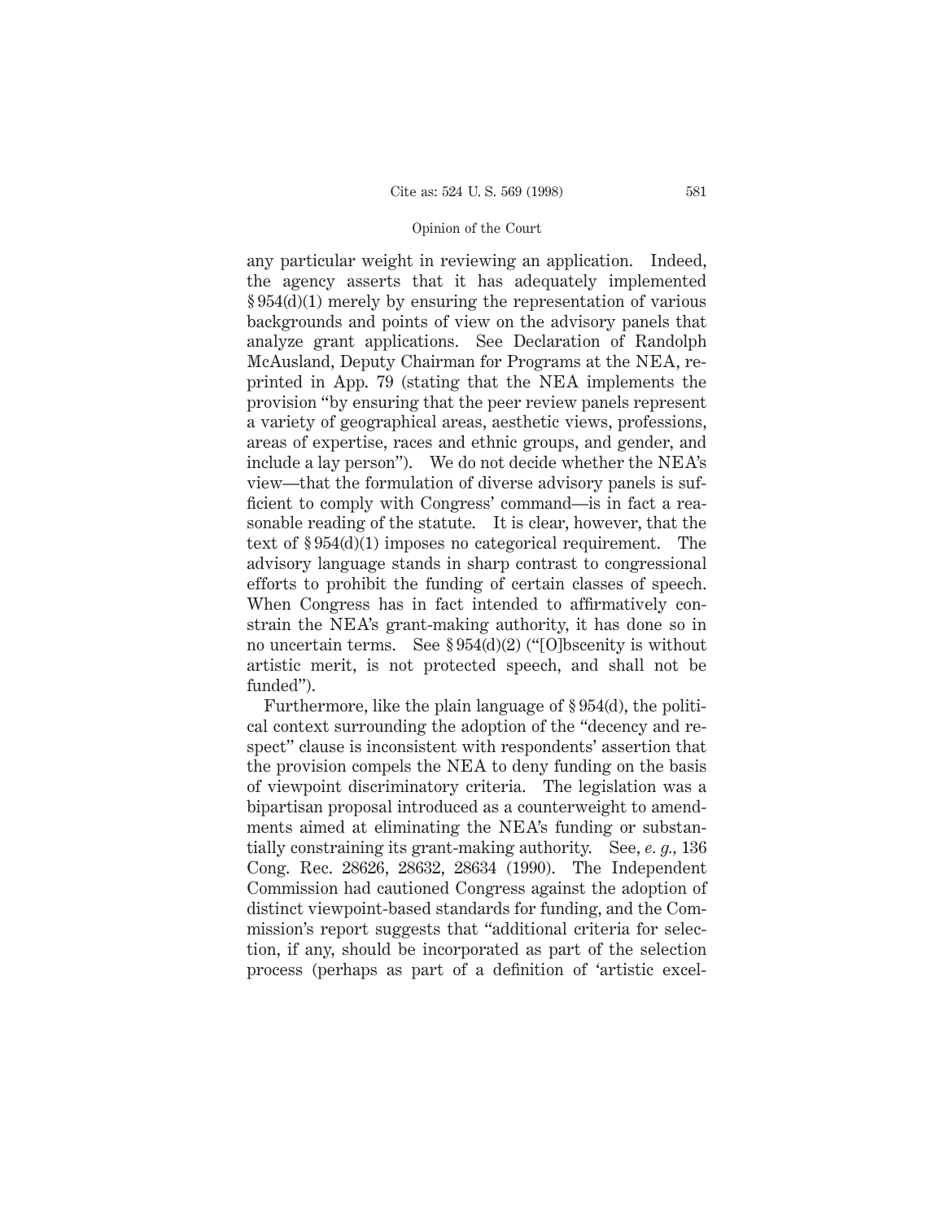any particular weight in reviewing an application. Indeed, the agency asserts that it has adequately implemented § 954(d)(1) merely by ensuring the representation of various backgrounds and points of view on the advisory panels that analyze grant applications. See Declaration of Randolph McAusland, Deputy Chairman for Programs at the NEA, reprinted in App. 79 (stating that the NEA implements the provision "by ensuring that the peer review panels represent a variety of geographical areas, aesthetic views, professions, areas of expertise, races and ethnic groups, and gender, and include a lay person"). We do not decide whether the NEA's view—that the formulation of diverse advisory panels is sufficient to comply with Congress' command—is in fact a reasonable reading of the statute. It is clear, however, that the text of § 954(d)(1) imposes no categorical requirement. The advisory language stands in sharp contrast to congressional efforts to prohibit the funding of certain classes of speech. When Congress has in fact intended to affirmatively constrain the NEA's grant-making authority, it has done so in no uncertain terms. See § 954(d)(2) ("[O]bscenity is without artistic merit, is not protected speech, and shall not be funded").

Furthermore, like the plain language of § 954(d), the political context surrounding the adoption of the "decency and respect" clause is inconsistent with respondents' assertion that the provision compels the NEA to deny funding on the basis of viewpoint discriminatory criteria. The legislation was a bipartisan proposal introduced as a counterweight to amendments aimed at eliminating the NEA's funding or substantially constraining its grant-making authority. See, *e. g.*, 136 Cong. Rec. 28626, 28632, 28634 (1990). The Independent Commission had cautioned Congress against the adoption of distinct viewpoint-based standards for funding, and the Commission's report suggests that "additional criteria for selection, if any, should be incorporated as part of the selection process (perhaps as part of a definition of 'artistic excel-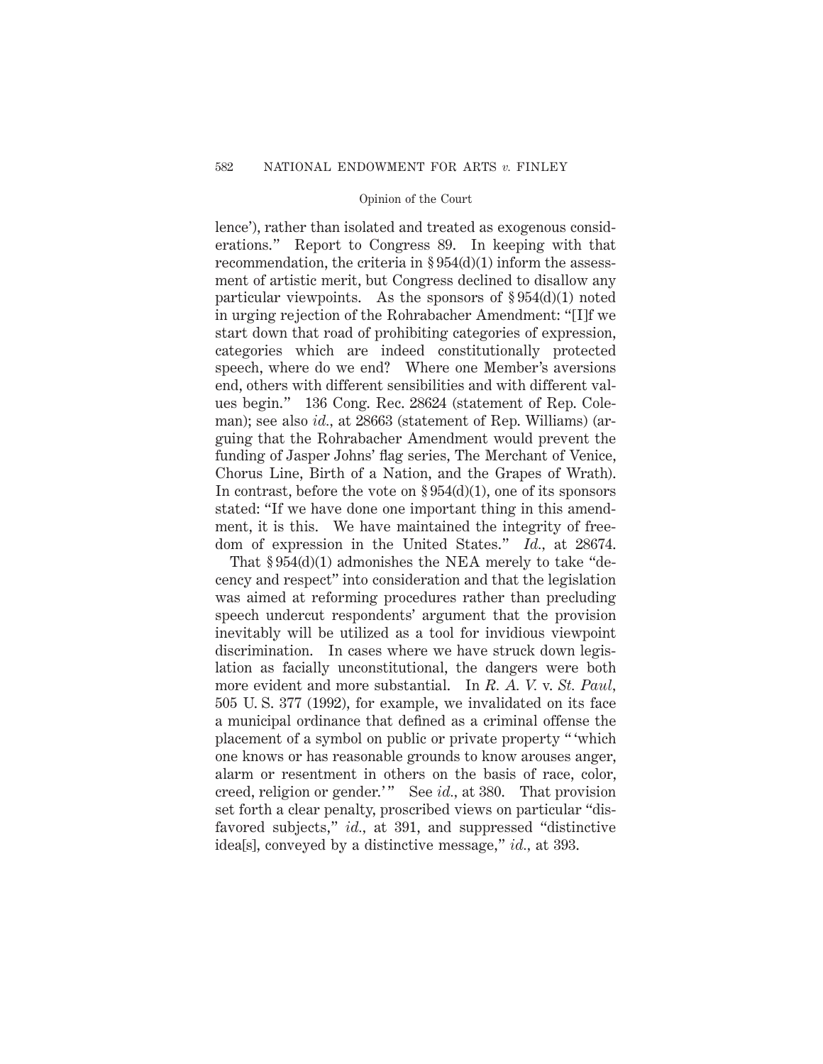lence'), rather than isolated and treated as exogenous considerations." Report to Congress 89. In keeping with that recommendation, the criteria in § 954(d)(1) inform the assessment of artistic merit, but Congress declined to disallow any particular viewpoints. As the sponsors of § 954(d)(1) noted in urging rejection of the Rohrabacher Amendment: "[I]f we start down that road of prohibiting categories of expression, categories which are indeed constitutionally protected speech, where do we end? Where one Member's aversions end, others with different sensibilities and with different values begin." 136 Cong. Rec. 28624 (statement of Rep. Coleman); see also *id.*, at 28663 (statement of Rep. Williams) (arguing that the Rohrabacher Amendment would prevent the funding of Jasper Johns' flag series, The Merchant of Venice, Chorus Line, Birth of a Nation, and the Grapes of Wrath). In contrast, before the vote on § 954(d)(1), one of its sponsors stated: "If we have done one important thing in this amendment, it is this. We have maintained the integrity of freedom of expression in the United States." *Id.*, at 28674.

That § 954(d)(1) admonishes the NEA merely to take "decency and respect" into consideration and that the legislation was aimed at reforming procedures rather than precluding speech undercut respondents' argument that the provision inevitably will be utilized as a tool for invidious viewpoint discrimination. In cases where we have struck down legislation as facially unconstitutional, the dangers were both more evident and more substantial. In *R. A. V.* v. *St. Paul*, 505 U. S. 377 (1992), for example, we invalidated on its face a municipal ordinance that defined as a criminal offense the placement of a symbol on public or private property " 'which one knows or has reasonable grounds to know arouses anger, alarm or resentment in others on the basis of race, color, creed, religion or gender.' " See *id.*, at 380. That provision set forth a clear penalty, proscribed views on particular "disfavored subjects," *id.*, at 391, and suppressed "distinctive idea[s], conveyed by a distinctive message," *id.*, at 393.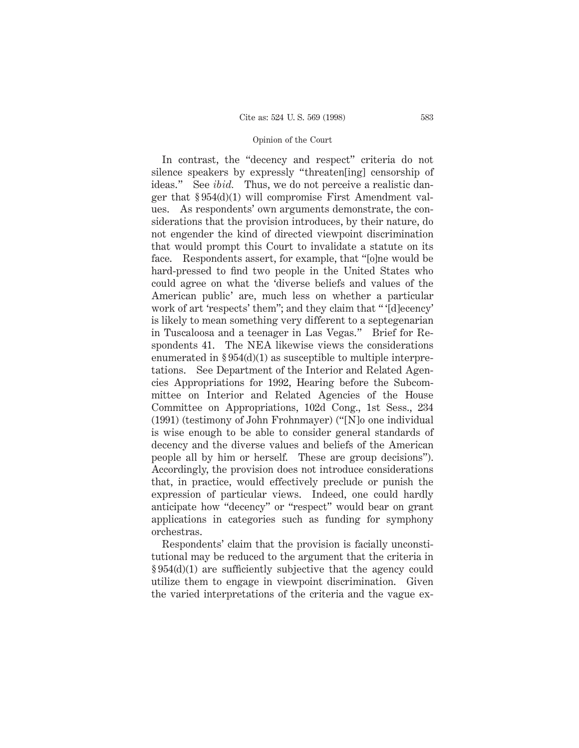In contrast, the "decency and respect" criteria do not silence speakers by expressly "threaten[ing] censorship of ideas." See *ibid.* Thus, we do not perceive a realistic danger that § 954(d)(1) will compromise First Amendment values. As respondents' own arguments demonstrate, the considerations that the provision introduces, by their nature, do not engender the kind of directed viewpoint discrimination that would prompt this Court to invalidate a statute on its face. Respondents assert, for example, that "[o]ne would be hard-pressed to find two people in the United States who could agree on what the 'diverse beliefs and values of the American public' are, much less on whether a particular work of art 'respects' them"; and they claim that " '[d]ecency' is likely to mean something very different to a septegenarian in Tuscaloosa and a teenager in Las Vegas." Brief for Respondents 41. The NEA likewise views the considerations enumerated in § 954(d)(1) as susceptible to multiple interpretations. See Department of the Interior and Related Agencies Appropriations for 1992, Hearing before the Subcommittee on Interior and Related Agencies of the House Committee on Appropriations, 102d Cong., 1st Sess., 234 (1991) (testimony of John Frohnmayer) ("[N]o one individual is wise enough to be able to consider general standards of decency and the diverse values and beliefs of the American people all by him or herself. These are group decisions"). Accordingly, the provision does not introduce considerations that, in practice, would effectively preclude or punish the expression of particular views. Indeed, one could hardly anticipate how "decency" or "respect" would bear on grant applications in categories such as funding for symphony orchestras.

Respondents' claim that the provision is facially unconstitutional may be reduced to the argument that the criteria in § 954(d)(1) are sufficiently subjective that the agency could utilize them to engage in viewpoint discrimination. Given the varied interpretations of the criteria and the vague ex-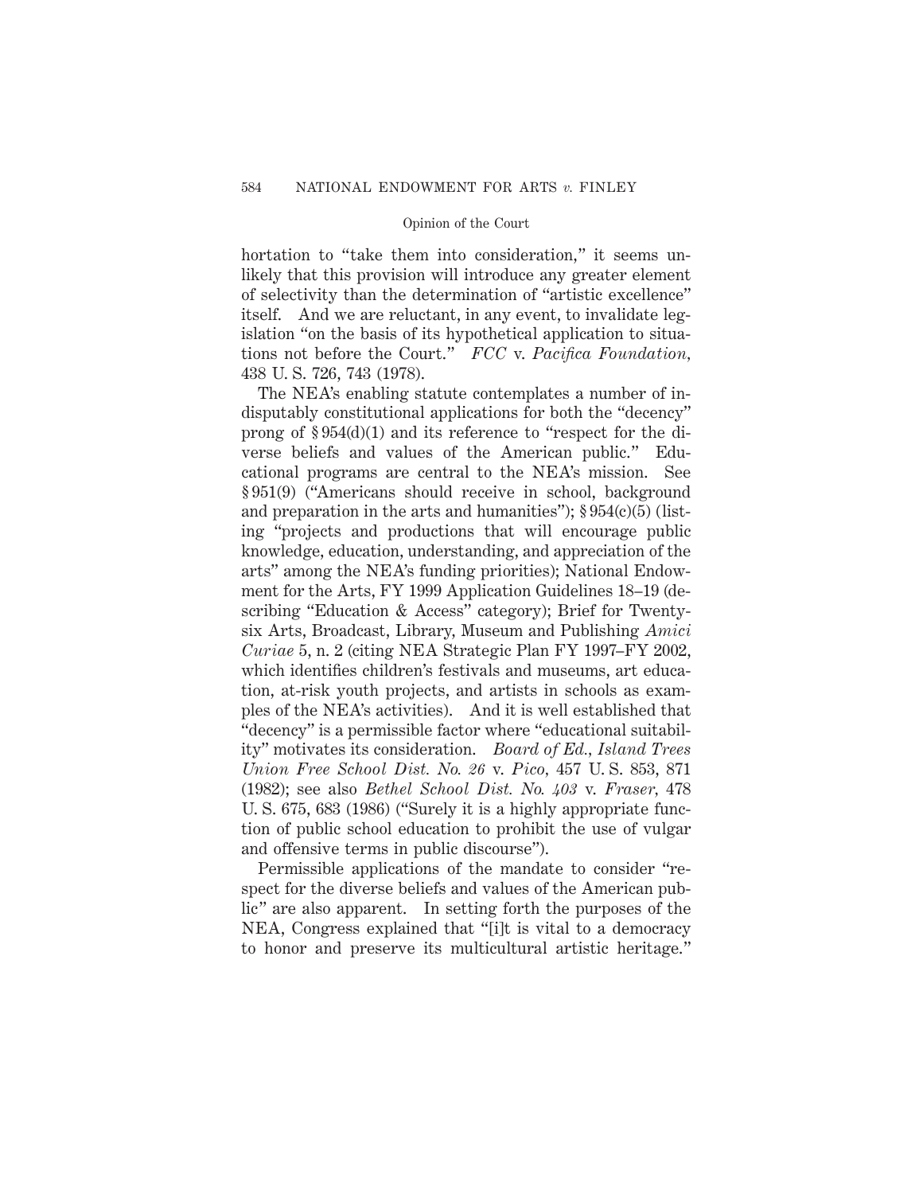hortation to "take them into consideration," it seems unlikely that this provision will introduce any greater element of selectivity than the determination of "artistic excellence" itself. And we are reluctant, in any event, to invalidate legislation "on the basis of its hypothetical application to situations not before the Court." *FCC* v. *Pacifica Foundation*, 438 U. S. 726, 743 (1978).

The NEA's enabling statute contemplates a number of indisputably constitutional applications for both the "decency" prong of § 954(d)(1) and its reference to "respect for the diverse beliefs and values of the American public." Educational programs are central to the NEA's mission. See § 951(9) ("Americans should receive in school, background and preparation in the arts and humanities"); § 954(c)(5) (listing "projects and productions that will encourage public knowledge, education, understanding, and appreciation of the arts" among the NEA's funding priorities); National Endowment for the Arts, FY 1999 Application Guidelines 18–19 (describing "Education & Access" category); Brief for Twenty-six Arts, Broadcast, Library, Museum and Publishing *Amici Curiae* 5, n. 2 (citing NEA Strategic Plan FY 1997–FY 2002, which identifies children's festivals and museums, art education, at-risk youth projects, and artists in schools as examples of the NEA's activities). And it is well established that "decency" is a permissible factor where "educational suitability" motivates its consideration. *Board of Ed., Island Trees Union Free School Dist. No. 26* v. *Pico*, 457 U. S. 853, 871 (1982); see also *Bethel School Dist. No. 403* v. *Fraser*, 478 U. S. 675, 683 (1986) ("Surely it is a highly appropriate function of public school education to prohibit the use of vulgar and offensive terms in public discourse").

Permissible applications of the mandate to consider "respect for the diverse beliefs and values of the American public" are also apparent. In setting forth the purposes of the NEA, Congress explained that "[i]t is vital to a democracy to honor and preserve its multicultural artistic heritage."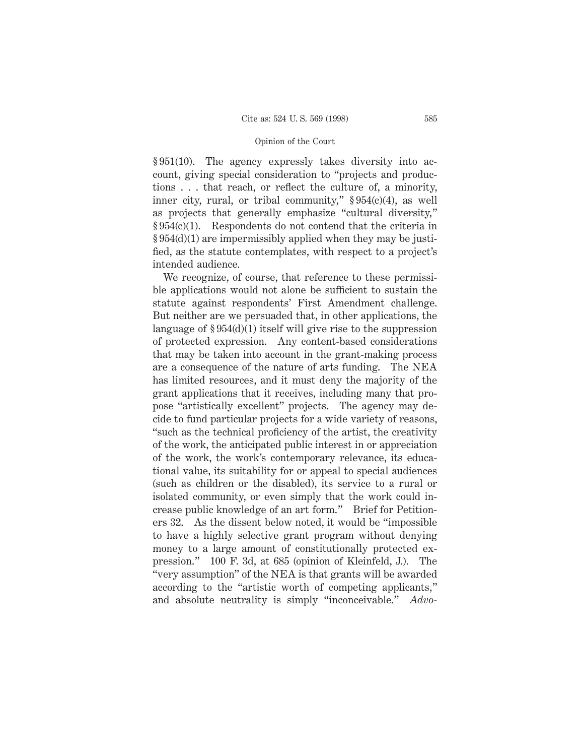§ 951(10). The agency expressly takes diversity into account, giving special consideration to "projects and productions . . . that reach, or reflect the culture of, a minority, inner city, rural, or tribal community," § 954(c)(4), as well as projects that generally emphasize "cultural diversity," § 954(c)(1). Respondents do not contend that the criteria in § 954(d)(1) are impermissibly applied when they may be justified, as the statute contemplates, with respect to a project's intended audience.

We recognize, of course, that reference to these permissible applications would not alone be sufficient to sustain the statute against respondents' First Amendment challenge. But neither are we persuaded that, in other applications, the language of § 954(d)(1) itself will give rise to the suppression of protected expression. Any content-based considerations that may be taken into account in the grant-making process are a consequence of the nature of arts funding. The NEA has limited resources, and it must deny the majority of the grant applications that it receives, including many that propose "artistically excellent" projects. The agency may decide to fund particular projects for a wide variety of reasons, "such as the technical proficiency of the artist, the creativity of the work, the anticipated public interest in or appreciation of the work, the work's contemporary relevance, its educational value, its suitability for or appeal to special audiences (such as children or the disabled), its service to a rural or isolated community, or even simply that the work could increase public knowledge of an art form." Brief for Petitioners 32. As the dissent below noted, it would be "impossible to have a highly selective grant program without denying money to a large amount of constitutionally protected expression." 100 F. 3d, at 685 (opinion of Kleinfeld, J.). The "very assumption" of the NEA is that grants will be awarded according to the "artistic worth of competing applicants," and absolute neutrality is simply "inconceivable." *Advo-*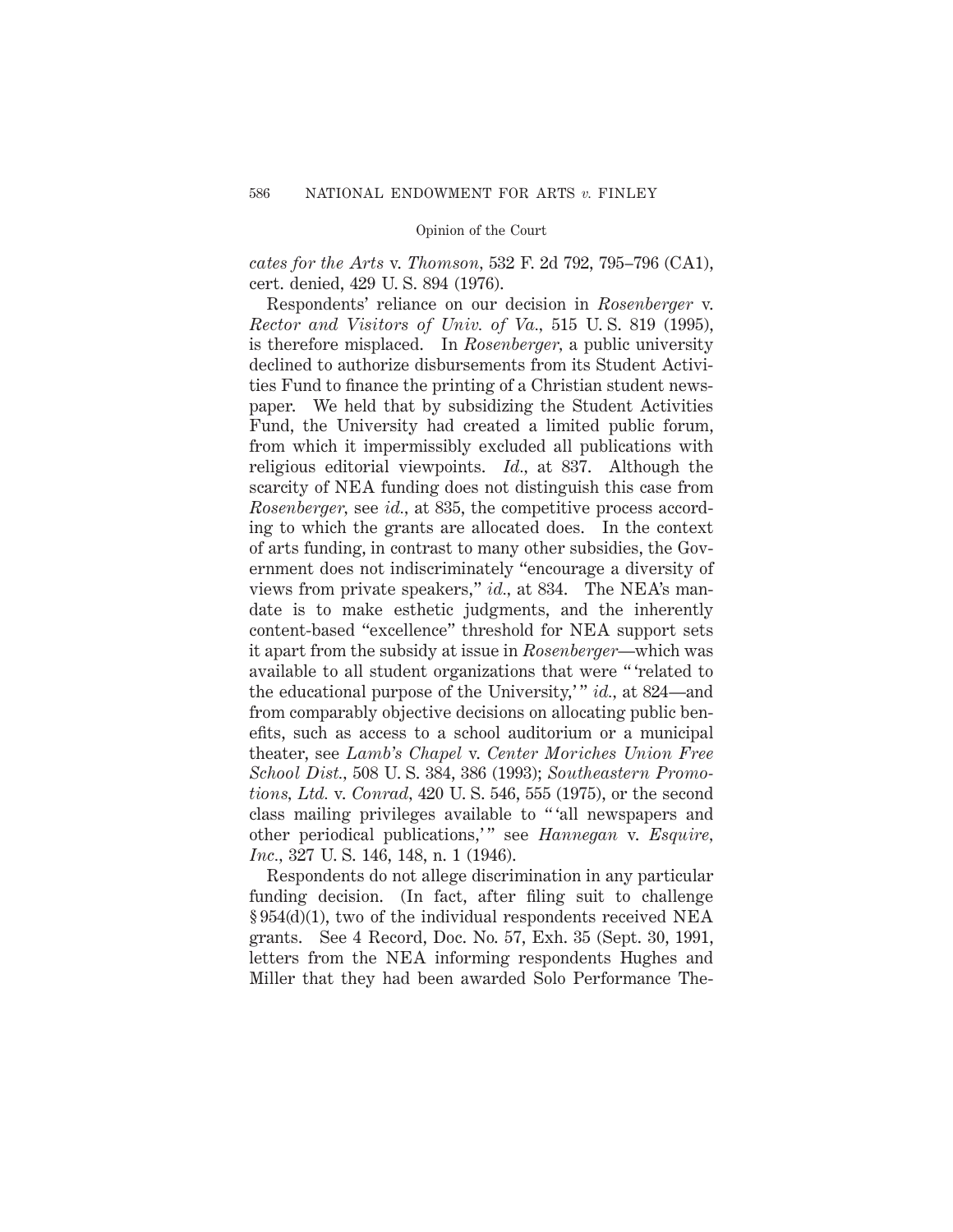*cates for the Arts* v. *Thomson*, 532 F. 2d 792, 795–796 (CA1), cert. denied, 429 U. S. 894 (1976).

Respondents' reliance on our decision in *Rosenberger* v. *Rector and Visitors of Univ. of Va.*, 515 U. S. 819 (1995), is therefore misplaced. In *Rosenberger*, a public university declined to authorize disbursements from its Student Activities Fund to finance the printing of a Christian student newspaper. We held that by subsidizing the Student Activities Fund, the University had created a limited public forum, from which it impermissibly excluded all publications with religious editorial viewpoints. *Id.*, at 837. Although the scarcity of NEA funding does not distinguish this case from *Rosenberger*, see *id.*, at 835, the competitive process according to which the grants are allocated does. In the context of arts funding, in contrast to many other subsidies, the Government does not indiscriminately "encourage a diversity of views from private speakers," *id.*, at 834. The NEA's mandate is to make esthetic judgments, and the inherently content-based "excellence" threshold for NEA support sets it apart from the subsidy at issue in *Rosenberger*—which was available to all student organizations that were " 'related to the educational purpose of the University,' " *id.*, at 824—and from comparably objective decisions on allocating public benefits, such as access to a school auditorium or a municipal theater, see *Lamb's Chapel* v. *Center Moriches Union Free School Dist.*, 508 U. S. 384, 386 (1993); *Southeastern Promotions, Ltd.* v. *Conrad*, 420 U. S. 546, 555 (1975), or the second class mailing privileges available to " 'all newspapers and other periodical publications,' " see *Hannegan* v. *Esquire, Inc.*, 327 U. S. 146, 148, n. 1 (1946).

Respondents do not allege discrimination in any particular funding decision. (In fact, after filing suit to challenge § 954(d)(1), two of the individual respondents received NEA grants. See 4 Record, Doc. No. 57, Exh. 35 (Sept. 30, 1991, letters from the NEA informing respondents Hughes and Miller that they had been awarded Solo Performance The-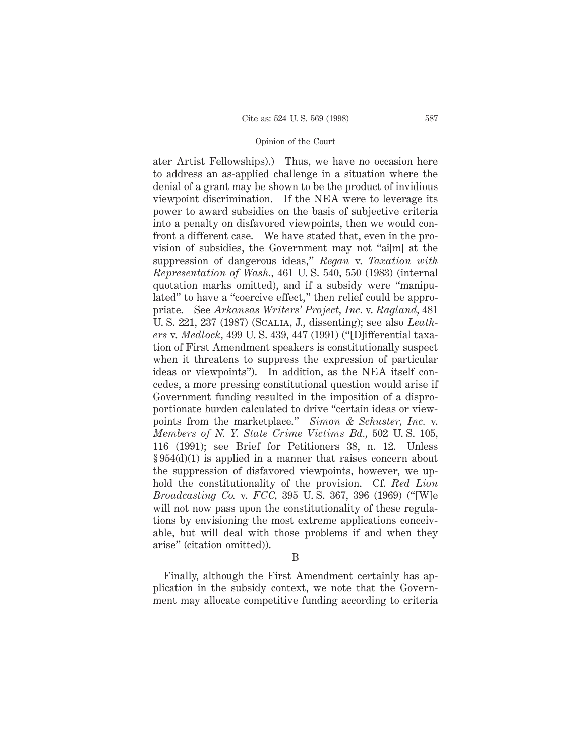ater Artist Fellowships).) Thus, we have no occasion here to address an as-applied challenge in a situation where the denial of a grant may be shown to be the product of invidious viewpoint discrimination. If the NEA were to leverage its power to award subsidies on the basis of subjective criteria into a penalty on disfavored viewpoints, then we would confront a different case. We have stated that, even in the provision of subsidies, the Government may not "ai[m] at the suppression of dangerous ideas," *Regan* v. *Taxation with Representation of Wash.*, 461 U. S. 540, 550 (1983) (internal quotation marks omitted), and if a subsidy were "manipulated" to have a "coercive effect," then relief could be appropriate. See *Arkansas Writers' Project, Inc.* v. *Ragland,* 481 U. S. 221, 237 (1987) (Scalia, J., dissenting); see also *Leathers* v. *Medlock,* 499 U. S. 439, 447 (1991) ("[D]ifferential taxation of First Amendment speakers is constitutionally suspect when it threatens to suppress the expression of particular ideas or viewpoints"). In addition, as the NEA itself concedes, a more pressing constitutional question would arise if Government funding resulted in the imposition of a disproportionate burden calculated to drive "certain ideas or viewpoints from the marketplace." *Simon & Schuster, Inc.* v. *Members of N. Y. State Crime Victims Bd.*, 502 U. S. 105, 116 (1991); see Brief for Petitioners 38, n. 12. Unless § 954(d)(1) is applied in a manner that raises concern about the suppression of disfavored viewpoints, however, we uphold the constitutionality of the provision. Cf. *Red Lion Broadcasting Co.* v. *FCC,* 395 U. S. 367, 396 (1969) ("[W]e will not now pass upon the constitutionality of these regulations by envisioning the most extreme applications conceivable, but will deal with those problems if and when they arise" (citation omitted)).

## B

Finally, although the First Amendment certainly has application in the subsidy context, we note that the Government may allocate competitive funding according to criteria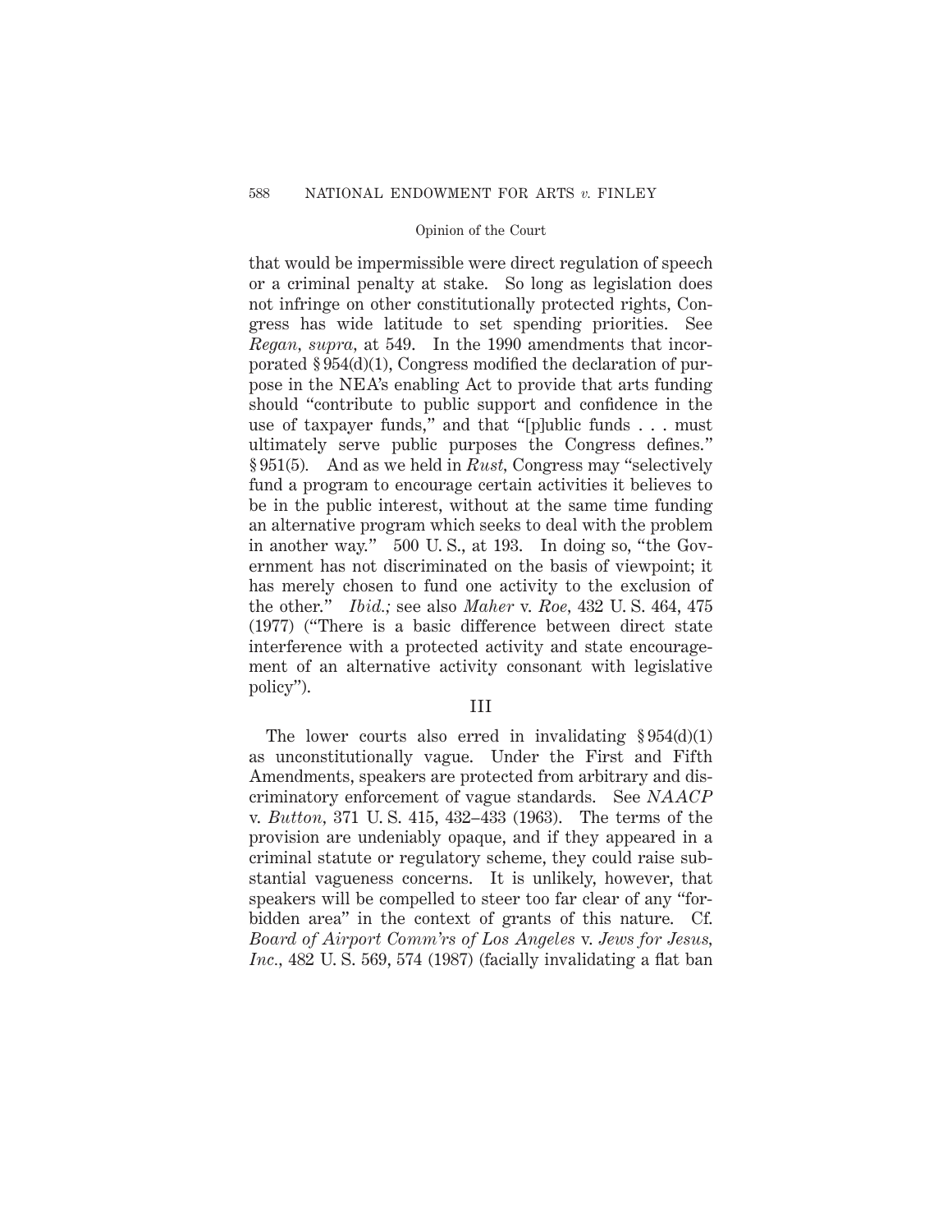that would be impermissible were direct regulation of speech or a criminal penalty at stake. So long as legislation does not infringe on other constitutionally protected rights, Congress has wide latitude to set spending priorities. See *Regan, supra,* at 549. In the 1990 amendments that incorporated § 954(d)(1), Congress modified the declaration of purpose in the NEA's enabling Act to provide that arts funding should "contribute to public support and confidence in the use of taxpayer funds," and that "[p]ublic funds . . . must ultimately serve public purposes the Congress defines." § 951(5). And as we held in *Rust,* Congress may "selectively fund a program to encourage certain activities it believes to be in the public interest, without at the same time funding an alternative program which seeks to deal with the problem in another way." 500 U. S., at 193. In doing so, "the Government has not discriminated on the basis of viewpoint; it has merely chosen to fund one activity to the exclusion of the other." *Ibid.;* see also *Maher* v. *Roe,* 432 U. S. 464, 475 (1977) ("There is a basic difference between direct state interference with a protected activity and state encouragement of an alternative activity consonant with legislative policy").

## III

The lower courts also erred in invalidating § 954(d)(1) as unconstitutionally vague. Under the First and Fifth Amendments, speakers are protected from arbitrary and discriminatory enforcement of vague standards. See *NAACP* v. *Button,* 371 U. S. 415, 432–433 (1963). The terms of the provision are undeniably opaque, and if they appeared in a criminal statute or regulatory scheme, they could raise substantial vagueness concerns. It is unlikely, however, that speakers will be compelled to steer too far clear of any "forbidden area" in the context of grants of this nature. Cf. *Board of Airport Comm'rs of Los Angeles* v. *Jews for Jesus, Inc.,* 482 U. S. 569, 574 (1987) (facially invalidating a flat ban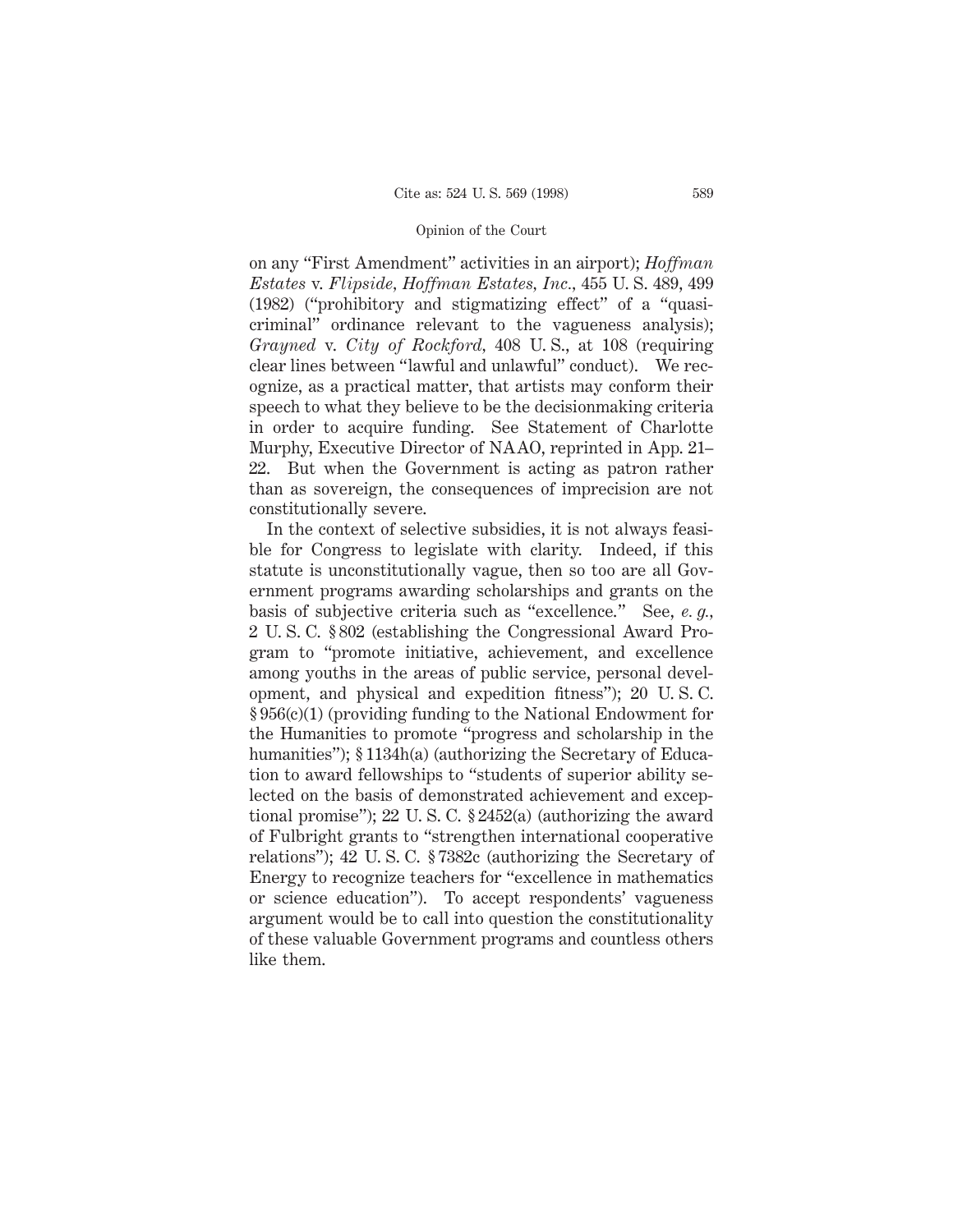on any "First Amendment" activities in an airport); *Hoffman Estates* v. *Flipside, Hoffman Estates, Inc.*, 455 U. S. 489, 499 (1982) ("prohibitory and stigmatizing effect" of a "quasi-criminal" ordinance relevant to the vagueness analysis); *Grayned* v. *City of Rockford*, 408 U. S., at 108 (requiring clear lines between "lawful and unlawful" conduct). We recognize, as a practical matter, that artists may conform their speech to what they believe to be the decisionmaking criteria in order to acquire funding. See Statement of Charlotte Murphy, Executive Director of NAAO, reprinted in App. 21–22. But when the Government is acting as patron rather than as sovereign, the consequences of imprecision are not constitutionally severe.

In the context of selective subsidies, it is not always feasible for Congress to legislate with clarity. Indeed, if this statute is unconstitutionally vague, then so too are all Government programs awarding scholarships and grants on the basis of subjective criteria such as "excellence." See, *e. g.*, 2 U. S. C. § 802 (establishing the Congressional Award Program to "promote initiative, achievement, and excellence among youths in the areas of public service, personal development, and physical and expedition fitness"); 20 U. S. C. § 956(c)(1) (providing funding to the National Endowment for the Humanities to promote "progress and scholarship in the humanities"); § 1134h(a) (authorizing the Secretary of Education to award fellowships to "students of superior ability selected on the basis of demonstrated achievement and exceptional promise"); 22 U. S. C. § 2452(a) (authorizing the award of Fulbright grants to "strengthen international cooperative relations"); 42 U. S. C. § 7382c (authorizing the Secretary of Energy to recognize teachers for "excellence in mathematics or science education"). To accept respondents' vagueness argument would be to call into question the constitutionality of these valuable Government programs and countless others like them.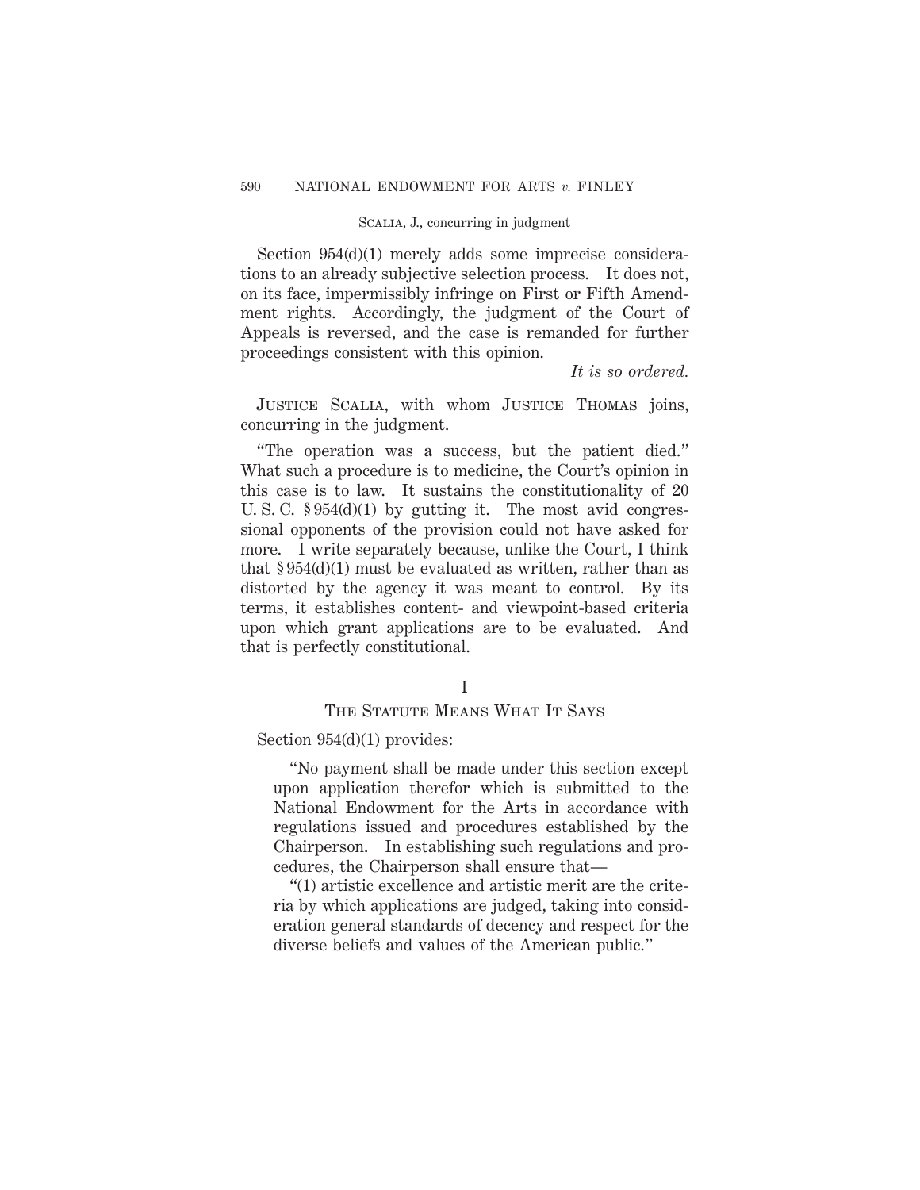Section 954(d)(1) merely adds some imprecise considerations to an already subjective selection process. It does not, on its face, impermissibly infringe on First or Fifth Amendment rights. Accordingly, the judgment of the Court of Appeals is reversed, and the case is remanded for further proceedings consistent with this opinion.

*It is so ordered.*

Justice Scalia, with whom Justice Thomas joins, concurring in the judgment.

"The operation was a success, but the patient died." What such a procedure is to medicine, the Court's opinion in this case is to law. It sustains the constitutionality of 20 U. S. C. § 954(d)(1) by gutting it. The most avid congressional opponents of the provision could not have asked for more. I write separately because, unlike the Court, I think that § 954(d)(1) must be evaluated as written, rather than as distorted by the agency it was meant to control. By its terms, it establishes content- and viewpoint-based criteria upon which grant applications are to be evaluated. And that is perfectly constitutional.

## I

## The Statute Means What It Says

Section 954(d)(1) provides:

> "No payment shall be made under this section except upon application therefor which is submitted to the National Endowment for the Arts in accordance with regulations issued and procedures established by the Chairperson. In establishing such regulations and procedures, the Chairperson shall ensure that—
>
> "(1) artistic excellence and artistic merit are the criteria by which applications are judged, taking into consideration general standards of decency and respect for the diverse beliefs and values of the American public."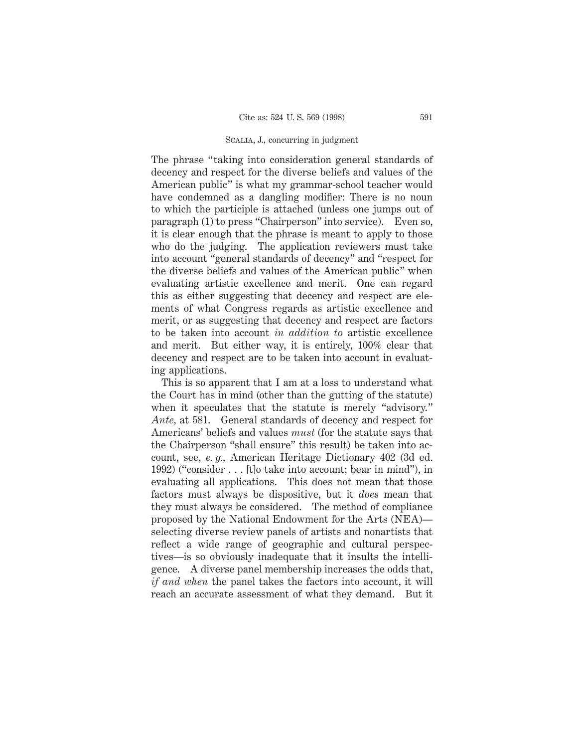The phrase "taking into consideration general standards of decency and respect for the diverse beliefs and values of the American public" is what my grammar-school teacher would have condemned as a dangling modifier: There is no noun to which the participle is attached (unless one jumps out of paragraph (1) to press "Chairperson" into service). Even so, it is clear enough that the phrase is meant to apply to those who do the judging. The application reviewers must take into account "general standards of decency" and "respect for the diverse beliefs and values of the American public" when evaluating artistic excellence and merit. One can regard this as either suggesting that decency and respect are elements of what Congress regards as artistic excellence and merit, or as suggesting that decency and respect are factors to be taken into account *in addition to* artistic excellence and merit. But either way, it is entirely, 100% clear that decency and respect are to be taken into account in evaluating applications.

This is so apparent that I am at a loss to understand what the Court has in mind (other than the gutting of the statute) when it speculates that the statute is merely "advisory." *Ante*, at 581. General standards of decency and respect for Americans' beliefs and values *must* (for the statute says that the Chairperson "shall ensure" this result) be taken into account, see, *e. g.*, American Heritage Dictionary 402 (3d ed. 1992) ("consider . . . [t]o take into account; bear in mind"), in evaluating all applications. This does not mean that those factors must always be dispositive, but it *does* mean that they must always be considered. The method of compliance proposed by the National Endowment for the Arts (NEA)—selecting diverse review panels of artists and nonartists that reflect a wide range of geographic and cultural perspectives—is so obviously inadequate that it insults the intelligence. A diverse panel membership increases the odds that, *if and when* the panel takes the factors into account, it will reach an accurate assessment of what they demand. But it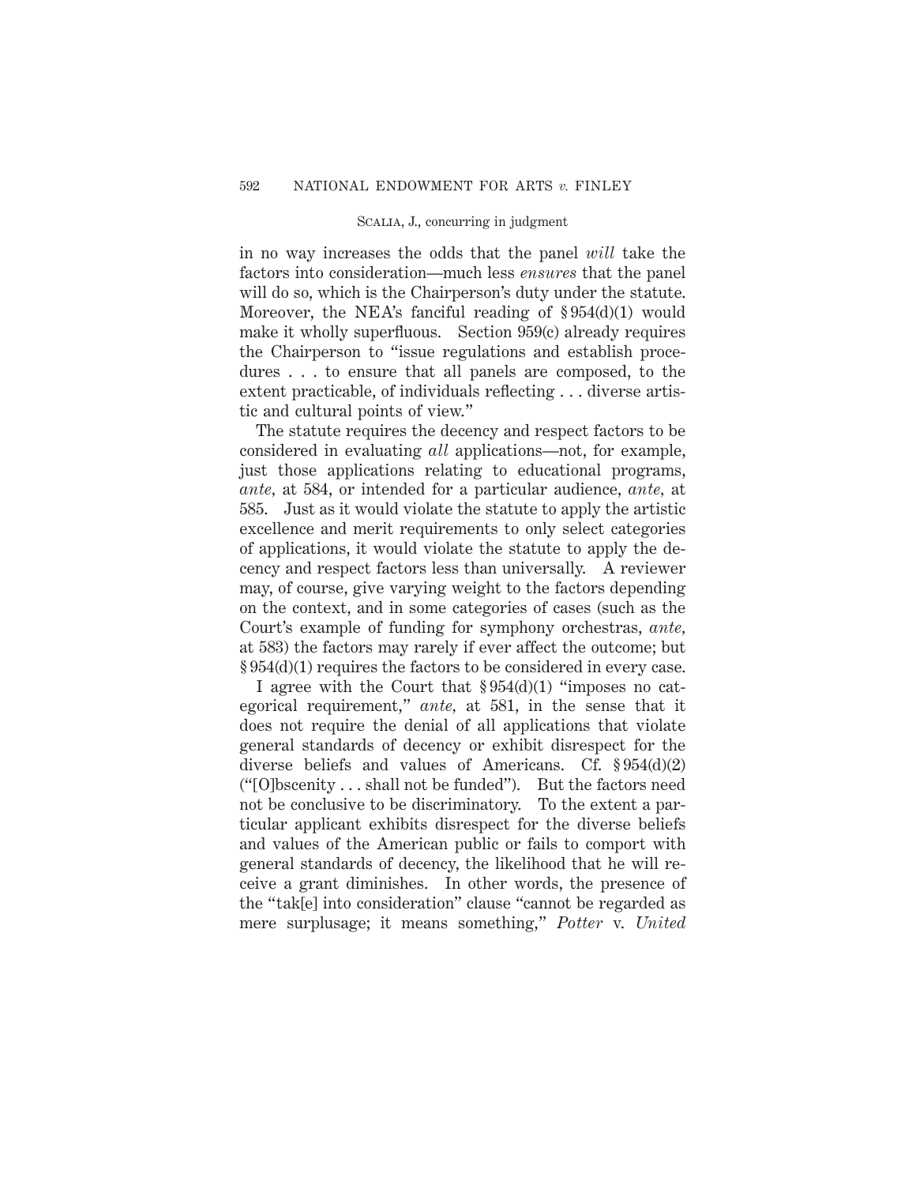in no way increases the odds that the panel *will* take the factors into consideration—much less *ensures* that the panel will do so, which is the Chairperson's duty under the statute. Moreover, the NEA's fanciful reading of § 954(d)(1) would make it wholly superfluous. Section 959(c) already requires the Chairperson to "issue regulations and establish procedures . . . to ensure that all panels are composed, to the extent practicable, of individuals reflecting . . . diverse artistic and cultural points of view."

The statute requires the decency and respect factors to be considered in evaluating *all* applications—not, for example, just those applications relating to educational programs, *ante*, at 584, or intended for a particular audience, *ante*, at 585. Just as it would violate the statute to apply the artistic excellence and merit requirements to only select categories of applications, it would violate the statute to apply the decency and respect factors less than universally. A reviewer may, of course, give varying weight to the factors depending on the context, and in some categories of cases (such as the Court's example of funding for symphony orchestras, *ante*, at 583) the factors may rarely if ever affect the outcome; but § 954(d)(1) requires the factors to be considered in every case.

I agree with the Court that § 954(d)(1) "imposes no categorical requirement," *ante*, at 581, in the sense that it does not require the denial of all applications that violate general standards of decency or exhibit disrespect for the diverse beliefs and values of Americans. Cf. § 954(d)(2) ("[O]bscenity . . . shall not be funded"). But the factors need not be conclusive to be discriminatory. To the extent a particular applicant exhibits disrespect for the diverse beliefs and values of the American public or fails to comport with general standards of decency, the likelihood that he will receive a grant diminishes. In other words, the presence of the "tak[e] into consideration" clause "cannot be regarded as mere surplusage; it means something," *Potter* v. *United*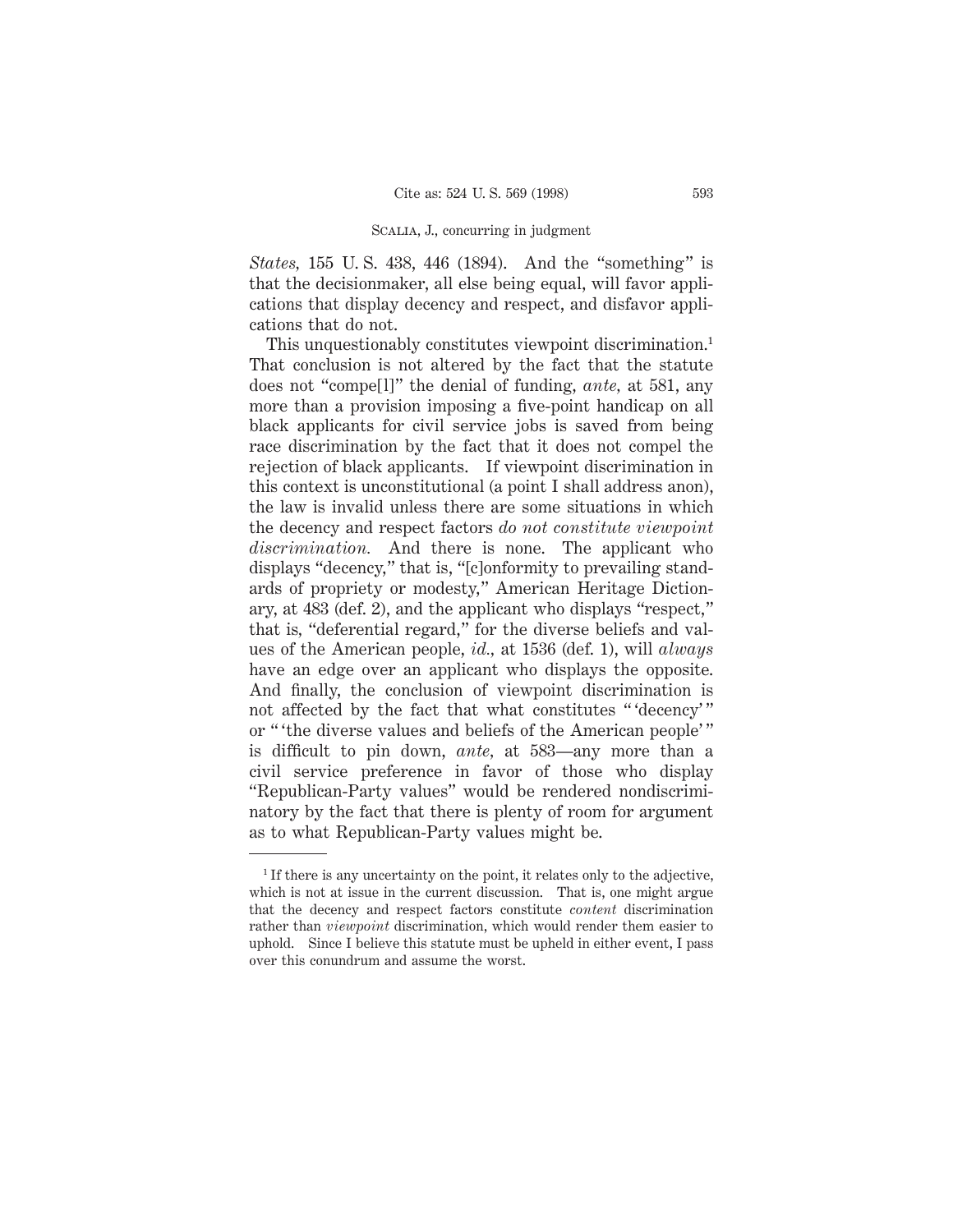*States*, 155 U. S. 438, 446 (1894). And the "something" is that the decisionmaker, all else being equal, will favor applications that display decency and respect, and disfavor applications that do not.

This unquestionably constitutes viewpoint discrimination.[1] That conclusion is not altered by the fact that the statute does not "compe[l]" the denial of funding, *ante*, at 581, any more than a provision imposing a five-point handicap on all black applicants for civil service jobs is saved from being race discrimination by the fact that it does not compel the rejection of black applicants. If viewpoint discrimination in this context is unconstitutional (a point I shall address anon), the law is invalid unless there are some situations in which the decency and respect factors *do not constitute viewpoint discrimination.* And there is none. The applicant who displays "decency," that is, "[c]onformity to prevailing standards of propriety or modesty," American Heritage Dictionary, at 483 (def. 2), and the applicant who displays "respect," that is, "deferential regard," for the diverse beliefs and values of the American people, *id.*, at 1536 (def. 1), will *always* have an edge over an applicant who displays the opposite. And finally, the conclusion of viewpoint discrimination is not affected by the fact that what constitutes " 'decency' " or " 'the diverse values and beliefs of the American people' " is difficult to pin down, *ante*, at 583—any more than a civil service preference in favor of those who display "Republican-Party values" would be rendered nondiscriminatory by the fact that there is plenty of room for argument as to what Republican-Party values might be.

---

[1] If there is any uncertainty on the point, it relates only to the adjective, which is not at issue in the current discussion. That is, one might argue that the decency and respect factors constitute *content* discrimination rather than *viewpoint* discrimination, which would render them easier to uphold. Since I believe this statute must be upheld in either event, I pass over this conundrum and assume the worst.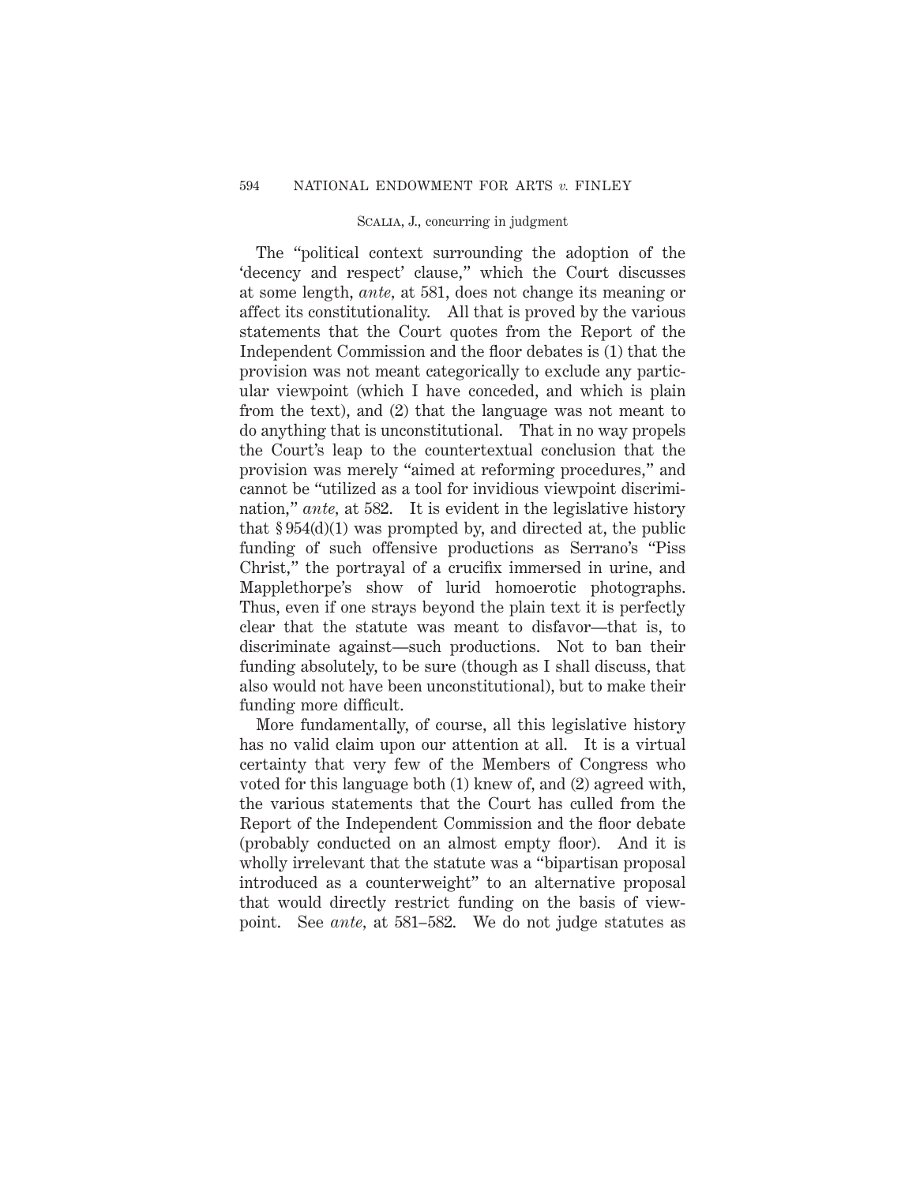The "political context surrounding the adoption of the 'decency and respect' clause," which the Court discusses at some length, *ante,* at 581, does not change its meaning or affect its constitutionality. All that is proved by the various statements that the Court quotes from the Report of the Independent Commission and the floor debates is (1) that the provision was not meant categorically to exclude any particular viewpoint (which I have conceded, and which is plain from the text), and (2) that the language was not meant to do anything that is unconstitutional. That in no way propels the Court's leap to the countertextual conclusion that the provision was merely "aimed at reforming procedures," and cannot be "utilized as a tool for invidious viewpoint discrimination," *ante,* at 582. It is evident in the legislative history that § 954(d)(1) was prompted by, and directed at, the public funding of such offensive productions as Serrano's "Piss Christ," the portrayal of a crucifix immersed in urine, and Mapplethorpe's show of lurid homoerotic photographs. Thus, even if one strays beyond the plain text it is perfectly clear that the statute was meant to disfavor—that is, to discriminate against—such productions. Not to ban their funding absolutely, to be sure (though as I shall discuss, that also would not have been unconstitutional), but to make their funding more difficult.

More fundamentally, of course, all this legislative history has no valid claim upon our attention at all. It is a virtual certainty that very few of the Members of Congress who voted for this language both (1) knew of, and (2) agreed with, the various statements that the Court has culled from the Report of the Independent Commission and the floor debate (probably conducted on an almost empty floor). And it is wholly irrelevant that the statute was a "bipartisan proposal introduced as a counterweight" to an alternative proposal that would directly restrict funding on the basis of viewpoint. See *ante,* at 581–582. We do not judge statutes as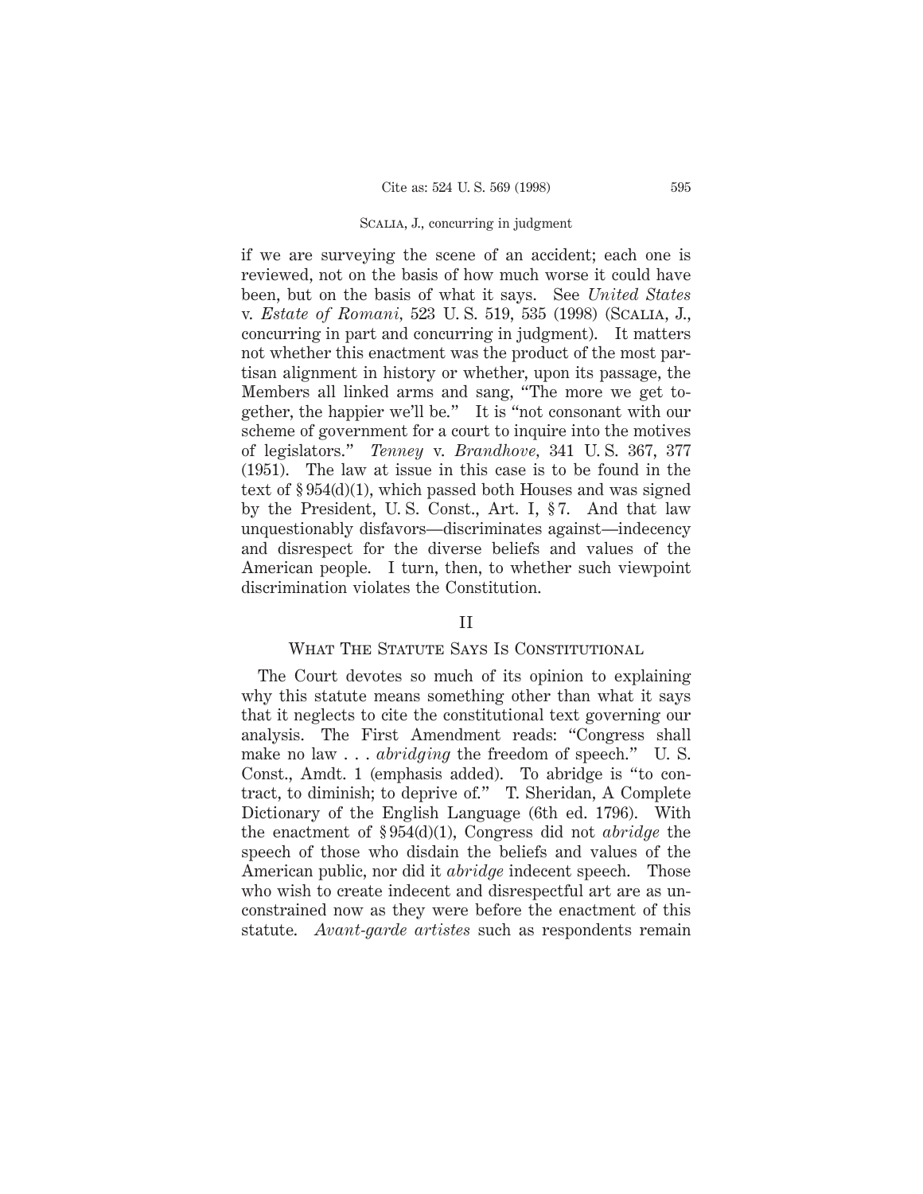if we are surveying the scene of an accident; each one is reviewed, not on the basis of how much worse it could have been, but on the basis of what it says. See *United States* v. *Estate of Romani,* 523 U. S. 519, 535 (1998) (Scalia, J., concurring in part and concurring in judgment). It matters not whether this enactment was the product of the most partisan alignment in history or whether, upon its passage, the Members all linked arms and sang, "The more we get together, the happier we'll be." It is "not consonant with our scheme of government for a court to inquire into the motives of legislators." *Tenney* v. *Brandhove,* 341 U. S. 367, 377 (1951). The law at issue in this case is to be found in the text of § 954(d)(1), which passed both Houses and was signed by the President, U. S. Const., Art. I, § 7. And that law unquestionably disfavors—discriminates against—indecency and disrespect for the diverse beliefs and values of the American people. I turn, then, to whether such viewpoint discrimination violates the Constitution.

## II

### What The Statute Says Is Constitutional

The Court devotes so much of its opinion to explaining why this statute means something other than what it says that it neglects to cite the constitutional text governing our analysis. The First Amendment reads: "Congress shall make no law . . . *abridging* the freedom of speech." U. S. Const., Amdt. 1 (emphasis added). To abridge is "to contract, to diminish; to deprive of." T. Sheridan, A Complete Dictionary of the English Language (6th ed. 1796). With the enactment of § 954(d)(1), Congress did not *abridge* the speech of those who disdain the beliefs and values of the American public, nor did it *abridge* indecent speech. Those who wish to create indecent and disrespectful art are as unconstrained now as they were before the enactment of this statute. *Avant-garde artistes* such as respondents remain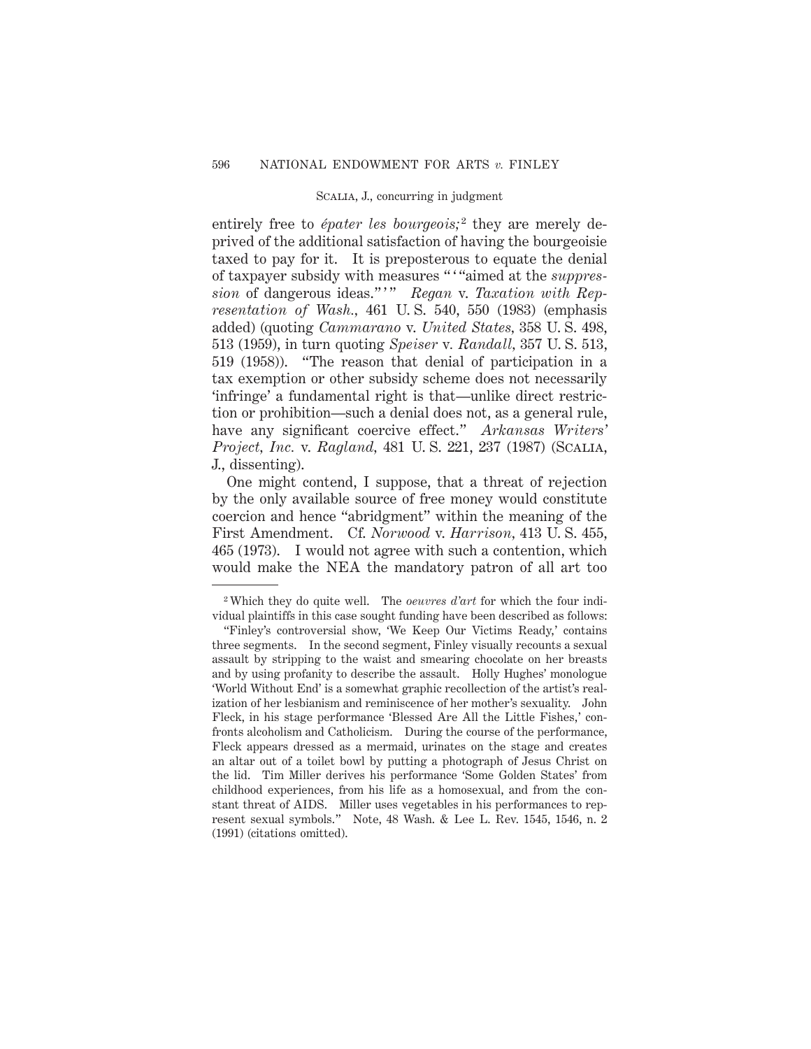entirely free to *épater les bourgeois;*[2] they are merely deprived of the additional satisfaction of having the bourgeoisie taxed to pay for it. It is preposterous to equate the denial of taxpayer subsidy with measures " ' "aimed at the *suppression* of dangerous ideas." ' " *Regan* v. *Taxation with Representation of Wash.*, 461 U. S. 540, 550 (1983) (emphasis added) (quoting *Cammarano* v. *United States*, 358 U. S. 498, 513 (1959), in turn quoting *Speiser* v. *Randall*, 357 U. S. 513, 519 (1958)). "The reason that denial of participation in a tax exemption or other subsidy scheme does not necessarily 'infringe' a fundamental right is that—unlike direct restriction or prohibition—such a denial does not, as a general rule, have any significant coercive effect." *Arkansas Writers' Project, Inc.* v. *Ragland*, 481 U. S. 221, 237 (1987) (Scalia, J., dissenting).

One might contend, I suppose, that a threat of rejection by the only available source of free money would constitute coercion and hence "abridgment" within the meaning of the First Amendment. Cf. *Norwood* v. *Harrison*, 413 U. S. 455, 465 (1973). I would not agree with such a contention, which would make the NEA the mandatory patron of all art too

---

[2] Which they do quite well. The *oeuvres d'art* for which the four individual plaintiffs in this case sought funding have been described as follows:

"Finley's controversial show, 'We Keep Our Victims Ready,' contains three segments. In the second segment, Finley visually recounts a sexual assault by stripping to the waist and smearing chocolate on her breasts and by using profanity to describe the assault. Holly Hughes' monologue 'World Without End' is a somewhat graphic recollection of the artist's realization of her lesbianism and reminiscence of her mother's sexuality. John Fleck, in his stage performance 'Blessed Are All the Little Fishes,' confronts alcoholism and Catholicism. During the course of the performance, Fleck appears dressed as a mermaid, urinates on the stage and creates an altar out of a toilet bowl by putting a photograph of Jesus Christ on the lid. Tim Miller derives his performance 'Some Golden States' from childhood experiences, from his life as a homosexual, and from the constant threat of AIDS. Miller uses vegetables in his performances to represent sexual symbols." Note, 48 Wash. & Lee L. Rev. 1545, 1546, n. 2 (1991) (citations omitted).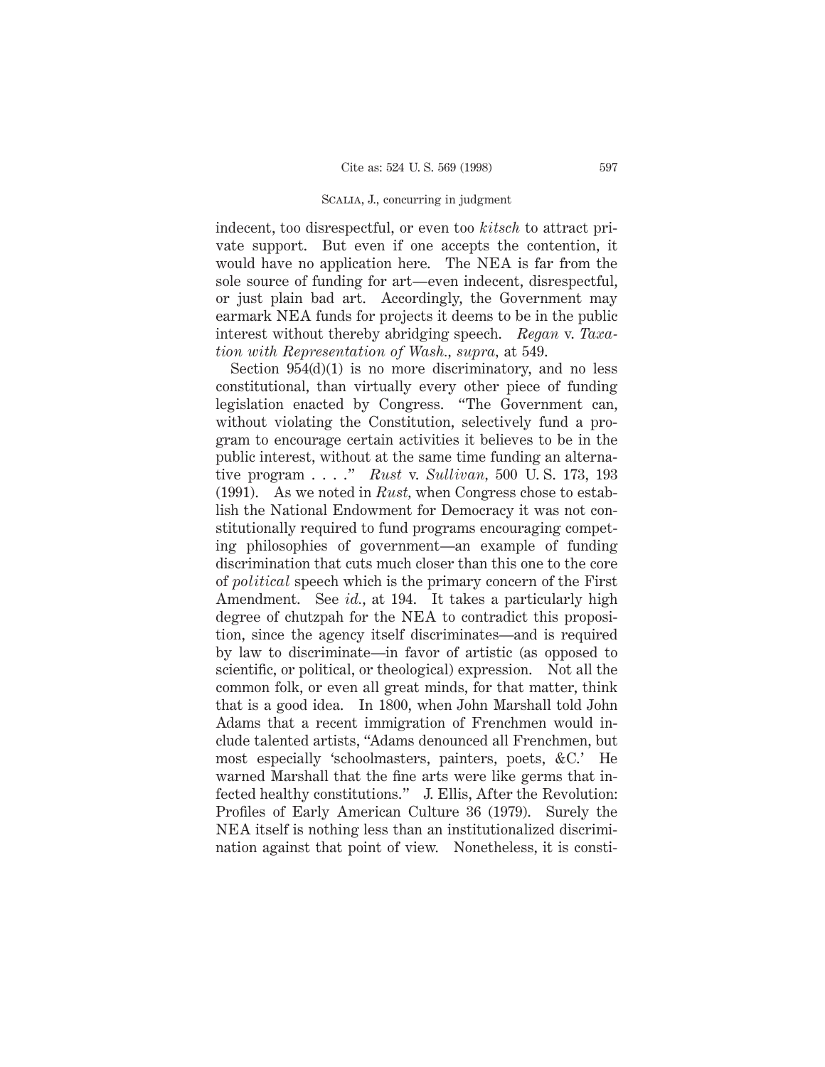indecent, too disrespectful, or even too *kitsch* to attract private support. But even if one accepts the contention, it would have no application here. The NEA is far from the sole source of funding for art—even indecent, disrespectful, or just plain bad art. Accordingly, the Government may earmark NEA funds for projects it deems to be in the public interest without thereby abridging speech. *Regan* v. *Taxation with Representation of Wash., supra,* at 549.

Section 954(d)(1) is no more discriminatory, and no less constitutional, than virtually every other piece of funding legislation enacted by Congress. "The Government can, without violating the Constitution, selectively fund a program to encourage certain activities it believes to be in the public interest, without at the same time funding an alternative program . . . ." *Rust* v. *Sullivan,* 500 U. S. 173, 193 (1991). As we noted in *Rust,* when Congress chose to establish the National Endowment for Democracy it was not constitutionally required to fund programs encouraging competing philosophies of government—an example of funding discrimination that cuts much closer than this one to the core of *political* speech which is the primary concern of the First Amendment. See *id.,* at 194. It takes a particularly high degree of chutzpah for the NEA to contradict this proposition, since the agency itself discriminates—and is required by law to discriminate—in favor of artistic (as opposed to scientific, or political, or theological) expression. Not all the common folk, or even all great minds, for that matter, think that is a good idea. In 1800, when John Marshall told John Adams that a recent immigration of Frenchmen would include talented artists, "Adams denounced all Frenchmen, but most especially 'schoolmasters, painters, poets, &C.' He warned Marshall that the fine arts were like germs that infected healthy constitutions." J. Ellis, After the Revolution: Profiles of Early American Culture 36 (1979). Surely the NEA itself is nothing less than an institutionalized discrimination against that point of view. Nonetheless, it is consti-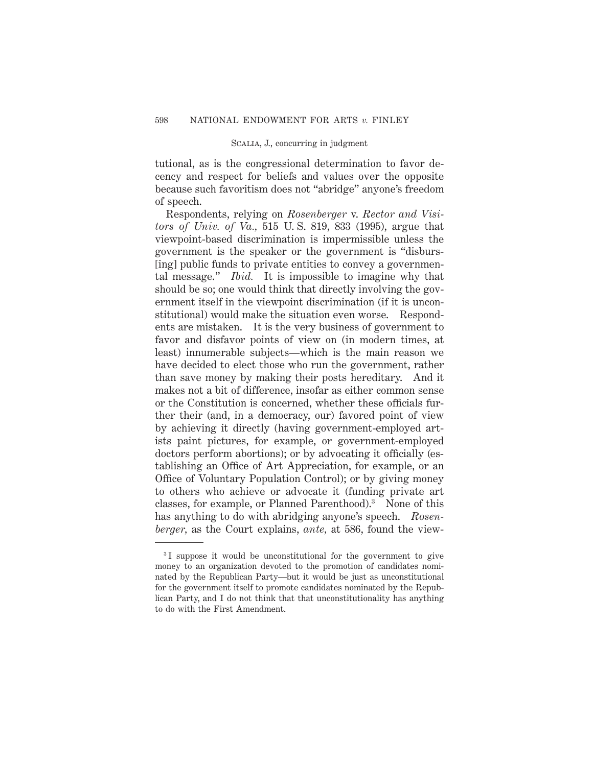tutional, as is the congressional determination to favor decency and respect for beliefs and values over the opposite because such favoritism does not "abridge" anyone's freedom of speech.

Respondents, relying on *Rosenberger* v. *Rector and Visitors of Univ. of Va.,* 515 U. S. 819, 833 (1995), argue that viewpoint-based discrimination is impermissible unless the government is the speaker or the government is "disburs[ing] public funds to private entities to convey a governmental message." *Ibid.* It is impossible to imagine why that should be so; one would think that directly involving the government itself in the viewpoint discrimination (if it is unconstitutional) would make the situation even worse. Respondents are mistaken. It is the very business of government to favor and disfavor points of view on (in modern times, at least) innumerable subjects—which is the main reason we have decided to elect those who run the government, rather than save money by making their posts hereditary. And it makes not a bit of difference, insofar as either common sense or the Constitution is concerned, whether these officials further their (and, in a democracy, our) favored point of view by achieving it directly (having government-employed artists paint pictures, for example, or government-employed doctors perform abortions); or by advocating it officially (establishing an Office of Art Appreciation, for example, or an Office of Voluntary Population Control); or by giving money to others who achieve or advocate it (funding private art classes, for example, or Planned Parenthood).[3] None of this has anything to do with abridging anyone's speech. *Rosenberger,* as the Court explains, *ante,* at 586, found the view-

[3] I suppose it would be unconstitutional for the government to give money to an organization devoted to the promotion of candidates nominated by the Republican Party—but it would be just as unconstitutional for the government itself to promote candidates nominated by the Republican Party, and I do not think that that unconstitutionality has anything to do with the First Amendment.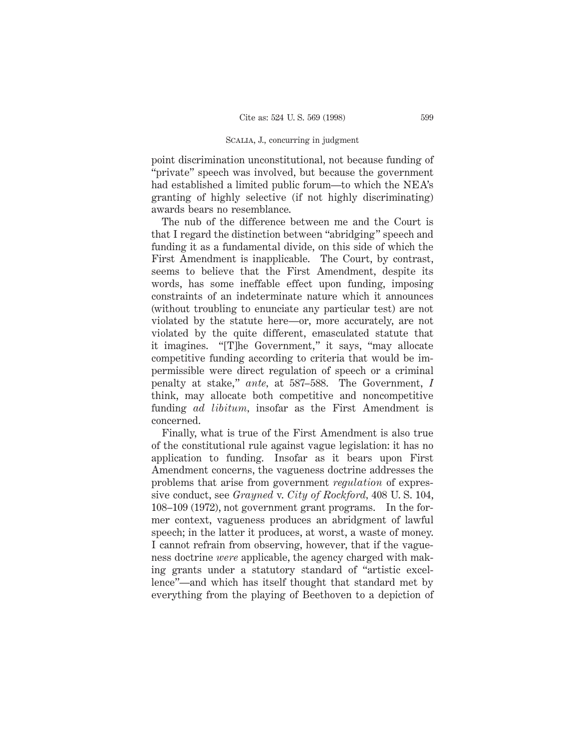point discrimination unconstitutional, not because funding of "private" speech was involved, but because the government had established a limited public forum—to which the NEA's granting of highly selective (if not highly discriminating) awards bears no resemblance.

The nub of the difference between me and the Court is that I regard the distinction between "abridging" speech and funding it as a fundamental divide, on this side of which the First Amendment is inapplicable. The Court, by contrast, seems to believe that the First Amendment, despite its words, has some ineffable effect upon funding, imposing constraints of an indeterminate nature which it announces (without troubling to enunciate any particular test) are not violated by the statute here—or, more accurately, are not violated by the quite different, emasculated statute that it imagines. "[T]he Government," it says, "may allocate competitive funding according to criteria that would be impermissible were direct regulation of speech or a criminal penalty at stake," *ante*, at 587–588. The Government, *I* think, may allocate both competitive and noncompetitive funding *ad libitum*, insofar as the First Amendment is concerned.

Finally, what is true of the First Amendment is also true of the constitutional rule against vague legislation: it has no application to funding. Insofar as it bears upon First Amendment concerns, the vagueness doctrine addresses the problems that arise from government *regulation* of expressive conduct, see *Grayned* v. *City of Rockford*, 408 U. S. 104, 108–109 (1972), not government grant programs. In the former context, vagueness produces an abridgment of lawful speech; in the latter it produces, at worst, a waste of money. I cannot refrain from observing, however, that if the vagueness doctrine *were* applicable, the agency charged with making grants under a statutory standard of "artistic excellence"—and which has itself thought that standard met by everything from the playing of Beethoven to a depiction of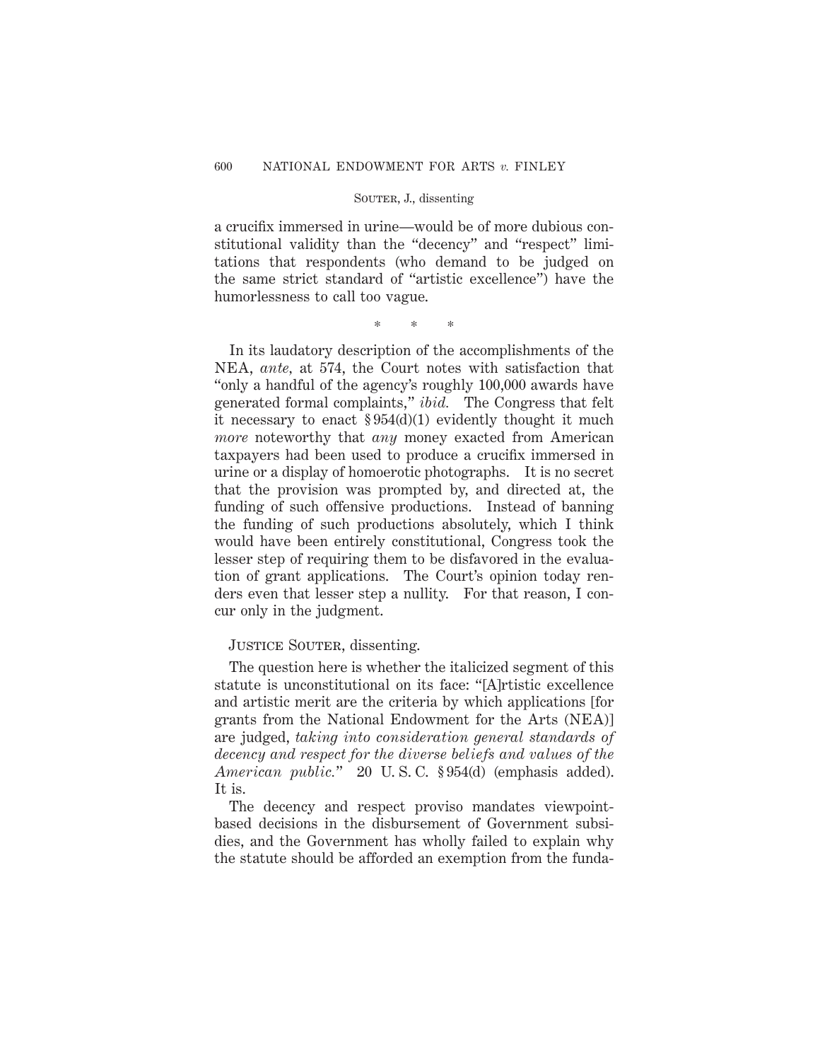a crucifix immersed in urine—would be of more dubious constitutional validity than the "decency" and "respect" limitations that respondents (who demand to be judged on the same strict standard of "artistic excellence") have the humorlessness to call too vague.

\* \* \*

In its laudatory description of the accomplishments of the NEA, *ante,* at 574, the Court notes with satisfaction that "only a handful of the agency's roughly 100,000 awards have generated formal complaints," *ibid.* The Congress that felt it necessary to enact § 954(d)(1) evidently thought it much *more* noteworthy that *any* money exacted from American taxpayers had been used to produce a crucifix immersed in urine or a display of homoerotic photographs. It is no secret that the provision was prompted by, and directed at, the funding of such offensive productions. Instead of banning the funding of such productions absolutely, which I think would have been entirely constitutional, Congress took the lesser step of requiring them to be disfavored in the evaluation of grant applications. The Court's opinion today renders even that lesser step a nullity. For that reason, I concur only in the judgment.

JUSTICE SOUTER, dissenting.

The question here is whether the italicized segment of this statute is unconstitutional on its face: "[A]rtistic excellence and artistic merit are the criteria by which applications [for grants from the National Endowment for the Arts (NEA)] are judged, *taking into consideration general standards of decency and respect for the diverse beliefs and values of the American public.*" 20 U. S. C. § 954(d) (emphasis added). It is.

The decency and respect proviso mandates viewpoint-based decisions in the disbursement of Government subsidies, and the Government has wholly failed to explain why the statute should be afforded an exemption from the funda-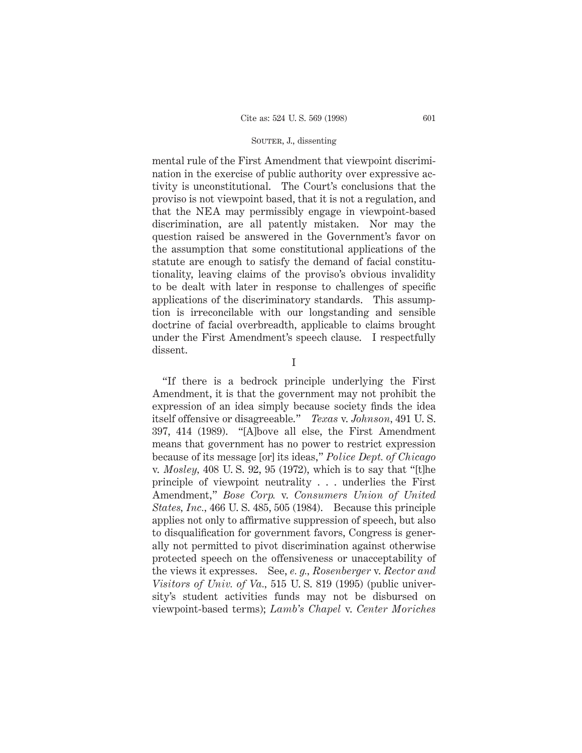mental rule of the First Amendment that viewpoint discrimination in the exercise of public authority over expressive activity is unconstitutional. The Court's conclusions that the proviso is not viewpoint based, that it is not a regulation, and that the NEA may permissibly engage in viewpoint-based discrimination, are all patently mistaken. Nor may the question raised be answered in the Government's favor on the assumption that some constitutional applications of the statute are enough to satisfy the demand of facial constitutionality, leaving claims of the proviso's obvious invalidity to be dealt with later in response to challenges of specific applications of the discriminatory standards. This assumption is irreconcilable with our longstanding and sensible doctrine of facial overbreadth, applicable to claims brought under the First Amendment's speech clause. I respectfully dissent.

I

"If there is a bedrock principle underlying the First Amendment, it is that the government may not prohibit the expression of an idea simply because society finds the idea itself offensive or disagreeable." *Texas* v. *Johnson*, 491 U. S. 397, 414 (1989). "[A]bove all else, the First Amendment means that government has no power to restrict expression because of its message [or] its ideas," *Police Dept. of Chicago* v. *Mosley*, 408 U. S. 92, 95 (1972), which is to say that "[t]he principle of viewpoint neutrality . . . underlies the First Amendment," *Bose Corp.* v. *Consumers Union of United States, Inc.*, 466 U. S. 485, 505 (1984). Because this principle applies not only to affirmative suppression of speech, but also to disqualification for government favors, Congress is generally not permitted to pivot discrimination against otherwise protected speech on the offensiveness or unacceptability of the views it expresses. See, *e. g.*, *Rosenberger* v. *Rector and Visitors of Univ. of Va.*, 515 U. S. 819 (1995) (public university's student activities funds may not be disbursed on viewpoint-based terms); *Lamb's Chapel* v. *Center Moriches*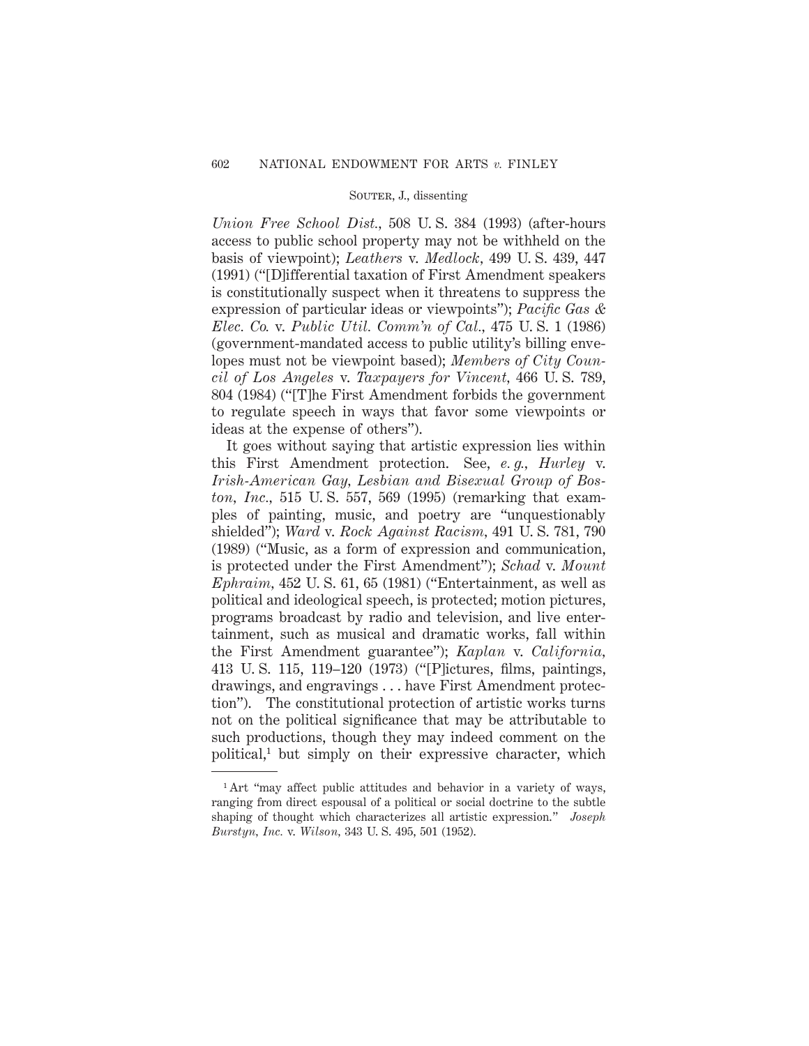*Union Free School Dist.*, 508 U. S. 384 (1993) (after-hours access to public school property may not be withheld on the basis of viewpoint); *Leathers* v. *Medlock*, 499 U. S. 439, 447 (1991) ("[D]ifferential taxation of First Amendment speakers is constitutionally suspect when it threatens to suppress the expression of particular ideas or viewpoints"); *Pacific Gas & Elec. Co.* v. *Public Util. Comm'n of Cal.*, 475 U. S. 1 (1986) (government-mandated access to public utility's billing envelopes must not be viewpoint based); *Members of City Council of Los Angeles* v. *Taxpayers for Vincent*, 466 U. S. 789, 804 (1984) ("[T]he First Amendment forbids the government to regulate speech in ways that favor some viewpoints or ideas at the expense of others").

It goes without saying that artistic expression lies within this First Amendment protection. See, *e. g.*, *Hurley* v. *Irish-American Gay, Lesbian and Bisexual Group of Boston, Inc.*, 515 U. S. 557, 569 (1995) (remarking that examples of painting, music, and poetry are "unquestionably shielded"); *Ward* v. *Rock Against Racism*, 491 U. S. 781, 790 (1989) ("Music, as a form of expression and communication, is protected under the First Amendment"); *Schad* v. *Mount Ephraim*, 452 U. S. 61, 65 (1981) ("Entertainment, as well as political and ideological speech, is protected; motion pictures, programs broadcast by radio and television, and live entertainment, such as musical and dramatic works, fall within the First Amendment guarantee"); *Kaplan* v. *California*, 413 U. S. 115, 119–120 (1973) ("[P]ictures, films, paintings, drawings, and engravings . . . have First Amendment protection"). The constitutional protection of artistic works turns not on the political significance that may be attributable to such productions, though they may indeed comment on the political,[1] but simply on their expressive character, which

[1] Art "may affect public attitudes and behavior in a variety of ways, ranging from direct espousal of a political or social doctrine to the subtle shaping of thought which characterizes all artistic expression." *Joseph Burstyn, Inc.* v. *Wilson*, 343 U. S. 495, 501 (1952).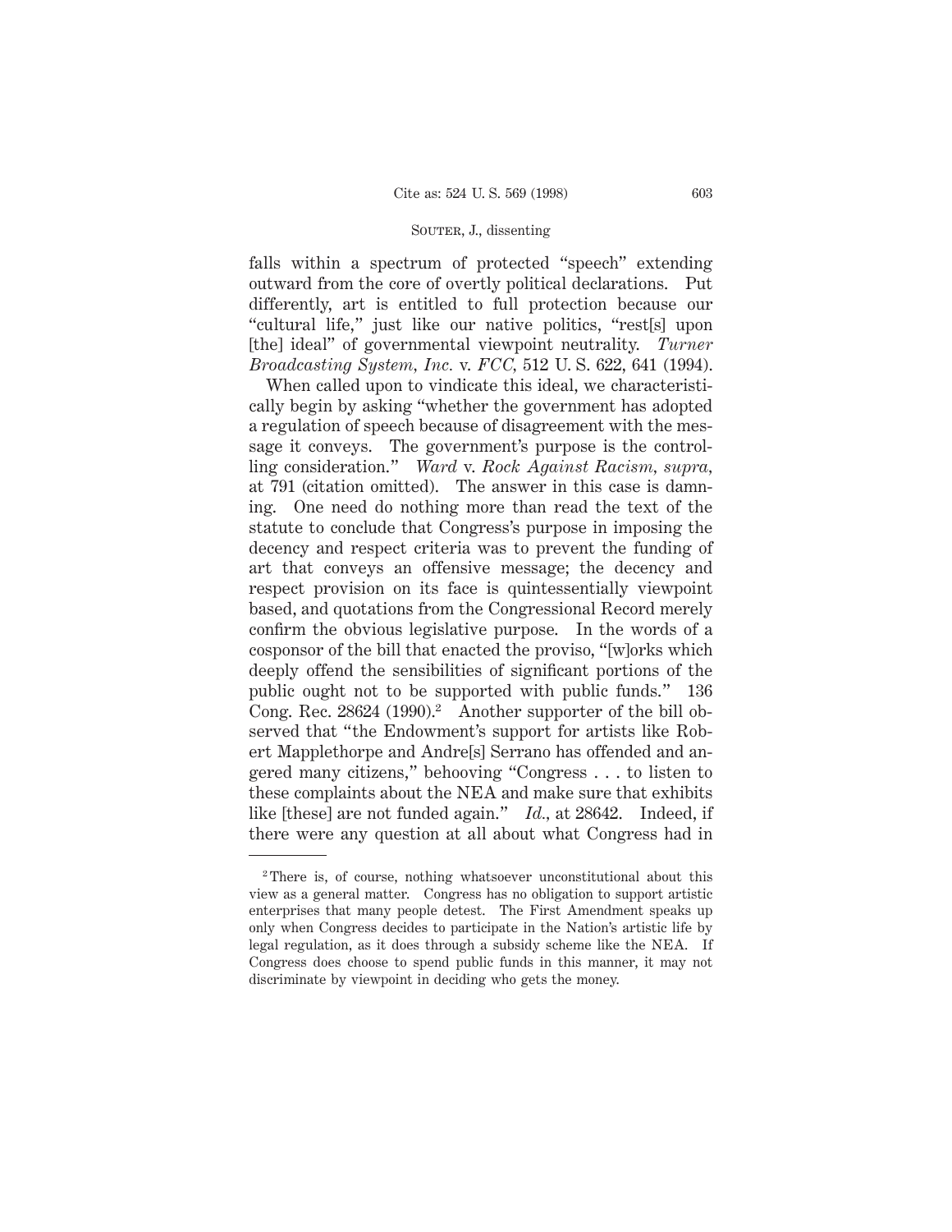falls within a spectrum of protected "speech" extending outward from the core of overtly political declarations. Put differently, art is entitled to full protection because our "cultural life," just like our native politics, "rest[s] upon [the] ideal" of governmental viewpoint neutrality. *Turner Broadcasting System, Inc.* v. *FCC,* 512 U. S. 622, 641 (1994).

When called upon to vindicate this ideal, we characteristically begin by asking "whether the government has adopted a regulation of speech because of disagreement with the message it conveys. The government's purpose is the controlling consideration." *Ward* v. *Rock Against Racism, supra,* at 791 (citation omitted). The answer in this case is damning. One need do nothing more than read the text of the statute to conclude that Congress's purpose in imposing the decency and respect criteria was to prevent the funding of art that conveys an offensive message; the decency and respect provision on its face is quintessentially viewpoint based, and quotations from the Congressional Record merely confirm the obvious legislative purpose. In the words of a cosponsor of the bill that enacted the proviso, "[w]orks which deeply offend the sensibilities of significant portions of the public ought not to be supported with public funds." 136 Cong. Rec. 28624 (1990).[2] Another supporter of the bill observed that "the Endowment's support for artists like Robert Mapplethorpe and Andre[s] Serrano has offended and angered many citizens," behooving "Congress . . . to listen to these complaints about the NEA and make sure that exhibits like [these] are not funded again." *Id.,* at 28642. Indeed, if there were any question at all about what Congress had in

---

[2] There is, of course, nothing whatsoever unconstitutional about this view as a general matter. Congress has no obligation to support artistic enterprises that many people detest. The First Amendment speaks up only when Congress decides to participate in the Nation's artistic life by legal regulation, as it does through a subsidy scheme like the NEA. If Congress does choose to spend public funds in this manner, it may not discriminate by viewpoint in deciding who gets the money.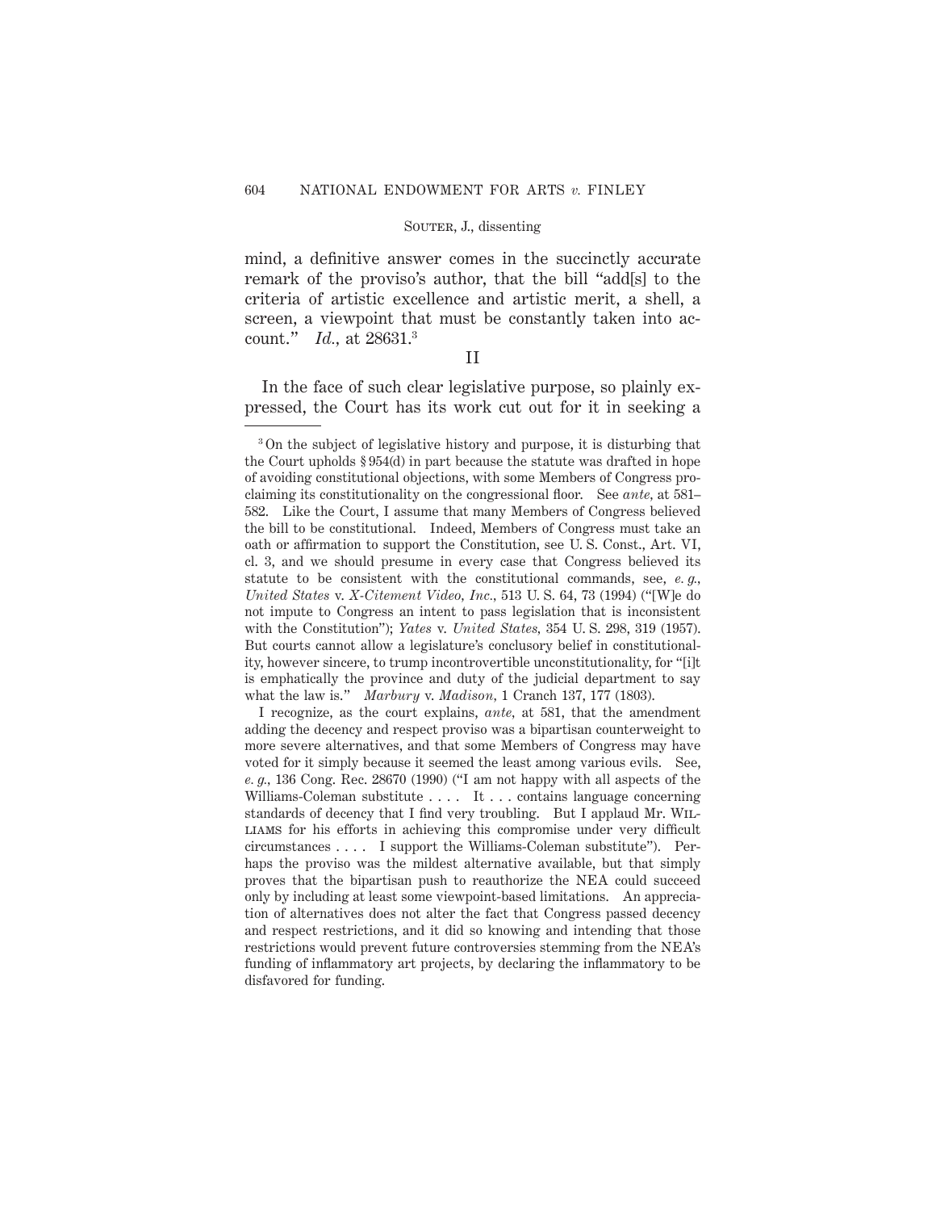mind, a definitive answer comes in the succinctly accurate remark of the proviso's author, that the bill "add[s] to the criteria of artistic excellence and artistic merit, a shell, a screen, a viewpoint that must be constantly taken into account." *Id.*, at 28631.[3]

## II

In the face of such clear legislative purpose, so plainly expressed, the Court has its work cut out for it in seeking a

---

[3] On the subject of legislative history and purpose, it is disturbing that the Court upholds § 954(d) in part because the statute was drafted in hope of avoiding constitutional objections, with some Members of Congress proclaiming its constitutionality on the congressional floor. See *ante*, at 581–582. Like the Court, I assume that many Members of Congress believed the bill to be constitutional. Indeed, Members of Congress must take an oath or affirmation to support the Constitution, see U. S. Const., Art. VI, cl. 3, and we should presume in every case that Congress believed its statute to be consistent with the constitutional commands, see, *e. g.*, *United States* v. *X-Citement Video, Inc.*, 513 U. S. 64, 73 (1994) ("[W]e do not impute to Congress an intent to pass legislation that is inconsistent with the Constitution"); *Yates* v. *United States*, 354 U. S. 298, 319 (1957). But courts cannot allow a legislature's conclusory belief in constitutionality, however sincere, to trump incontrovertible unconstitutionality, for "[i]t is emphatically the province and duty of the judicial department to say what the law is." *Marbury* v. *Madison*, 1 Cranch 137, 177 (1803).

I recognize, as the court explains, *ante*, at 581, that the amendment adding the decency and respect proviso was a bipartisan counterweight to more severe alternatives, and that some Members of Congress may have voted for it simply because it seemed the least among various evils. See, *e. g.*, 136 Cong. Rec. 28670 (1990) ("I am not happy with all aspects of the Williams-Coleman substitute . . . . It . . . contains language concerning standards of decency that I find very troubling. But I applaud Mr. WILLIAMS for his efforts in achieving this compromise under very difficult circumstances . . . . I support the Williams-Coleman substitute"). Perhaps the proviso was the mildest alternative available, but that simply proves that the bipartisan push to reauthorize the NEA could succeed only by including at least some viewpoint-based limitations. An appreciation of alternatives does not alter the fact that Congress passed decency and respect restrictions, and it did so knowing and intending that those restrictions would prevent future controversies stemming from the NEA's funding of inflammatory art projects, by declaring the inflammatory to be disfavored for funding.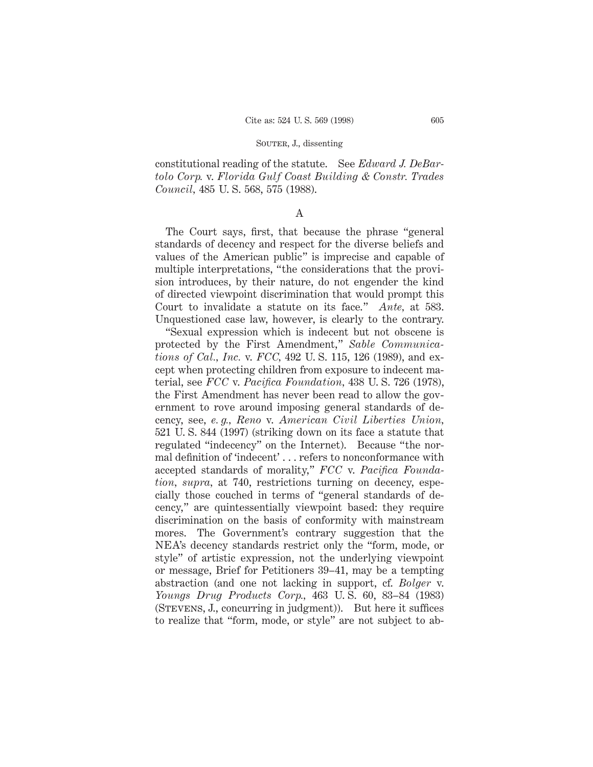constitutional reading of the statute. See *Edward J. DeBartolo Corp.* v. *Florida Gulf Coast Building & Constr. Trades Council,* 485 U. S. 568, 575 (1988).

## A

The Court says, first, that because the phrase "general standards of decency and respect for the diverse beliefs and values of the American public" is imprecise and capable of multiple interpretations, "the considerations that the provision introduces, by their nature, do not engender the kind of directed viewpoint discrimination that would prompt this Court to invalidate a statute on its face." *Ante,* at 583. Unquestioned case law, however, is clearly to the contrary.

"Sexual expression which is indecent but not obscene is protected by the First Amendment," *Sable Communications of Cal., Inc.* v. *FCC,* 492 U. S. 115, 126 (1989), and except when protecting children from exposure to indecent material, see *FCC* v. *Pacifica Foundation,* 438 U. S. 726 (1978), the First Amendment has never been read to allow the government to rove around imposing general standards of decency, see, *e. g., Reno* v. *American Civil Liberties Union,* 521 U. S. 844 (1997) (striking down on its face a statute that regulated "indecency" on the Internet). Because "the normal definition of 'indecent' . . . refers to nonconformance with accepted standards of morality," *FCC* v. *Pacifica Foundation, supra,* at 740, restrictions turning on decency, especially those couched in terms of "general standards of decency," are quintessentially viewpoint based: they require discrimination on the basis of conformity with mainstream mores. The Government's contrary suggestion that the NEA's decency standards restrict only the "form, mode, or style" of artistic expression, not the underlying viewpoint or message, Brief for Petitioners 39–41, may be a tempting abstraction (and one not lacking in support, cf. *Bolger* v. *Youngs Drug Products Corp.,* 463 U. S. 60, 83–84 (1983) (Stevens, J., concurring in judgment)). But here it suffices to realize that "form, mode, or style" are not subject to ab-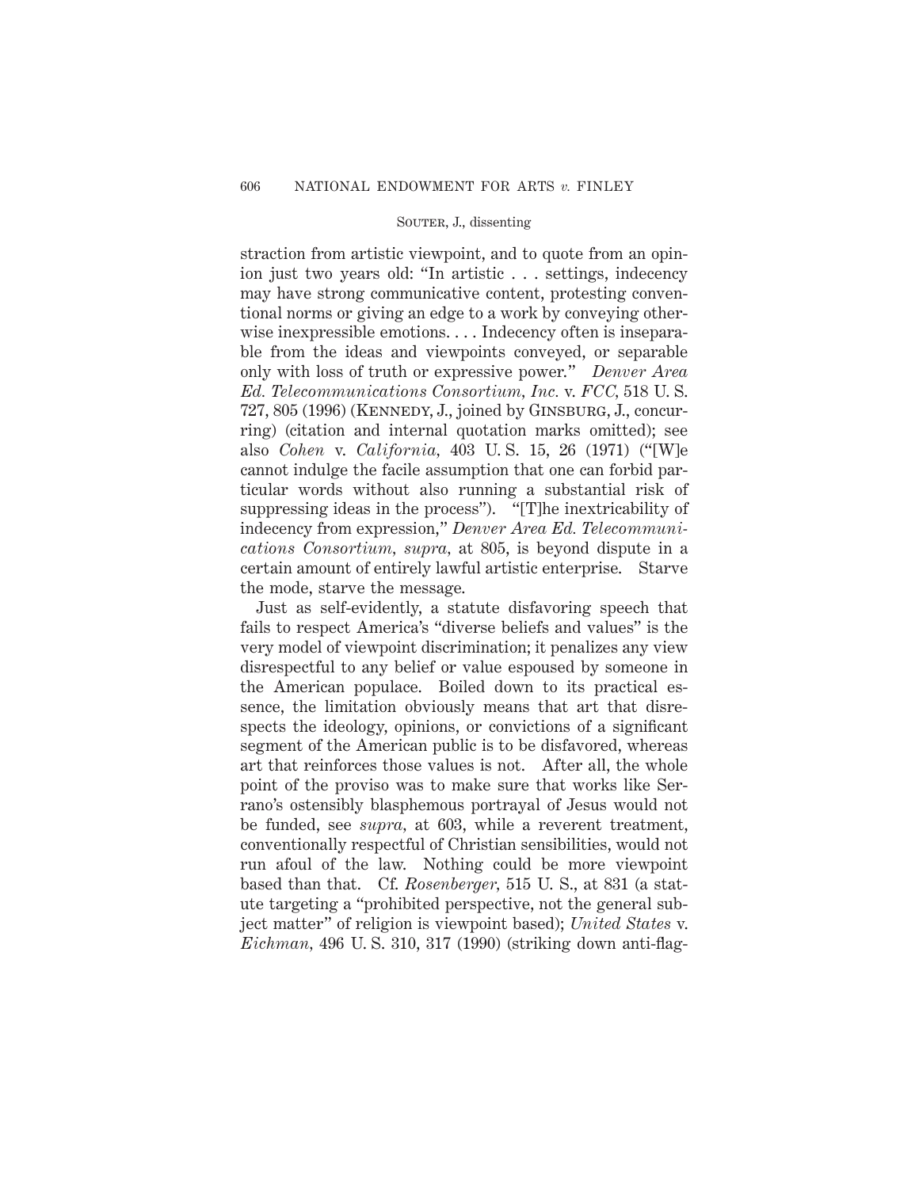straction from artistic viewpoint, and to quote from an opinion just two years old: "In artistic . . . settings, indecency may have strong communicative content, protesting conventional norms or giving an edge to a work by conveying otherwise inexpressible emotions. . . . Indecency often is inseparable from the ideas and viewpoints conveyed, or separable only with loss of truth or expressive power." *Denver Area Ed. Telecommunications Consortium, Inc.* v. *FCC,* 518 U. S. 727, 805 (1996) (Kennedy, J., joined by Ginsburg, J., concurring) (citation and internal quotation marks omitted); see also *Cohen* v. *California*, 403 U. S. 15, 26 (1971) ("[W]e cannot indulge the facile assumption that one can forbid particular words without also running a substantial risk of suppressing ideas in the process"). "[T]he inextricability of indecency from expression," *Denver Area Ed. Telecommunications Consortium, supra,* at 805, is beyond dispute in a certain amount of entirely lawful artistic enterprise. Starve the mode, starve the message.

Just as self-evidently, a statute disfavoring speech that fails to respect America's "diverse beliefs and values" is the very model of viewpoint discrimination; it penalizes any view disrespectful to any belief or value espoused by someone in the American populace. Boiled down to its practical essence, the limitation obviously means that art that disrespects the ideology, opinions, or convictions of a significant segment of the American public is to be disfavored, whereas art that reinforces those values is not. After all, the whole point of the proviso was to make sure that works like Serrano's ostensibly blasphemous portrayal of Jesus would not be funded, see *supra,* at 603, while a reverent treatment, conventionally respectful of Christian sensibilities, would not run afoul of the law. Nothing could be more viewpoint based than that. Cf. *Rosenberger,* 515 U. S., at 831 (a statute targeting a "prohibited perspective, not the general subject matter" of religion is viewpoint based); *United States* v. *Eichman,* 496 U. S. 310, 317 (1990) (striking down anti-flag-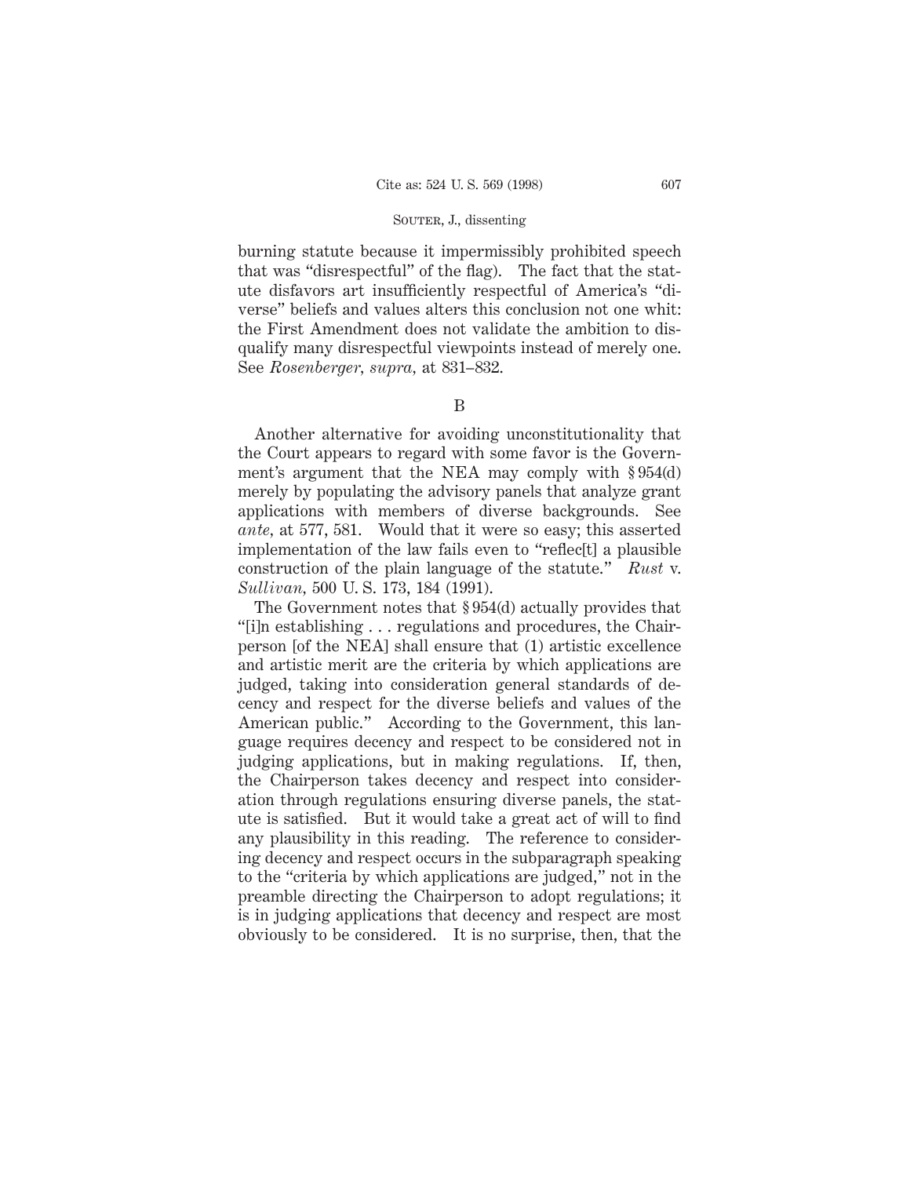burning statute because it impermissibly prohibited speech that was "disrespectful" of the flag). The fact that the statute disfavors art insufficiently respectful of America's "diverse" beliefs and values alters this conclusion not one whit: the First Amendment does not validate the ambition to disqualify many disrespectful viewpoints instead of merely one. See *Rosenberger*, *supra*, at 831–832.

B

Another alternative for avoiding unconstitutionality that the Court appears to regard with some favor is the Government's argument that the NEA may comply with § 954(d) merely by populating the advisory panels that analyze grant applications with members of diverse backgrounds. See *ante*, at 577, 581. Would that it were so easy; this asserted implementation of the law fails even to "reflec[t] a plausible construction of the plain language of the statute." *Rust* v. *Sullivan*, 500 U. S. 173, 184 (1991).

The Government notes that § 954(d) actually provides that "[i]n establishing . . . regulations and procedures, the Chairperson [of the NEA] shall ensure that (1) artistic excellence and artistic merit are the criteria by which applications are judged, taking into consideration general standards of decency and respect for the diverse beliefs and values of the American public." According to the Government, this language requires decency and respect to be considered not in judging applications, but in making regulations. If, then, the Chairperson takes decency and respect into consideration through regulations ensuring diverse panels, the statute is satisfied. But it would take a great act of will to find any plausibility in this reading. The reference to considering decency and respect occurs in the subparagraph speaking to the "criteria by which applications are judged," not in the preamble directing the Chairperson to adopt regulations; it is in judging applications that decency and respect are most obviously to be considered. It is no surprise, then, that the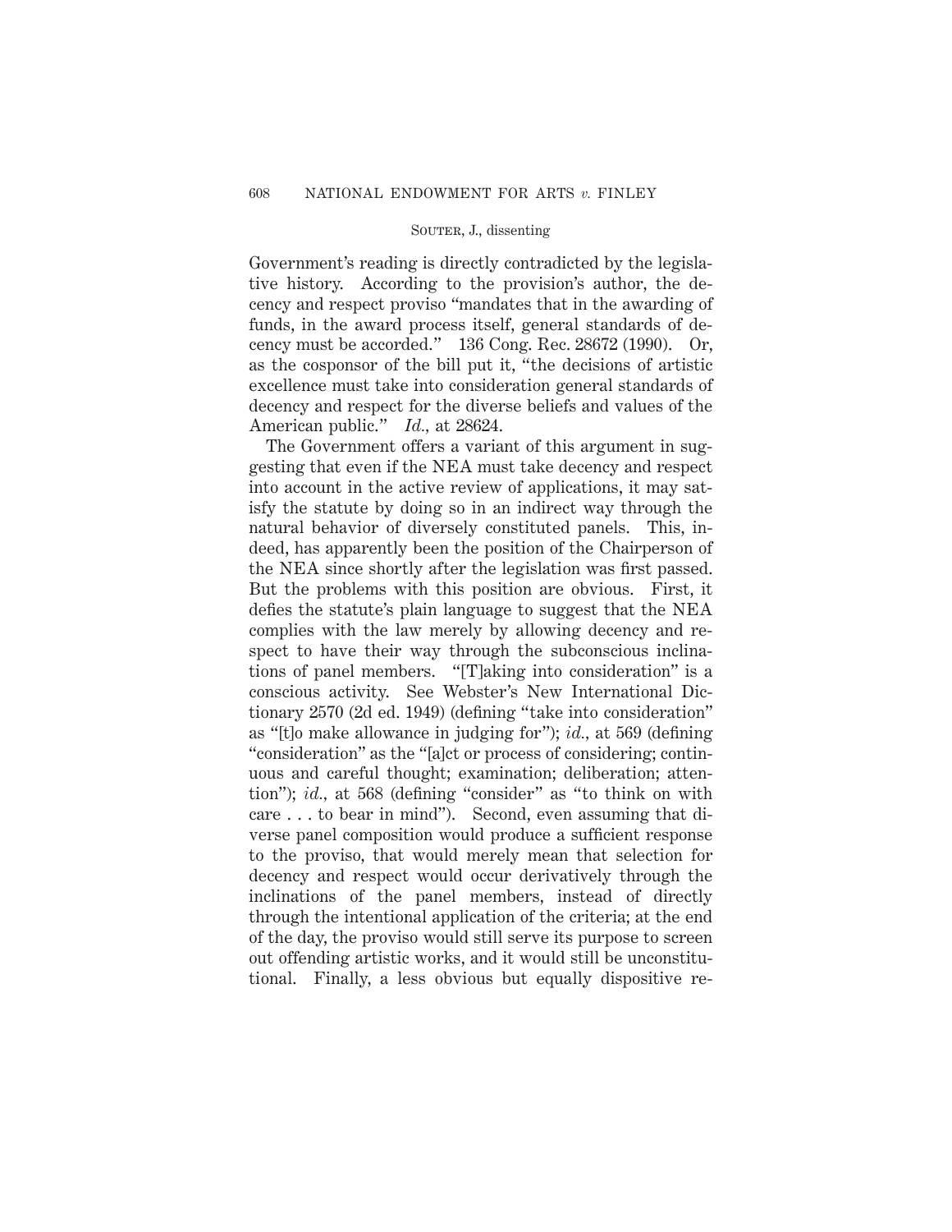Government's reading is directly contradicted by the legislative history. According to the provision's author, the decency and respect proviso "mandates that in the awarding of funds, in the award process itself, general standards of decency must be accorded." 136 Cong. Rec. 28672 (1990). Or, as the cosponsor of the bill put it, "the decisions of artistic excellence must take into consideration general standards of decency and respect for the diverse beliefs and values of the American public." *Id.*, at 28624.

The Government offers a variant of this argument in suggesting that even if the NEA must take decency and respect into account in the active review of applications, it may satisfy the statute by doing so in an indirect way through the natural behavior of diversely constituted panels. This, indeed, has apparently been the position of the Chairperson of the NEA since shortly after the legislation was first passed. But the problems with this position are obvious. First, it defies the statute's plain language to suggest that the NEA complies with the law merely by allowing decency and respect to have their way through the subconscious inclinations of panel members. "[T]aking into consideration" is a conscious activity. See Webster's New International Dictionary 2570 (2d ed. 1949) (defining "take into consideration" as "[t]o make allowance in judging for"); *id.*, at 569 (defining "consideration" as the "[a]ct or process of considering; continuous and careful thought; examination; deliberation; attention"); *id.*, at 568 (defining "consider" as "to think on with care . . . to bear in mind"). Second, even assuming that diverse panel composition would produce a sufficient response to the proviso, that would merely mean that selection for decency and respect would occur derivatively through the inclinations of the panel members, instead of directly through the intentional application of the criteria; at the end of the day, the proviso would still serve its purpose to screen out offending artistic works, and it would still be unconstitutional. Finally, a less obvious but equally dispositive re-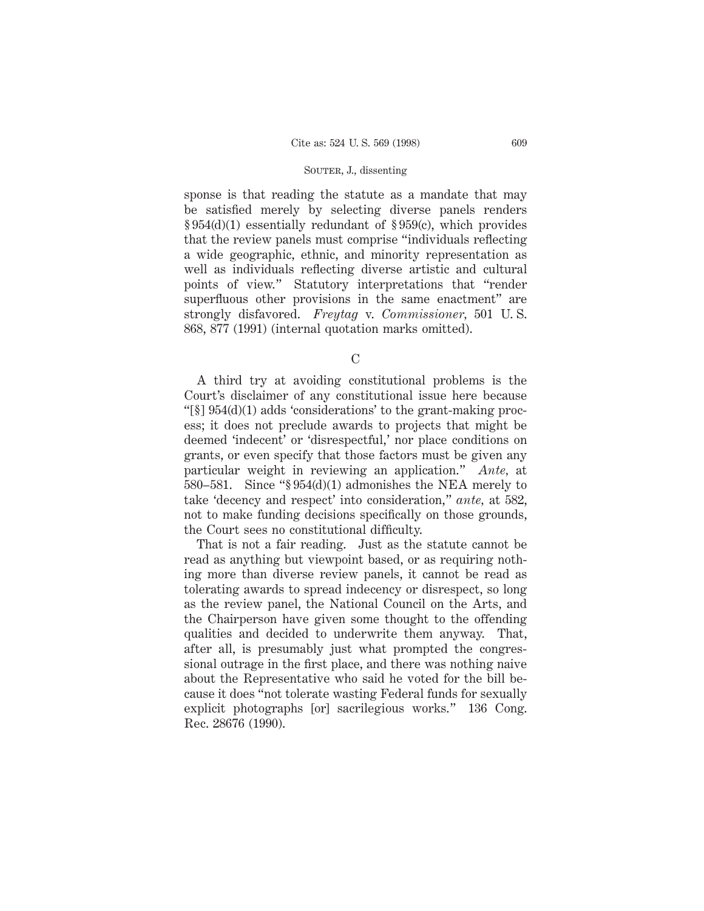sponse is that reading the statute as a mandate that may be satisfied merely by selecting diverse panels renders § 954(d)(1) essentially redundant of § 959(c), which provides that the review panels must comprise "individuals reflecting a wide geographic, ethnic, and minority representation as well as individuals reflecting diverse artistic and cultural points of view." Statutory interpretations that "render superfluous other provisions in the same enactment" are strongly disfavored. *Freytag* v. *Commissioner*, 501 U. S. 868, 877 (1991) (internal quotation marks omitted).

C

A third try at avoiding constitutional problems is the Court's disclaimer of any constitutional issue here because "[§] 954(d)(1) adds 'considerations' to the grant-making process; it does not preclude awards to projects that might be deemed 'indecent' or 'disrespectful,' nor place conditions on grants, or even specify that those factors must be given any particular weight in reviewing an application." *Ante*, at 580–581. Since "§ 954(d)(1) admonishes the NEA merely to take 'decency and respect' into consideration," *ante*, at 582, not to make funding decisions specifically on those grounds, the Court sees no constitutional difficulty.

That is not a fair reading. Just as the statute cannot be read as anything but viewpoint based, or as requiring nothing more than diverse review panels, it cannot be read as tolerating awards to spread indecency or disrespect, so long as the review panel, the National Council on the Arts, and the Chairperson have given some thought to the offending qualities and decided to underwrite them anyway. That, after all, is presumably just what prompted the congressional outrage in the first place, and there was nothing naive about the Representative who said he voted for the bill because it does "not tolerate wasting Federal funds for sexually explicit photographs [or] sacrilegious works." 136 Cong. Rec. 28676 (1990).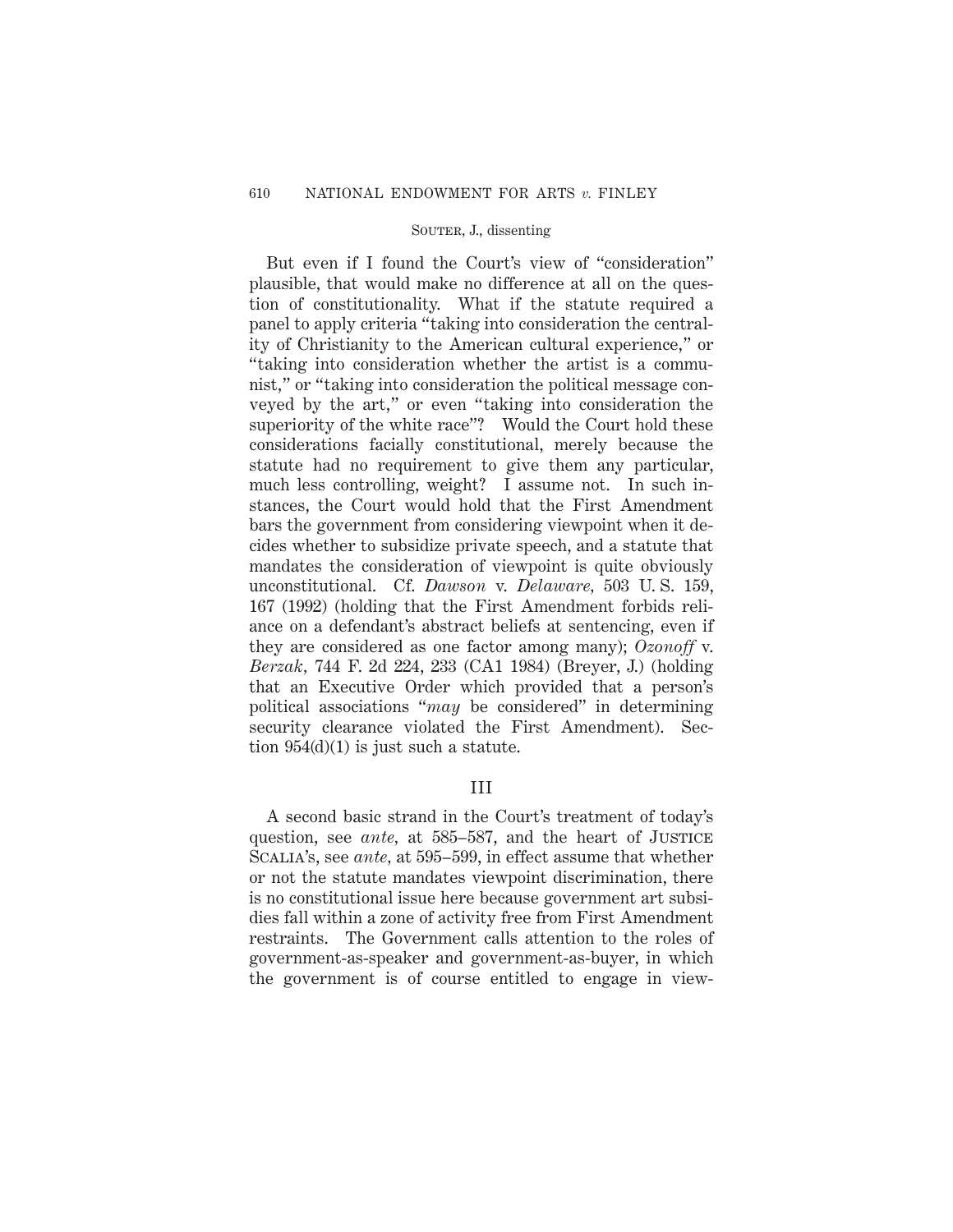But even if I found the Court's view of "consideration" plausible, that would make no difference at all on the question of constitutionality. What if the statute required a panel to apply criteria "taking into consideration the centrality of Christianity to the American cultural experience," or "taking into consideration whether the artist is a communist," or "taking into consideration the political message conveyed by the art," or even "taking into consideration the superiority of the white race"? Would the Court hold these considerations facially constitutional, merely because the statute had no requirement to give them any particular, much less controlling, weight? I assume not. In such instances, the Court would hold that the First Amendment bars the government from considering viewpoint when it decides whether to subsidize private speech, and a statute that mandates the consideration of viewpoint is quite obviously unconstitutional. Cf. *Dawson* v. *Delaware,* 503 U. S. 159, 167 (1992) (holding that the First Amendment forbids reliance on a defendant's abstract beliefs at sentencing, even if they are considered as one factor among many); *Ozonoff* v. *Berzak,* 744 F. 2d 224, 233 (CA1 1984) (Breyer, J.) (holding that an Executive Order which provided that a person's political associations "*may* be considered" in determining security clearance violated the First Amendment). Section 954(d)(1) is just such a statute.

## III

A second basic strand in the Court's treatment of today's question, see *ante,* at 585–587, and the heart of Justice Scalia's, see *ante,* at 595–599, in effect assume that whether or not the statute mandates viewpoint discrimination, there is no constitutional issue here because government art subsidies fall within a zone of activity free from First Amendment restraints. The Government calls attention to the roles of government-as-speaker and government-as-buyer, in which the government is of course entitled to engage in view-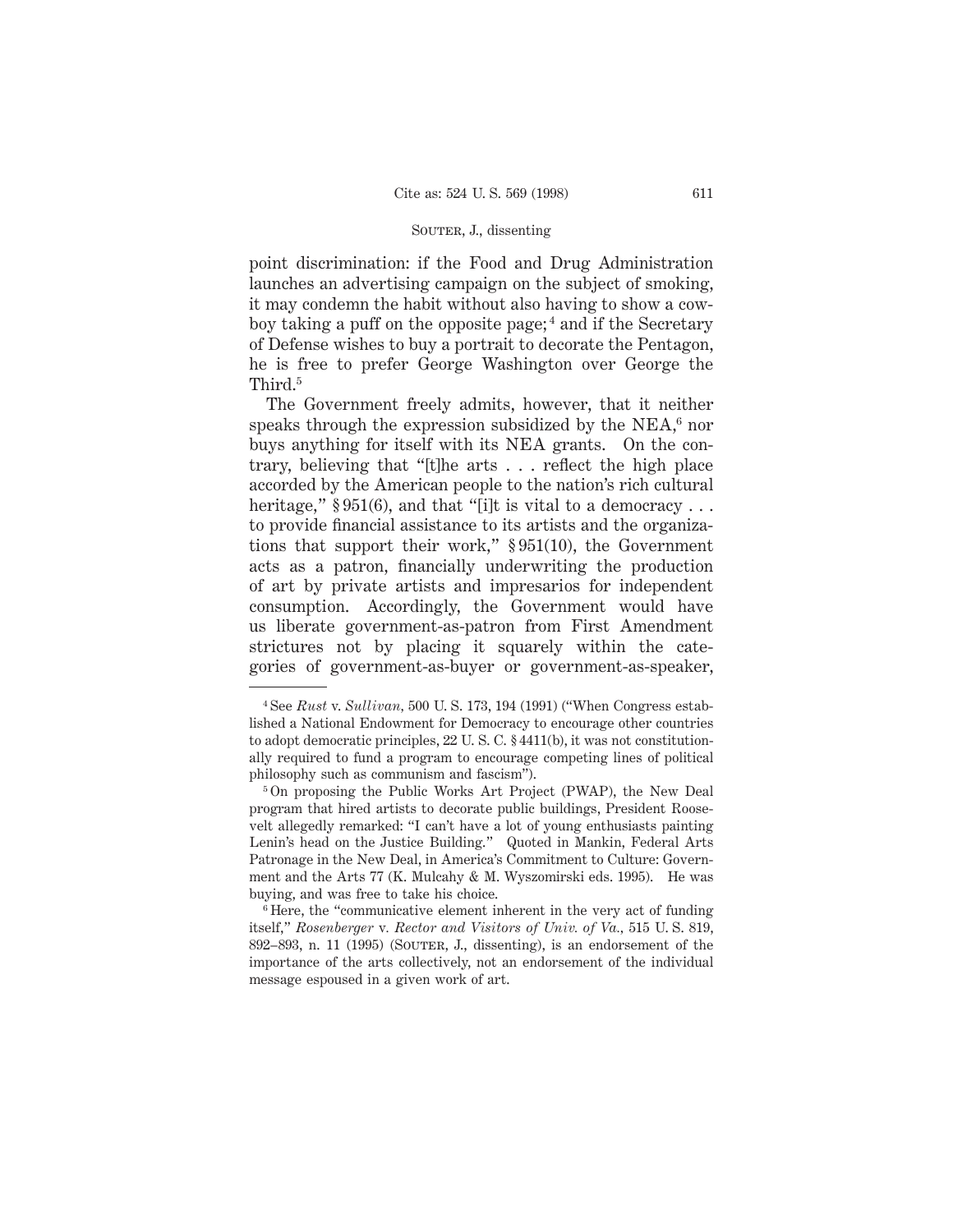point discrimination: if the Food and Drug Administration launches an advertising campaign on the subject of smoking, it may condemn the habit without also having to show a cowboy taking a puff on the opposite page;[4] and if the Secretary of Defense wishes to buy a portrait to decorate the Pentagon, he is free to prefer George Washington over George the Third.[5]

The Government freely admits, however, that it neither speaks through the expression subsidized by the NEA,[6] nor buys anything for itself with its NEA grants. On the contrary, believing that "[t]he arts . . . reflect the high place accorded by the American people to the nation's rich cultural heritage," § 951(6), and that "[i]t is vital to a democracy . . . to provide financial assistance to its artists and the organizations that support their work," § 951(10), the Government acts as a patron, financially underwriting the production of art by private artists and impresarios for independent consumption. Accordingly, the Government would have us liberate government-as-patron from First Amendment strictures not by placing it squarely within the categories of government-as-buyer or government-as-speaker,

---

[4] See *Rust* v. *Sullivan*, 500 U. S. 173, 194 (1991) ("When Congress established a National Endowment for Democracy to encourage other countries to adopt democratic principles, 22 U. S. C. § 4411(b), it was not constitutionally required to fund a program to encourage competing lines of political philosophy such as communism and fascism").

[5] On proposing the Public Works Art Project (PWAP), the New Deal program that hired artists to decorate public buildings, President Roosevelt allegedly remarked: "I can't have a lot of young enthusiasts painting Lenin's head on the Justice Building." Quoted in Mankin, Federal Arts Patronage in the New Deal, in America's Commitment to Culture: Government and the Arts 77 (K. Mulcahy & M. Wyszomirski eds. 1995). He was buying, and was free to take his choice.

[6] Here, the "communicative element inherent in the very act of funding itself," *Rosenberger* v. *Rector and Visitors of Univ. of Va.*, 515 U. S. 819, 892–893, n. 11 (1995) (Souter, J., dissenting), is an endorsement of the importance of the arts collectively, not an endorsement of the individual message espoused in a given work of art.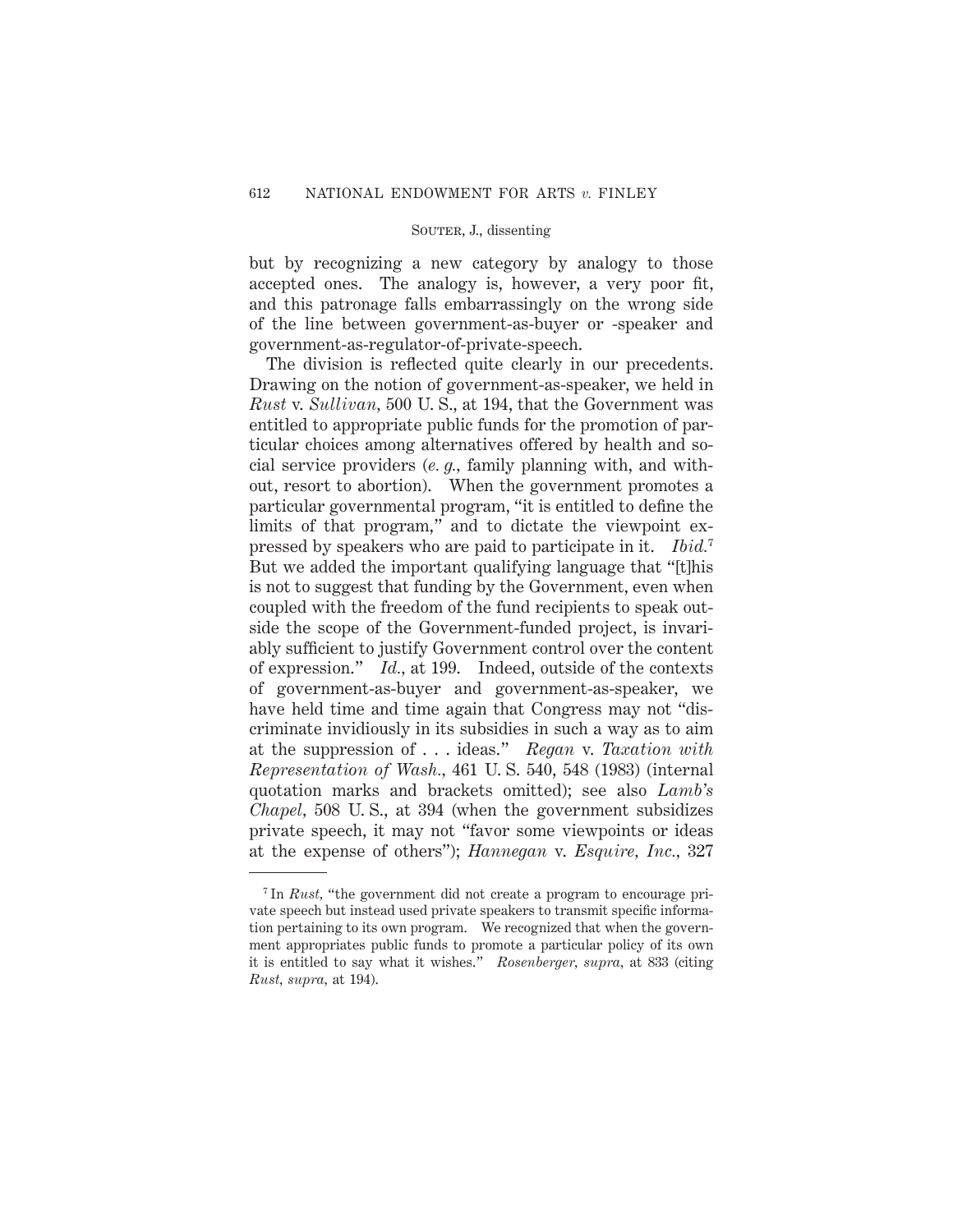but by recognizing a new category by analogy to those accepted ones. The analogy is, however, a very poor fit, and this patronage falls embarrassingly on the wrong side of the line between government-as-buyer or -speaker and government-as-regulator-of-private-speech.

The division is reflected quite clearly in our precedents. Drawing on the notion of government-as-speaker, we held in *Rust* v. *Sullivan,* 500 U. S., at 194, that the Government was entitled to appropriate public funds for the promotion of particular choices among alternatives offered by health and social service providers (*e. g.,* family planning with, and without, resort to abortion). When the government promotes a particular governmental program, "it is entitled to define the limits of that program," and to dictate the viewpoint expressed by speakers who are paid to participate in it. *Ibid.*[7] But we added the important qualifying language that "[t]his is not to suggest that funding by the Government, even when coupled with the freedom of the fund recipients to speak outside the scope of the Government-funded project, is invariably sufficient to justify Government control over the content of expression." *Id.,* at 199. Indeed, outside of the contexts of government-as-buyer and government-as-speaker, we have held time and time again that Congress may not "discriminate invidiously in its subsidies in such a way as to aim at the suppression of . . . ideas." *Regan* v. *Taxation with Representation of Wash.,* 461 U. S. 540, 548 (1983) (internal quotation marks and brackets omitted); see also *Lamb's Chapel,* 508 U. S., at 394 (when the government subsidizes private speech, it may not "favor some viewpoints or ideas at the expense of others"); *Hannegan* v. *Esquire, Inc.,* 327

---

[7] In *Rust,* "the government did not create a program to encourage private speech but instead used private speakers to transmit specific information pertaining to its own program. We recognized that when the government appropriates public funds to promote a particular policy of its own it is entitled to say what it wishes." *Rosenberger, supra,* at 833 (citing *Rust, supra,* at 194).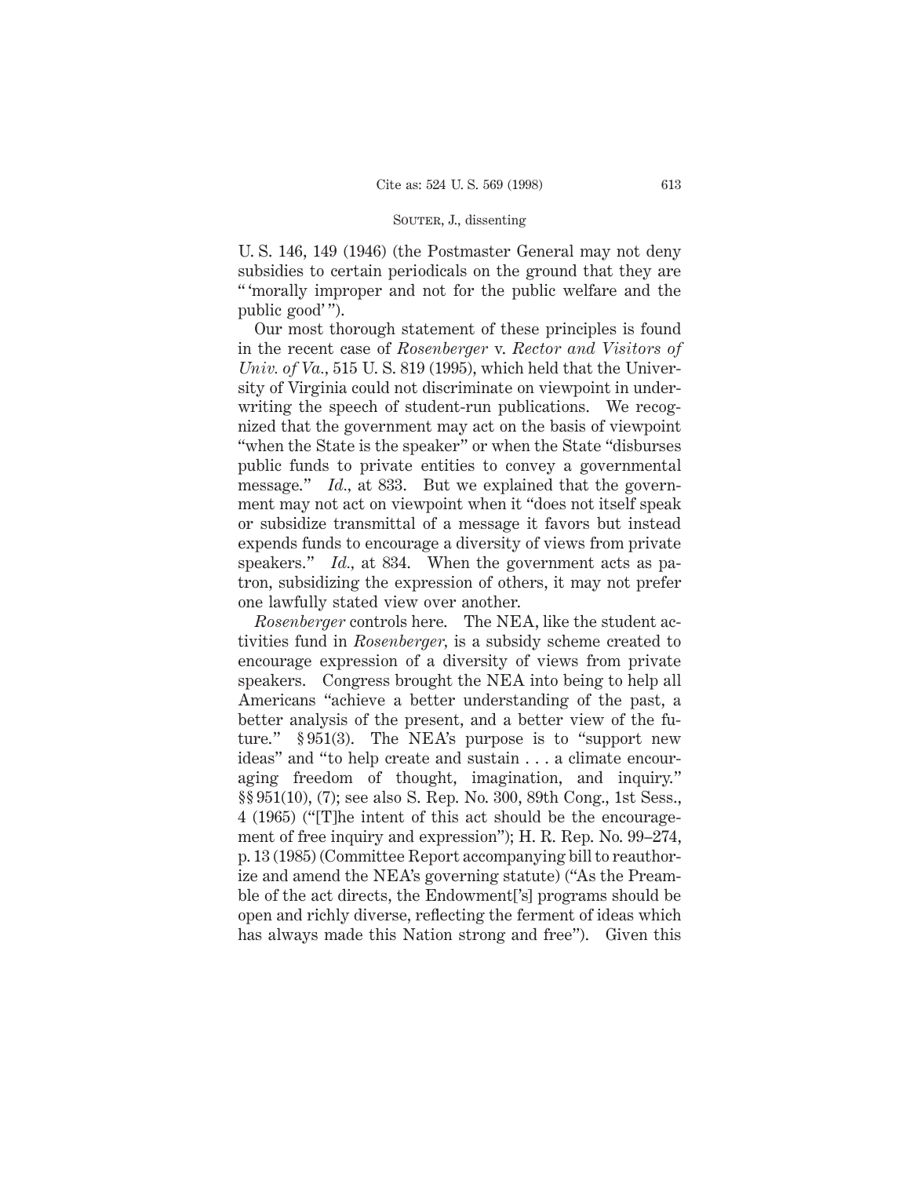U. S. 146, 149 (1946) (the Postmaster General may not deny subsidies to certain periodicals on the ground that they are " 'morally improper and not for the public welfare and the public good' ").

Our most thorough statement of these principles is found in the recent case of *Rosenberger* v. *Rector and Visitors of Univ. of Va.*, 515 U. S. 819 (1995), which held that the University of Virginia could not discriminate on viewpoint in underwriting the speech of student-run publications. We recognized that the government may act on the basis of viewpoint "when the State is the speaker" or when the State "disburses public funds to private entities to convey a governmental message." *Id.*, at 833. But we explained that the government may not act on viewpoint when it "does not itself speak or subsidize transmittal of a message it favors but instead expends funds to encourage a diversity of views from private speakers." *Id.*, at 834. When the government acts as patron, subsidizing the expression of others, it may not prefer one lawfully stated view over another.

*Rosenberger* controls here. The NEA, like the student activities fund in *Rosenberger,* is a subsidy scheme created to encourage expression of a diversity of views from private speakers. Congress brought the NEA into being to help all Americans "achieve a better understanding of the past, a better analysis of the present, and a better view of the future." § 951(3). The NEA's purpose is to "support new ideas" and "to help create and sustain . . . a climate encouraging freedom of thought, imagination, and inquiry." §§ 951(10), (7); see also S. Rep. No. 300, 89th Cong., 1st Sess., 4 (1965) ("[T]he intent of this act should be the encouragement of free inquiry and expression"); H. R. Rep. No. 99–274, p. 13 (1985) (Committee Report accompanying bill to reauthorize and amend the NEA's governing statute) ("As the Preamble of the act directs, the Endowment['s] programs should be open and richly diverse, reflecting the ferment of ideas which has always made this Nation strong and free"). Given this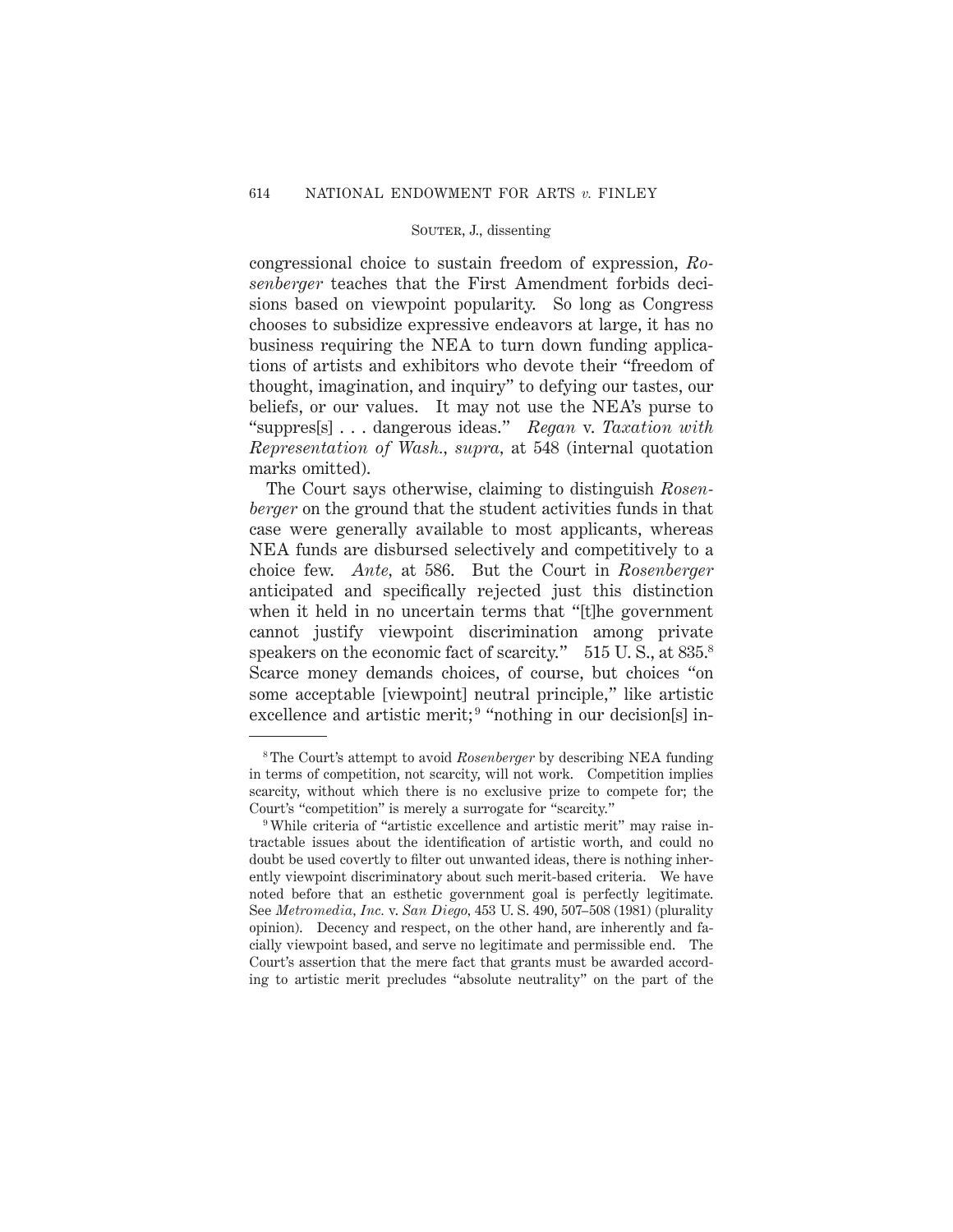congressional choice to sustain freedom of expression, *Rosenberger* teaches that the First Amendment forbids decisions based on viewpoint popularity. So long as Congress chooses to subsidize expressive endeavors at large, it has no business requiring the NEA to turn down funding applications of artists and exhibitors who devote their "freedom of thought, imagination, and inquiry" to defying our tastes, our beliefs, or our values. It may not use the NEA's purse to "suppres[s] . . . dangerous ideas." *Regan* v. *Taxation with Representation of Wash., supra,* at 548 (internal quotation marks omitted).

The Court says otherwise, claiming to distinguish *Rosenberger* on the ground that the student activities funds in that case were generally available to most applicants, whereas NEA funds are disbursed selectively and competitively to a choice few. *Ante,* at 586. But the Court in *Rosenberger* anticipated and specifically rejected just this distinction when it held in no uncertain terms that "[t]he government cannot justify viewpoint discrimination among private speakers on the economic fact of scarcity." 515 U. S., at 835.[8] Scarce money demands choices, of course, but choices "on some acceptable [viewpoint] neutral principle," like artistic excellence and artistic merit;[9] "nothing in our decision[s] in-

---

[8] The Court's attempt to avoid *Rosenberger* by describing NEA funding in terms of competition, not scarcity, will not work. Competition implies scarcity, without which there is no exclusive prize to compete for; the Court's "competition" is merely a surrogate for "scarcity."

[9] While criteria of "artistic excellence and artistic merit" may raise intractable issues about the identification of artistic worth, and could no doubt be used covertly to filter out unwanted ideas, there is nothing inherently viewpoint discriminatory about such merit-based criteria. We have noted before that an esthetic government goal is perfectly legitimate. See *Metromedia, Inc.* v. *San Diego,* 453 U. S. 490, 507–508 (1981) (plurality opinion). Decency and respect, on the other hand, are inherently and facially viewpoint based, and serve no legitimate and permissible end. The Court's assertion that the mere fact that grants must be awarded according to artistic merit precludes "absolute neutrality" on the part of the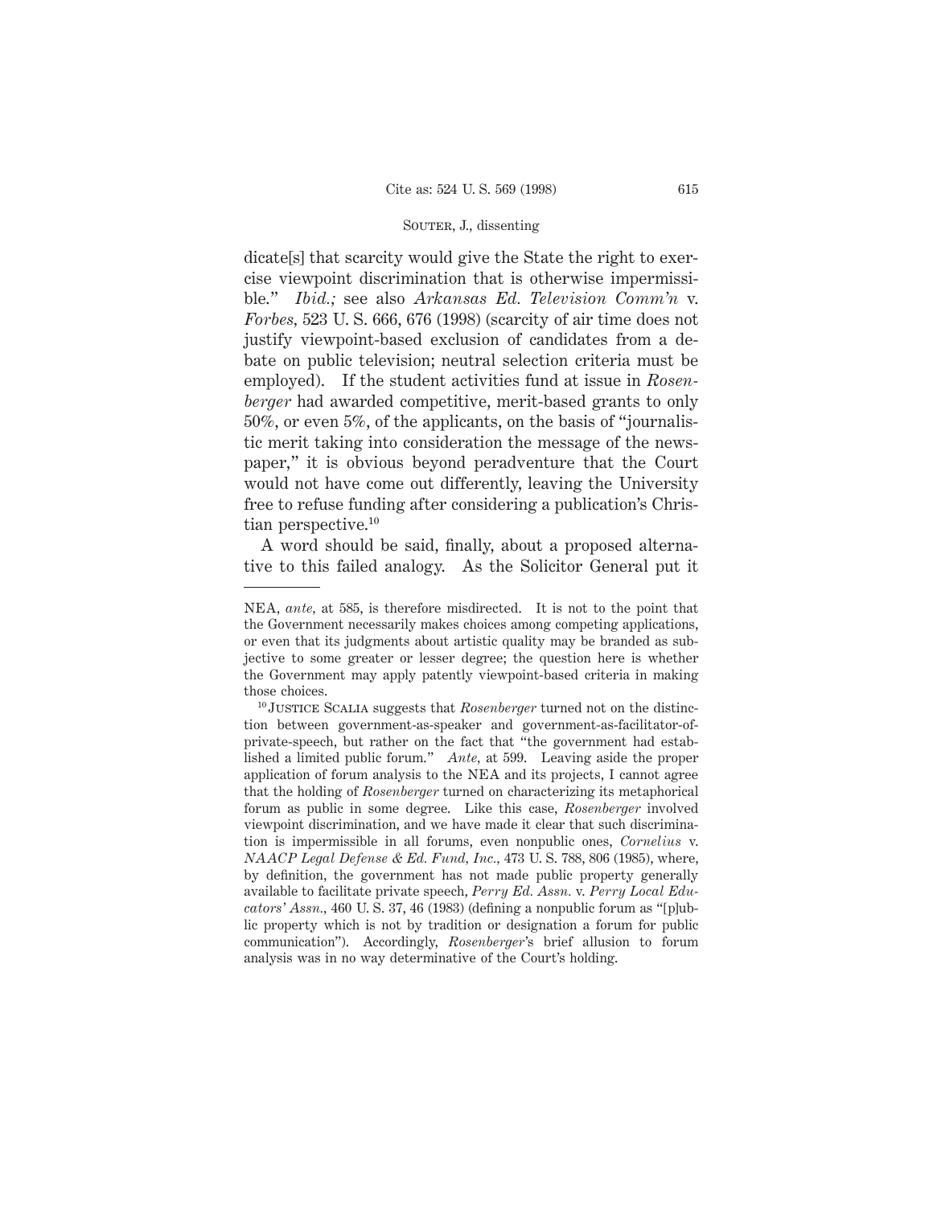dicate[s] that scarcity would give the State the right to exercise viewpoint discrimination that is otherwise impermissible." *Ibid.;* see also *Arkansas Ed. Television Comm'n* v. *Forbes*, 523 U. S. 666, 676 (1998) (scarcity of air time does not justify viewpoint-based exclusion of candidates from a debate on public television; neutral selection criteria must be employed). If the student activities fund at issue in *Rosenberger* had awarded competitive, merit-based grants to only 50%, or even 5%, of the applicants, on the basis of "journalistic merit taking into consideration the message of the newspaper," it is obvious beyond peradventure that the Court would not have come out differently, leaving the University free to refuse funding after considering a publication's Christian perspective.[10]

A word should be said, finally, about a proposed alternative to this failed analogy. As the Solicitor General put it

---

NEA, *ante*, at 585, is therefore misdirected. It is not to the point that the Government necessarily makes choices among competing applications, or even that its judgments about artistic quality may be branded as subjective to some greater or lesser degree; the question here is whether the Government may apply patently viewpoint-based criteria in making those choices.

[10] JUSTICE SCALIA suggests that *Rosenberger* turned not on the distinction between government-as-speaker and government-as-facilitator-of-private-speech, but rather on the fact that "the government had established a limited public forum." *Ante*, at 599. Leaving aside the proper application of forum analysis to the NEA and its projects, I cannot agree that the holding of *Rosenberger* turned on characterizing its metaphorical forum as public in some degree. Like this case, *Rosenberger* involved viewpoint discrimination, and we have made it clear that such discrimination is impermissible in all forums, even nonpublic ones, *Cornelius* v. *NAACP Legal Defense & Ed. Fund, Inc.*, 473 U. S. 788, 806 (1985), where, by definition, the government has not made public property generally available to facilitate private speech, *Perry Ed. Assn.* v. *Perry Local Educators' Assn.*, 460 U. S. 37, 46 (1983) (defining a nonpublic forum as "[p]ublic property which is not by tradition or designation a forum for public communication"). Accordingly, *Rosenberger*'s brief allusion to forum analysis was in no way determinative of the Court's holding.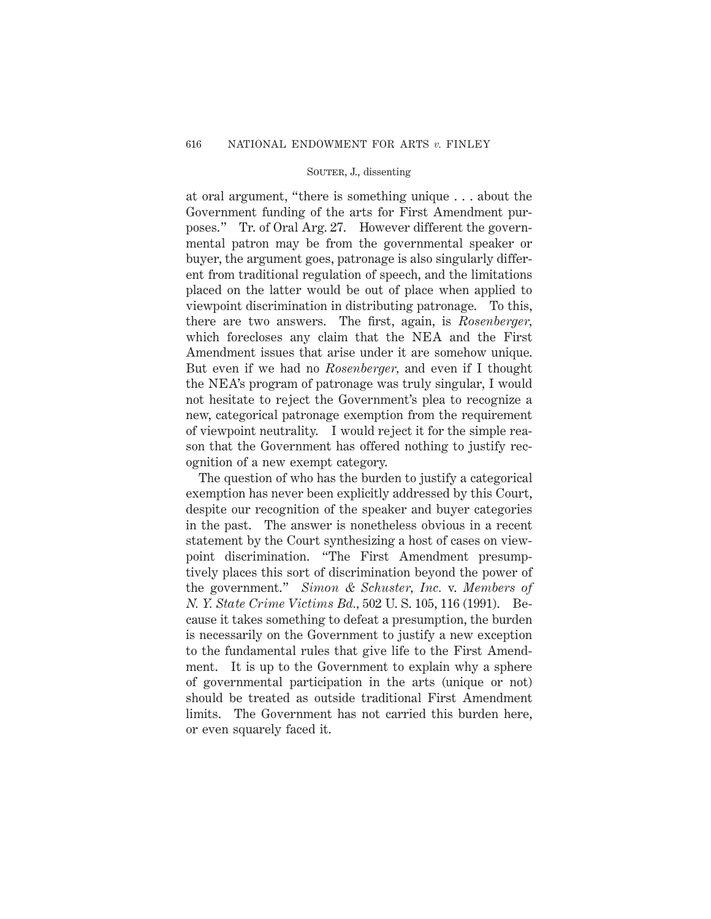at oral argument, "there is something unique . . . about the Government funding of the arts for First Amendment purposes." Tr. of Oral Arg. 27. However different the governmental patron may be from the governmental speaker or buyer, the argument goes, patronage is also singularly different from traditional regulation of speech, and the limitations placed on the latter would be out of place when applied to viewpoint discrimination in distributing patronage. To this, there are two answers. The first, again, is *Rosenberger*, which forecloses any claim that the NEA and the First Amendment issues that arise under it are somehow unique. But even if we had no *Rosenberger*, and even if I thought the NEA's program of patronage was truly singular, I would not hesitate to reject the Government's plea to recognize a new, categorical patronage exemption from the requirement of viewpoint neutrality. I would reject it for the simple reason that the Government has offered nothing to justify recognition of a new exempt category.

The question of who has the burden to justify a categorical exemption has never been explicitly addressed by this Court, despite our recognition of the speaker and buyer categories in the past. The answer is nonetheless obvious in a recent statement by the Court synthesizing a host of cases on viewpoint discrimination. "The First Amendment presumptively places this sort of discrimination beyond the power of the government." *Simon & Schuster, Inc.* v. *Members of N. Y. State Crime Victims Bd.*, 502 U. S. 105, 116 (1991). Because it takes something to defeat a presumption, the burden is necessarily on the Government to justify a new exception to the fundamental rules that give life to the First Amendment. It is up to the Government to explain why a sphere of governmental participation in the arts (unique or not) should be treated as outside traditional First Amendment limits. The Government has not carried this burden here, or even squarely faced it.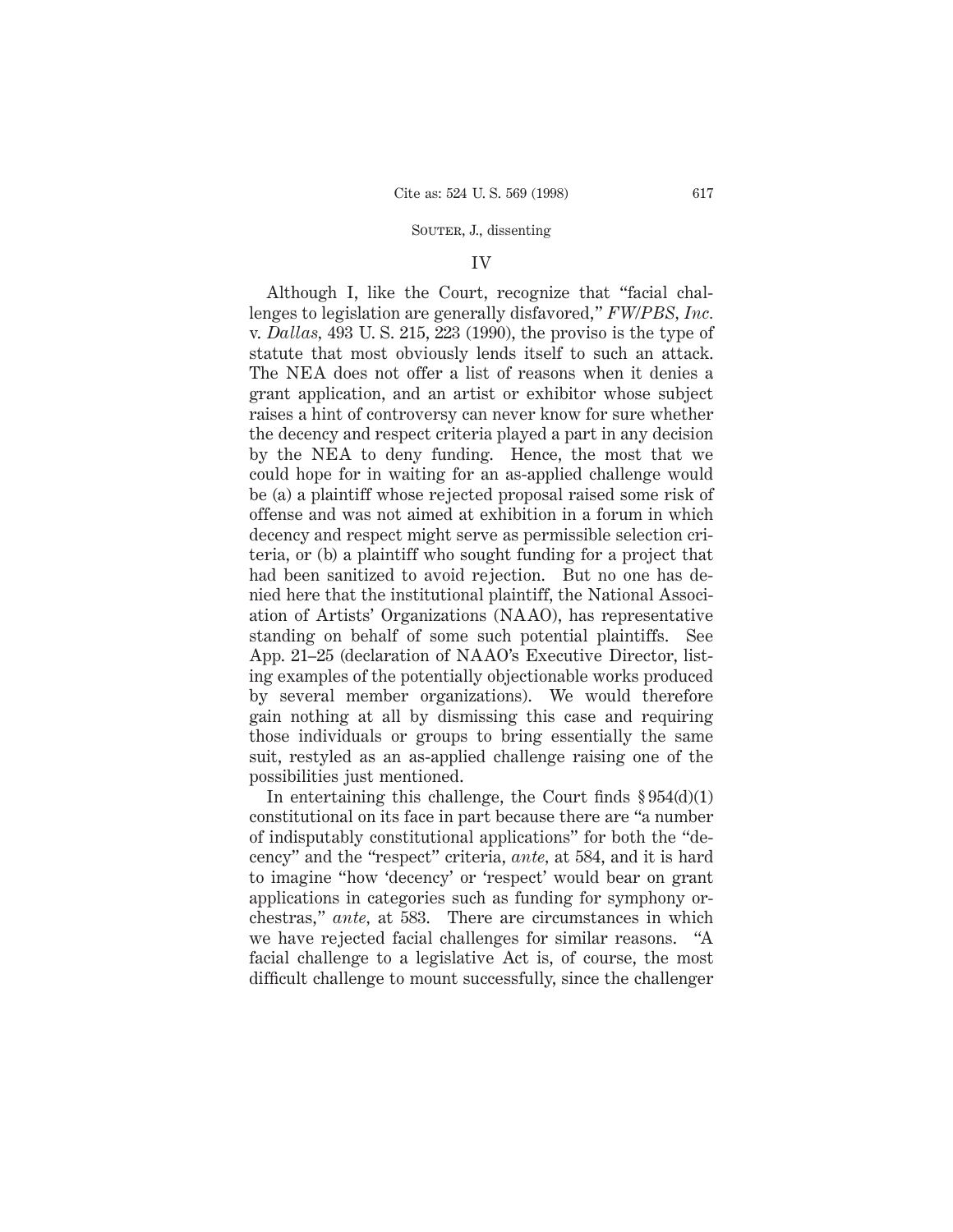## IV

Although I, like the Court, recognize that "facial challenges to legislation are generally disfavored," *FW/PBS, Inc.* v. *Dallas,* 493 U. S. 215, 223 (1990), the proviso is the type of statute that most obviously lends itself to such an attack. The NEA does not offer a list of reasons when it denies a grant application, and an artist or exhibitor whose subject raises a hint of controversy can never know for sure whether the decency and respect criteria played a part in any decision by the NEA to deny funding. Hence, the most that we could hope for in waiting for an as-applied challenge would be (a) a plaintiff whose rejected proposal raised some risk of offense and was not aimed at exhibition in a forum in which decency and respect might serve as permissible selection criteria, or (b) a plaintiff who sought funding for a project that had been sanitized to avoid rejection. But no one has denied here that the institutional plaintiff, the National Association of Artists' Organizations (NAAO), has representative standing on behalf of some such potential plaintiffs. See App. 21–25 (declaration of NAAO's Executive Director, listing examples of the potentially objectionable works produced by several member organizations). We would therefore gain nothing at all by dismissing this case and requiring those individuals or groups to bring essentially the same suit, restyled as an as-applied challenge raising one of the possibilities just mentioned.

In entertaining this challenge, the Court finds § 954(d)(1) constitutional on its face in part because there are "a number of indisputably constitutional applications" for both the "decency" and the "respect" criteria, *ante,* at 584, and it is hard to imagine "how 'decency' or 'respect' would bear on grant applications in categories such as funding for symphony orchestras," *ante,* at 583. There are circumstances in which we have rejected facial challenges for similar reasons. "A facial challenge to a legislative Act is, of course, the most difficult challenge to mount successfully, since the challenger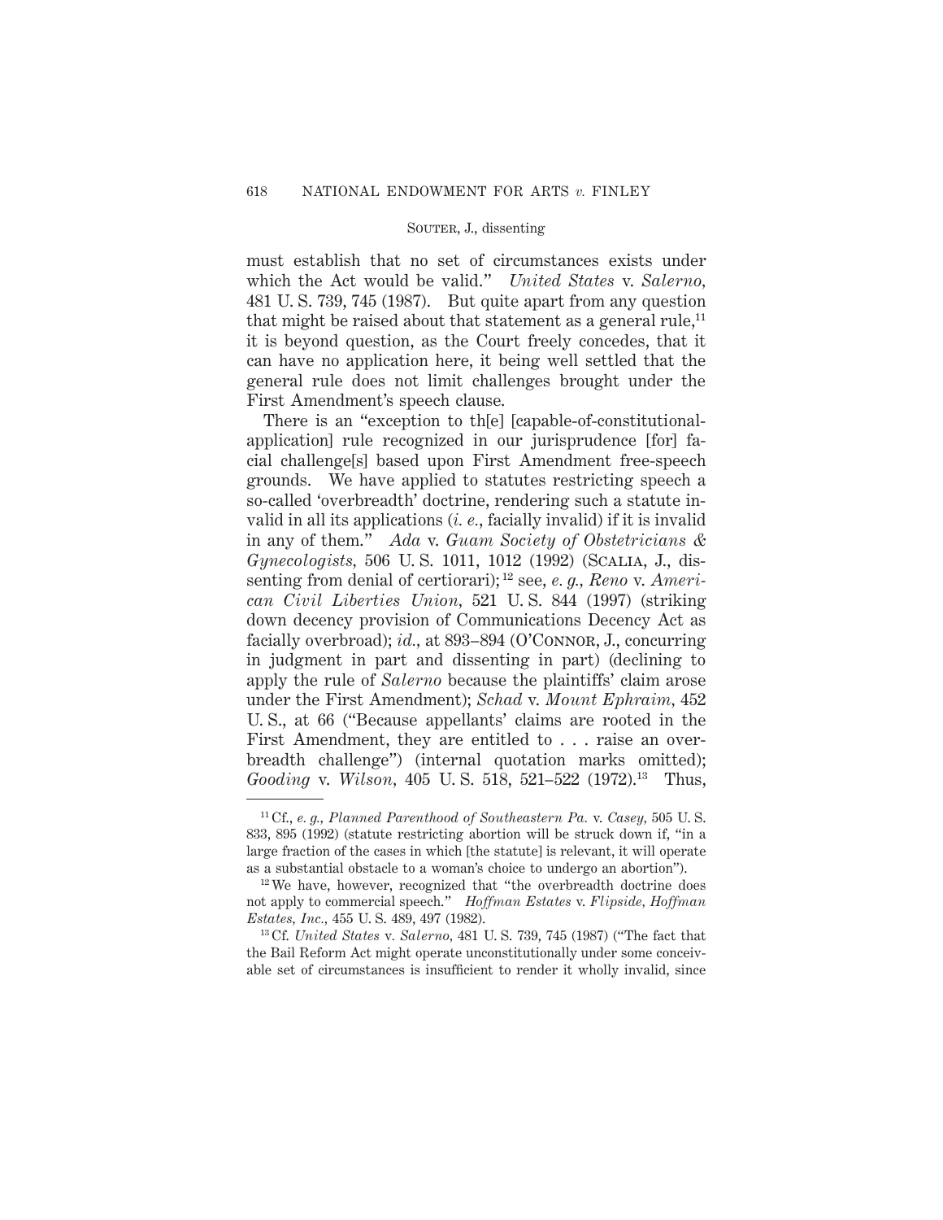must establish that no set of circumstances exists under which the Act would be valid." *United States* v. *Salerno,* 481 U. S. 739, 745 (1987). But quite apart from any question that might be raised about that statement as a general rule,[11] it is beyond question, as the Court freely concedes, that it can have no application here, it being well settled that the general rule does not limit challenges brought under the First Amendment's speech clause.

There is an "exception to th[e] [capable-of-constitutional-application] rule recognized in our jurisprudence [for] facial challenge[s] based upon First Amendment free-speech grounds. We have applied to statutes restricting speech a so-called 'overbreadth' doctrine, rendering such a statute invalid in all its applications (*i. e.,* facially invalid) if it is invalid in any of them." *Ada* v. *Guam Society of Obstetricians & Gynecologists,* 506 U. S. 1011, 1012 (1992) (Scalia, J., dissenting from denial of certiorari);[12] see, *e. g., Reno* v. *American Civil Liberties Union,* 521 U. S. 844 (1997) (striking down decency provision of Communications Decency Act as facially overbroad); *id.,* at 893–894 (O'Connor, J., concurring in judgment in part and dissenting in part) (declining to apply the rule of *Salerno* because the plaintiffs' claim arose under the First Amendment); *Schad* v. *Mount Ephraim,* 452 U. S., at 66 ("Because appellants' claims are rooted in the First Amendment, they are entitled to . . . raise an overbreadth challenge") (internal quotation marks omitted); *Gooding* v. *Wilson,* 405 U. S. 518, 521–522 (1972).[13] Thus,

---

[11] Cf., *e. g., Planned Parenthood of Southeastern Pa.* v. *Casey,* 505 U. S. 833, 895 (1992) (statute restricting abortion will be struck down if, "in a large fraction of the cases in which [the statute] is relevant, it will operate as a substantial obstacle to a woman's choice to undergo an abortion").

[12] We have, however, recognized that "the overbreadth doctrine does not apply to commercial speech." *Hoffman Estates* v. *Flipside, Hoffman Estates, Inc.,* 455 U. S. 489, 497 (1982).

[13] Cf. *United States* v. *Salerno,* 481 U. S. 739, 745 (1987) ("The fact that the Bail Reform Act might operate unconstitutionally under some conceivable set of circumstances is insufficient to render it wholly invalid, since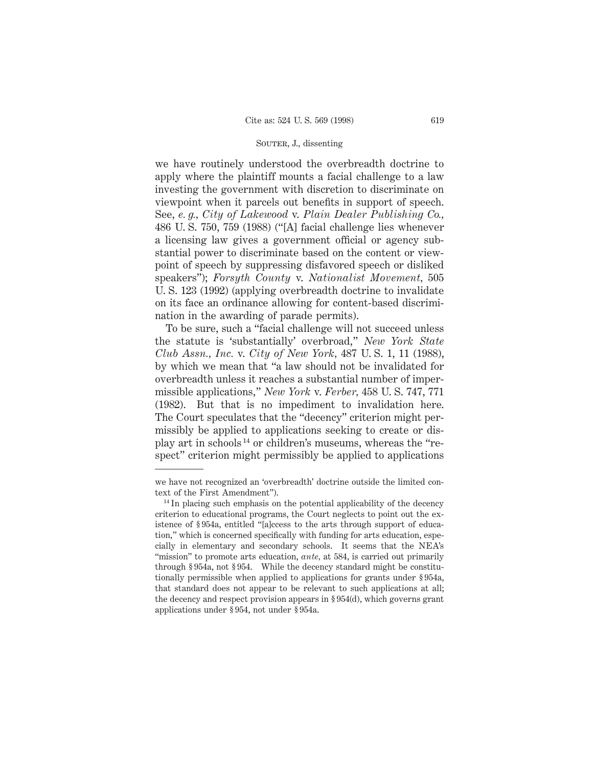we have routinely understood the overbreadth doctrine to apply where the plaintiff mounts a facial challenge to a law investing the government with discretion to discriminate on viewpoint when it parcels out benefits in support of speech. See, *e. g., City of Lakewood* v. *Plain Dealer Publishing Co.,* 486 U. S. 750, 759 (1988) ("[A] facial challenge lies whenever a licensing law gives a government official or agency substantial power to discriminate based on the content or viewpoint of speech by suppressing disfavored speech or disliked speakers"); *Forsyth County* v. *Nationalist Movement,* 505 U. S. 123 (1992) (applying overbreadth doctrine to invalidate on its face an ordinance allowing for content-based discrimination in the awarding of parade permits).

To be sure, such a "facial challenge will not succeed unless the statute is 'substantially' overbroad," *New York State Club Assn., Inc.* v. *City of New York,* 487 U. S. 1, 11 (1988), by which we mean that "a law should not be invalidated for overbreadth unless it reaches a substantial number of impermissible applications," *New York* v. *Ferber,* 458 U. S. 747, 771 (1982). But that is no impediment to invalidation here. The Court speculates that the "decency" criterion might permissibly be applied to applications seeking to create or display art in schools[14] or children's museums, whereas the "respect" criterion might permissibly be applied to applications

---

we have not recognized an 'overbreadth' doctrine outside the limited context of the First Amendment").

[14] In placing such emphasis on the potential applicability of the decency criterion to educational programs, the Court neglects to point out the existence of § 954a, entitled "[a]ccess to the arts through support of education," which is concerned specifically with funding for arts education, especially in elementary and secondary schools. It seems that the NEA's "mission" to promote arts education, *ante,* at 584, is carried out primarily through § 954a, not § 954. While the decency standard might be constitutionally permissible when applied to applications for grants under § 954a, that standard does not appear to be relevant to such applications at all; the decency and respect provision appears in § 954(d), which governs grant applications under § 954, not under § 954a.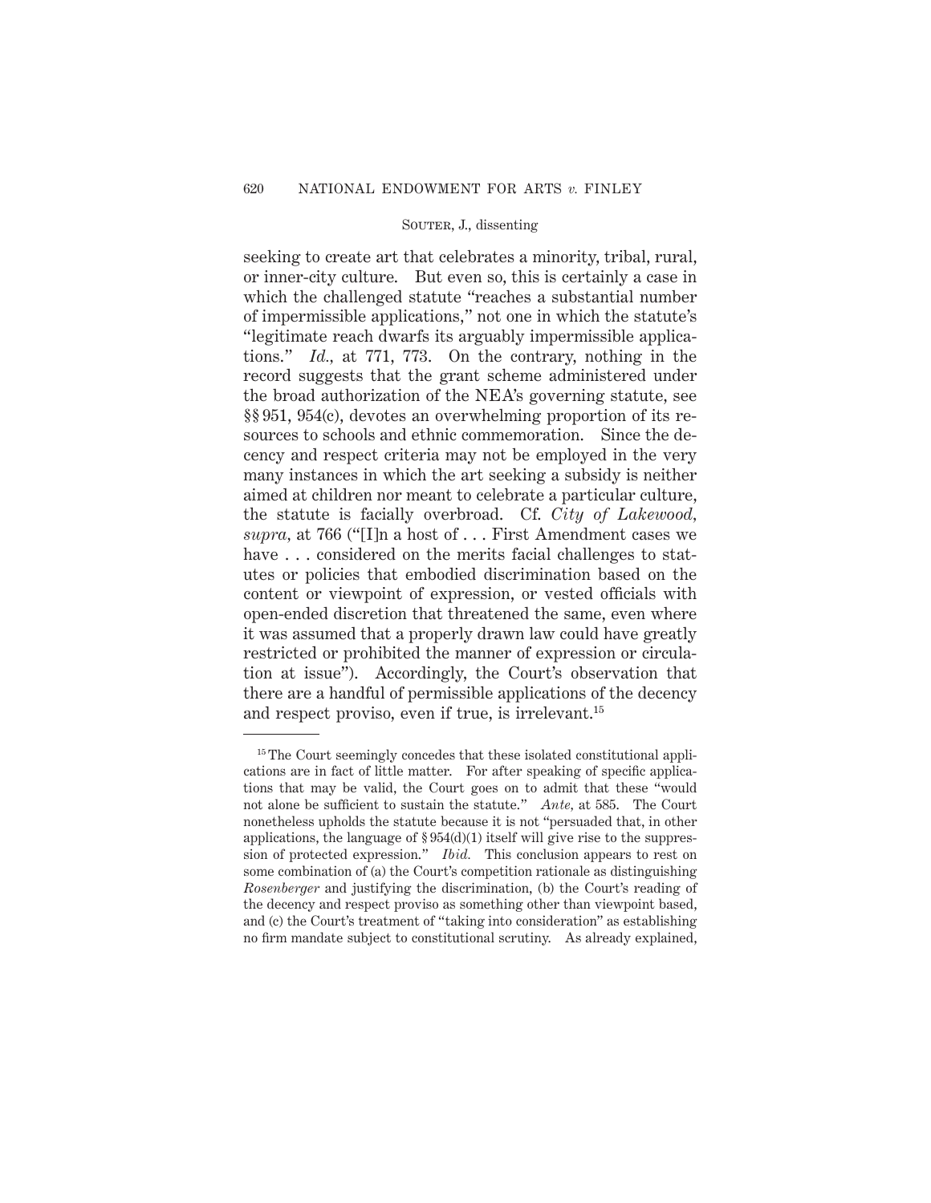seeking to create art that celebrates a minority, tribal, rural, or inner-city culture. But even so, this is certainly a case in which the challenged statute "reaches a substantial number of impermissible applications," not one in which the statute's "legitimate reach dwarfs its arguably impermissible applications." *Id.*, at 771, 773. On the contrary, nothing in the record suggests that the grant scheme administered under the broad authorization of the NEA's governing statute, see §§ 951, 954(c), devotes an overwhelming proportion of its resources to schools and ethnic commemoration. Since the decency and respect criteria may not be employed in the very many instances in which the art seeking a subsidy is neither aimed at children nor meant to celebrate a particular culture, the statute is facially overbroad. Cf. *City of Lakewood*, *supra*, at 766 ("[I]n a host of . . . First Amendment cases we have . . . considered on the merits facial challenges to statutes or policies that embodied discrimination based on the content or viewpoint of expression, or vested officials with open-ended discretion that threatened the same, even where it was assumed that a properly drawn law could have greatly restricted or prohibited the manner of expression or circulation at issue"). Accordingly, the Court's observation that there are a handful of permissible applications of the decency and respect proviso, even if true, is irrelevant.[15]

---

[15] The Court seemingly concedes that these isolated constitutional applications are in fact of little matter. For after speaking of specific applications that may be valid, the Court goes on to admit that these "would not alone be sufficient to sustain the statute." *Ante*, at 585. The Court nonetheless upholds the statute because it is not "persuaded that, in other applications, the language of § 954(d)(1) itself will give rise to the suppression of protected expression." *Ibid.* This conclusion appears to rest on some combination of (a) the Court's competition rationale as distinguishing *Rosenberger* and justifying the discrimination, (b) the Court's reading of the decency and respect proviso as something other than viewpoint based, and (c) the Court's treatment of "taking into consideration" as establishing no firm mandate subject to constitutional scrutiny. As already explained,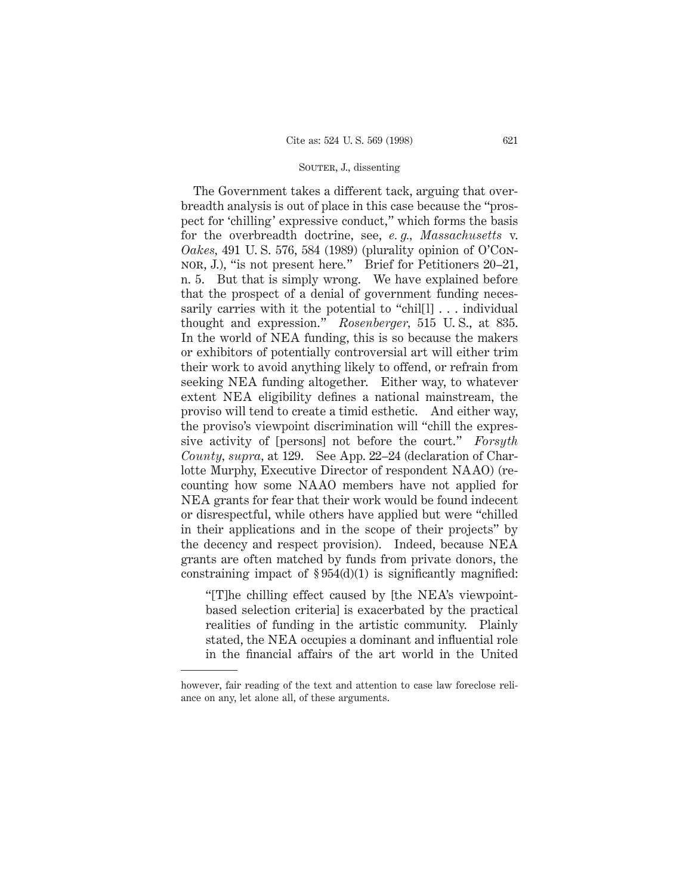The Government takes a different tack, arguing that overbreadth analysis is out of place in this case because the "prospect for 'chilling' expressive conduct," which forms the basis for the overbreadth doctrine, see, *e. g., Massachusetts* v. *Oakes,* 491 U. S. 576, 584 (1989) (plurality opinion of O'Connor, J.), "is not present here." Brief for Petitioners 20–21, n. 5. But that is simply wrong. We have explained before that the prospect of a denial of government funding necessarily carries with it the potential to "chil[l] . . . individual thought and expression." *Rosenberger,* 515 U. S., at 835. In the world of NEA funding, this is so because the makers or exhibitors of potentially controversial art will either trim their work to avoid anything likely to offend, or refrain from seeking NEA funding altogether. Either way, to whatever extent NEA eligibility defines a national mainstream, the proviso will tend to create a timid esthetic. And either way, the proviso's viewpoint discrimination will "chill the expressive activity of [persons] not before the court." *Forsyth County, supra,* at 129. See App. 22–24 (declaration of Charlotte Murphy, Executive Director of respondent NAAO) (recounting how some NAAO members have not applied for NEA grants for fear that their work would be found indecent or disrespectful, while others have applied but were "chilled in their applications and in the scope of their projects" by the decency and respect provision). Indeed, because NEA grants are often matched by funds from private donors, the constraining impact of § 954(d)(1) is significantly magnified:

> "[T]he chilling effect caused by [the NEA's viewpoint-based selection criteria] is exacerbated by the practical realities of funding in the artistic community. Plainly stated, the NEA occupies a dominant and influential role in the financial affairs of the art world in the United

---

however, fair reading of the text and attention to case law foreclose reliance on any, let alone all, of these arguments.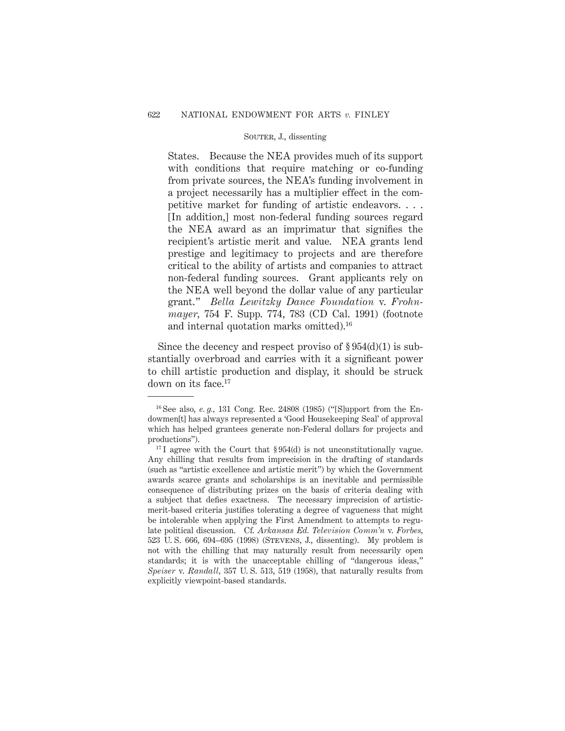States. Because the NEA provides much of its support with conditions that require matching or co-funding from private sources, the NEA's funding involvement in a project necessarily has a multiplier effect in the competitive market for funding of artistic endeavors. . . . [In addition,] most non-federal funding sources regard the NEA award as an imprimatur that signifies the recipient's artistic merit and value. NEA grants lend prestige and legitimacy to projects and are therefore critical to the ability of artists and companies to attract non-federal funding sources. Grant applicants rely on the NEA well beyond the dollar value of any particular grant." *Bella Lewitzky Dance Foundation* v. *Frohnmayer*, 754 F. Supp. 774, 783 (CD Cal. 1991) (footnote and internal quotation marks omitted).[16]

Since the decency and respect proviso of § 954(d)(1) is substantially overbroad and carries with it a significant power to chill artistic production and display, it should be struck down on its face.[17]

---

[16] See also, *e. g.*, 131 Cong. Rec. 24808 (1985) ("[S]upport from the Endowmen[t] has always represented a 'Good Housekeeping Seal' of approval which has helped grantees generate non-Federal dollars for projects and productions").

[17] I agree with the Court that § 954(d) is not unconstitutionally vague. Any chilling that results from imprecision in the drafting of standards (such as "artistic excellence and artistic merit") by which the Government awards scarce grants and scholarships is an inevitable and permissible consequence of distributing prizes on the basis of criteria dealing with a subject that defies exactness. The necessary imprecision of artistic-merit-based criteria justifies tolerating a degree of vagueness that might be intolerable when applying the First Amendment to attempts to regulate political discussion. Cf. *Arkansas Ed. Television Comm'n* v. *Forbes*, 523 U. S. 666, 694–695 (1998) (Stevens, J., dissenting). My problem is not with the chilling that may naturally result from necessarily open standards; it is with the unacceptable chilling of "dangerous ideas," *Speiser* v. *Randall*, 357 U. S. 513, 519 (1958), that naturally results from explicitly viewpoint-based standards.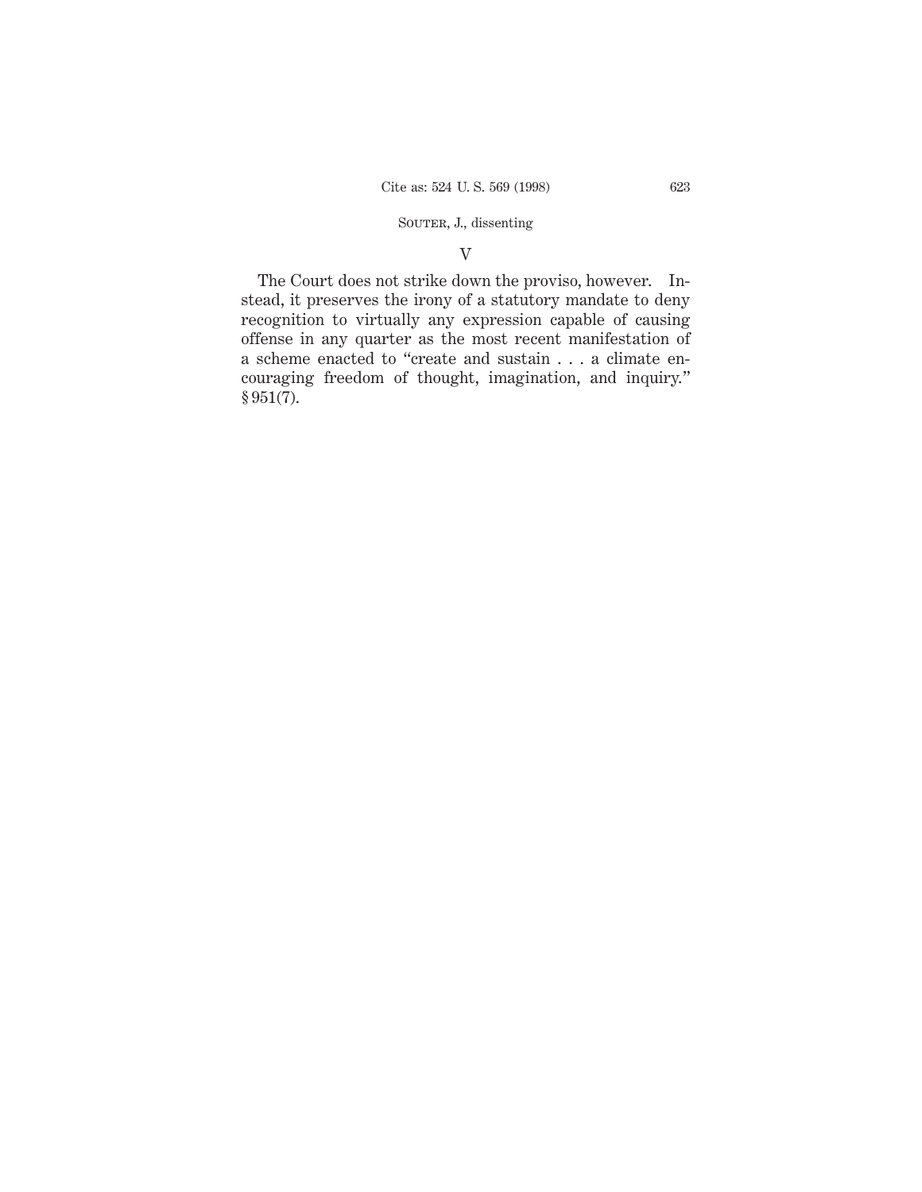## V

The Court does not strike down the proviso, however. Instead, it preserves the irony of a statutory mandate to deny recognition to virtually any expression capable of causing offense in any quarter as the most recent manifestation of a scheme enacted to "create and sustain . . . a climate encouraging freedom of thought, imagination, and inquiry." § 951(7).